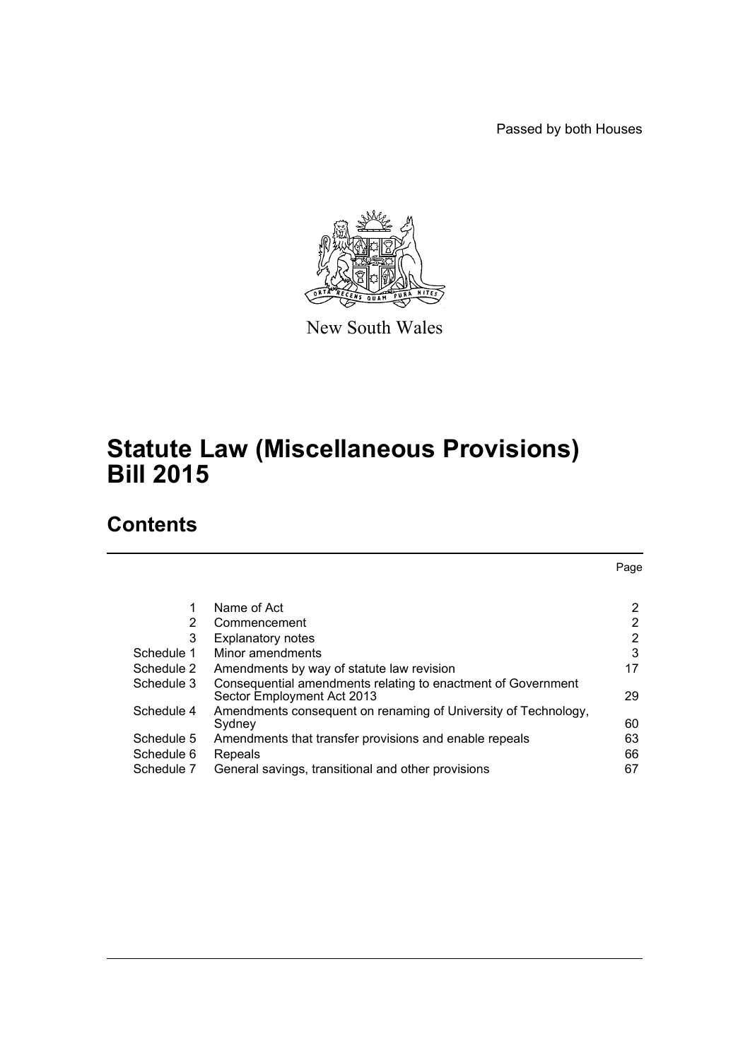Passed by both Houses

New South Wales

# Statute Law (Miscellaneous Provisions) Bill 2015

## Contents

| | | Page |
|---|---|---|
| 1 | Name of Act | 2 |
| 2 | Commencement | 2 |
| 3 | Explanatory notes | 2 |
| Schedule 1 | Minor amendments | 3 |
| Schedule 2 | Amendments by way of statute law revision | 17 |
| Schedule 3 | Consequential amendments relating to enactment of Government Sector Employment Act 2013 | 29 |
| Schedule 4 | Amendments consequent on renaming of University of Technology, Sydney | 60 |
| Schedule 5 | Amendments that transfer provisions and enable repeals | 63 |
| Schedule 6 | Repeals | 66 |
| Schedule 7 | General savings, transitional and other provisions | 67 |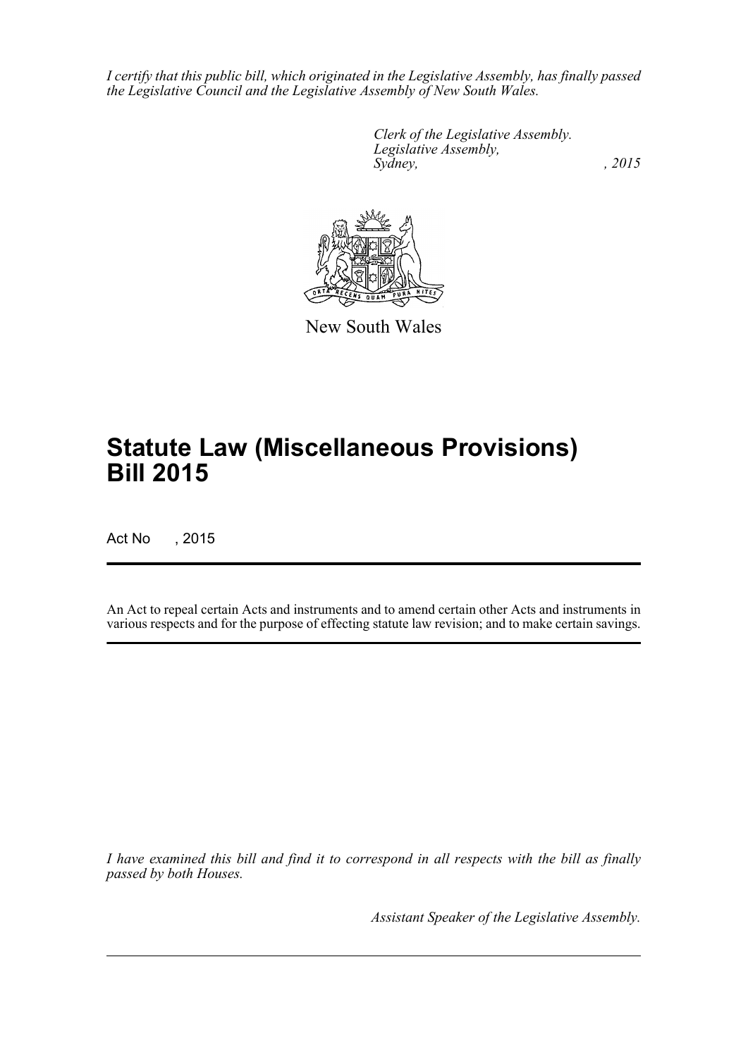*I certify that this public bill, which originated in the Legislative Assembly, has finally passed the Legislative Council and the Legislative Assembly of New South Wales.*

*Clerk of the Legislative Assembly.*
*Legislative Assembly,*
*Sydney, , 2015*

New South Wales

# Statute Law (Miscellaneous Provisions) Bill 2015

Act No , 2015

An Act to repeal certain Acts and instruments and to amend certain other Acts and instruments in various respects and for the purpose of effecting statute law revision; and to make certain savings.

*I have examined this bill and find it to correspond in all respects with the bill as finally passed by both Houses.*

*Assistant Speaker of the Legislative Assembly.*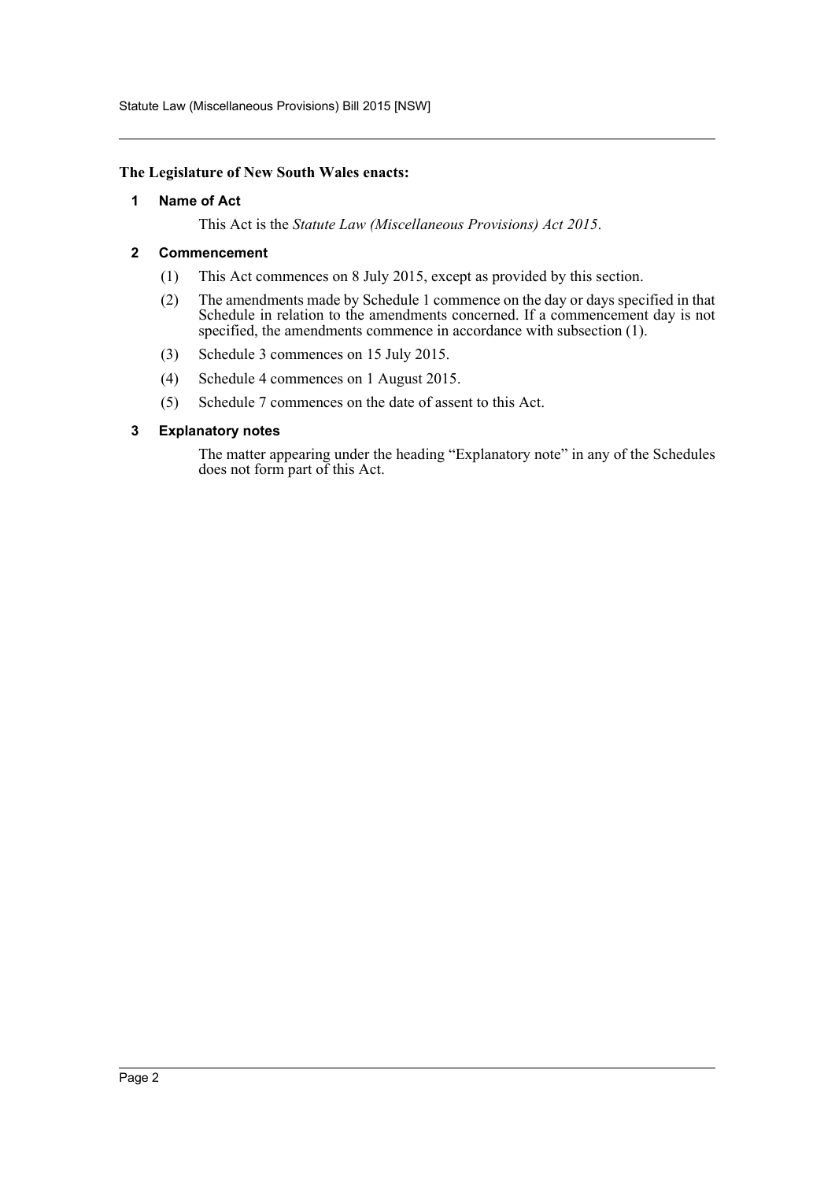**The Legislature of New South Wales enacts:**

## 1 Name of Act

This Act is the *Statute Law (Miscellaneous Provisions) Act 2015*.

## 2 Commencement

(1) This Act commences on 8 July 2015, except as provided by this section.

(2) The amendments made by Schedule 1 commence on the day or days specified in that Schedule in relation to the amendments concerned. If a commencement day is not specified, the amendments commence in accordance with subsection (1).

(3) Schedule 3 commences on 15 July 2015.

(4) Schedule 4 commences on 1 August 2015.

(5) Schedule 7 commences on the date of assent to this Act.

## 3 Explanatory notes

The matter appearing under the heading "Explanatory note" in any of the Schedules does not form part of this Act.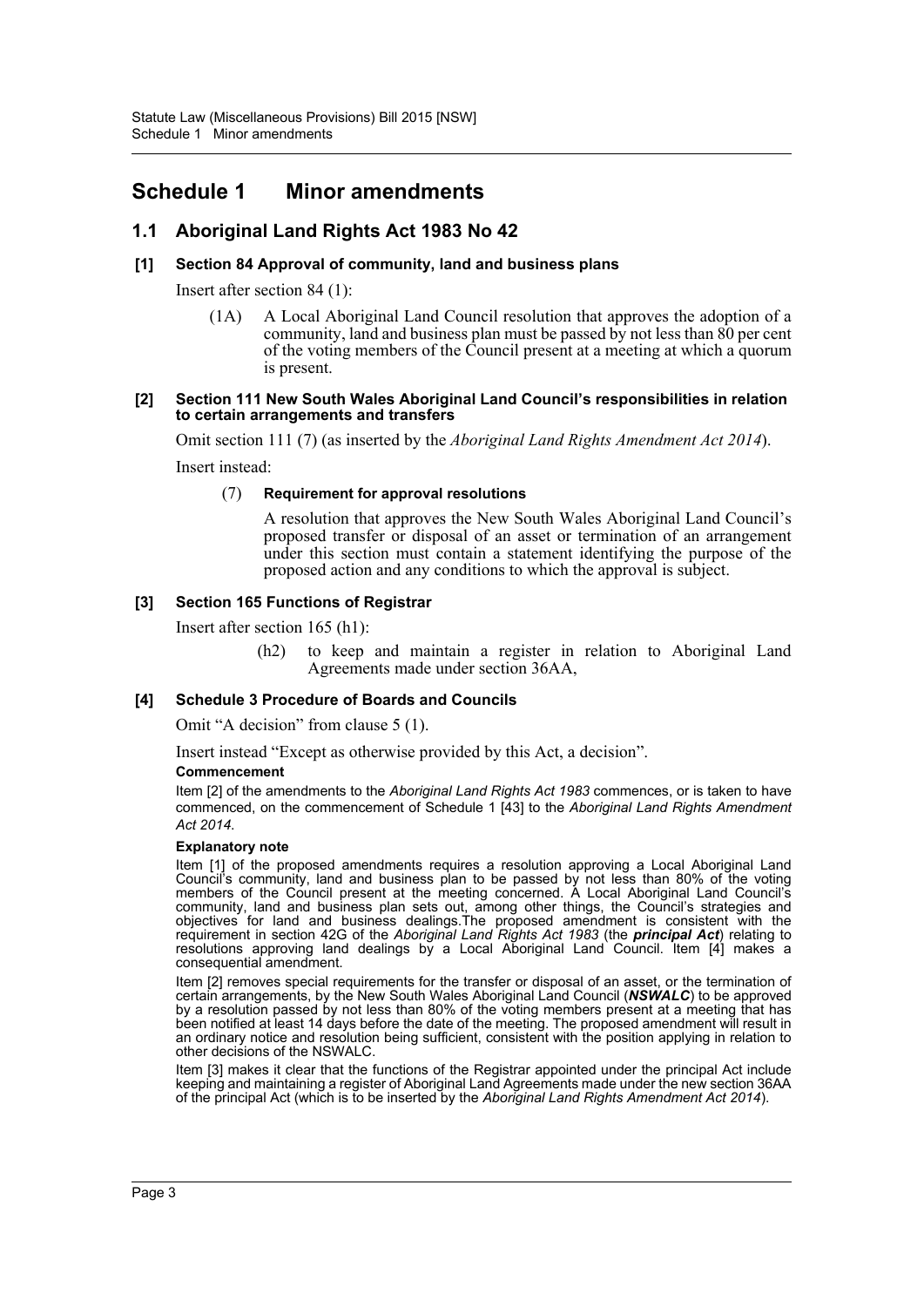# Schedule 1 Minor amendments

## 1.1 Aboriginal Land Rights Act 1983 No 42

### [1] Section 84 Approval of community, land and business plans

Insert after section 84 (1):

> (1A) A Local Aboriginal Land Council resolution that approves the adoption of a community, land and business plan must be passed by not less than 80 per cent of the voting members of the Council present at a meeting at which a quorum is present.

### [2] Section 111 New South Wales Aboriginal Land Council's responsibilities in relation to certain arrangements and transfers

Omit section 111 (7) (as inserted by the *Aboriginal Land Rights Amendment Act 2014*).

Insert instead:

> (7) **Requirement for approval resolutions**
>
> A resolution that approves the New South Wales Aboriginal Land Council's proposed transfer or disposal of an asset or termination of an arrangement under this section must contain a statement identifying the purpose of the proposed action and any conditions to which the approval is subject.

### [3] Section 165 Functions of Registrar

Insert after section 165 (h1):

> (h2) to keep and maintain a register in relation to Aboriginal Land Agreements made under section 36AA,

### [4] Schedule 3 Procedure of Boards and Councils

Omit "A decision" from clause 5 (1).

Insert instead "Except as otherwise provided by this Act, a decision".

**Commencement**

Item [2] of the amendments to the *Aboriginal Land Rights Act 1983* commences, or is taken to have commenced, on the commencement of Schedule 1 [43] to the *Aboriginal Land Rights Amendment Act 2014*.

**Explanatory note**

Item [1] of the proposed amendments requires a resolution approving a Local Aboriginal Land Council's community, land and business plan to be passed by not less than 80% of the voting members of the Council present at the meeting concerned. A Local Aboriginal Land Council's community, land and business plan sets out, among other things, the Council's strategies and objectives for land and business dealings.The proposed amendment is consistent with the requirement in section 42G of the *Aboriginal Land Rights Act 1983* (the ***principal Act***) relating to resolutions approving land dealings by a Local Aboriginal Land Council. Item [4] makes a consequential amendment.

Item [2] removes special requirements for the transfer or disposal of an asset, or the termination of certain arrangements, by the New South Wales Aboriginal Land Council (***NSWALC***) to be approved by a resolution passed by not less than 80% of the voting members present at a meeting that has been notified at least 14 days before the date of the meeting. The proposed amendment will result in an ordinary notice and resolution being sufficient, consistent with the position applying in relation to other decisions of the NSWALC.

Item [3] makes it clear that the functions of the Registrar appointed under the principal Act include keeping and maintaining a register of Aboriginal Land Agreements made under the new section 36AA of the principal Act (which is to be inserted by the *Aboriginal Land Rights Amendment Act 2014*).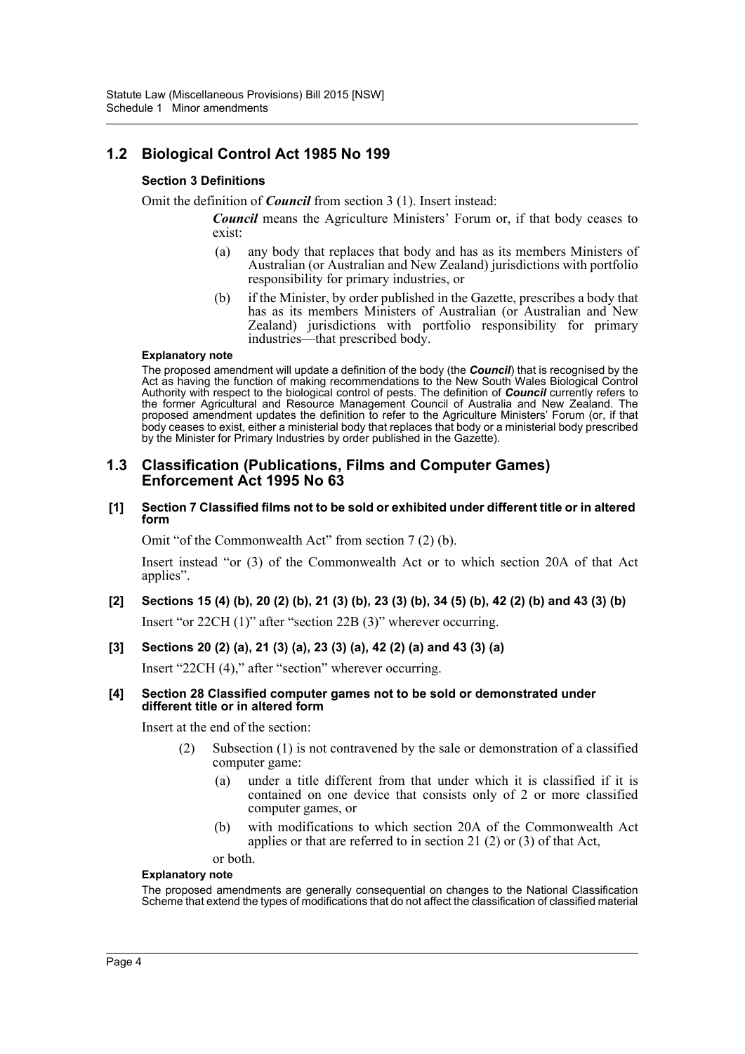## 1.2 Biological Control Act 1985 No 199

### Section 3 Definitions

Omit the definition of ***Council*** from section 3 (1). Insert instead:

> ***Council*** means the Agriculture Ministers' Forum or, if that body ceases to exist:
>
> (a) any body that replaces that body and has as its members Ministers of Australian (or Australian and New Zealand) jurisdictions with portfolio responsibility for primary industries, or
>
> (b) if the Minister, by order published in the Gazette, prescribes a body that has as its members Ministers of Australian (or Australian and New Zealand) jurisdictions with portfolio responsibility for primary industries—that prescribed body.

#### Explanatory note

The proposed amendment will update a definition of the body (the ***Council***) that is recognised by the Act as having the function of making recommendations to the New South Wales Biological Control Authority with respect to the biological control of pests. The definition of ***Council*** currently refers to the former Agricultural and Resource Management Council of Australia and New Zealand. The proposed amendment updates the definition to refer to the Agriculture Ministers' Forum (or, if that body ceases to exist, either a ministerial body that replaces that body or a ministerial body prescribed by the Minister for Primary Industries by order published in the Gazette).

## 1.3 Classification (Publications, Films and Computer Games) Enforcement Act 1995 No 63

### [1] Section 7 Classified films not to be sold or exhibited under different title or in altered form

Omit "of the Commonwealth Act" from section 7 (2) (b).

Insert instead "or (3) of the Commonwealth Act or to which section 20A of that Act applies".

### [2] Sections 15 (4) (b), 20 (2) (b), 21 (3) (b), 23 (3) (b), 34 (5) (b), 42 (2) (b) and 43 (3) (b)

Insert "or 22CH (1)" after "section 22B (3)" wherever occurring.

### [3] Sections 20 (2) (a), 21 (3) (a), 23 (3) (a), 42 (2) (a) and 43 (3) (a)

Insert "22CH (4)," after "section" wherever occurring.

### [4] Section 28 Classified computer games not to be sold or demonstrated under different title or in altered form

Insert at the end of the section:

> (2) Subsection (1) is not contravened by the sale or demonstration of a classified computer game:
>
> (a) under a title different from that under which it is classified if it is contained on one device that consists only of 2 or more classified computer games, or
>
> (b) with modifications to which section 20A of the Commonwealth Act applies or that are referred to in section 21 (2) or (3) of that Act,
>
> or both.

#### Explanatory note

The proposed amendments are generally consequential on changes to the National Classification Scheme that extend the types of modifications that do not affect the classification of classified material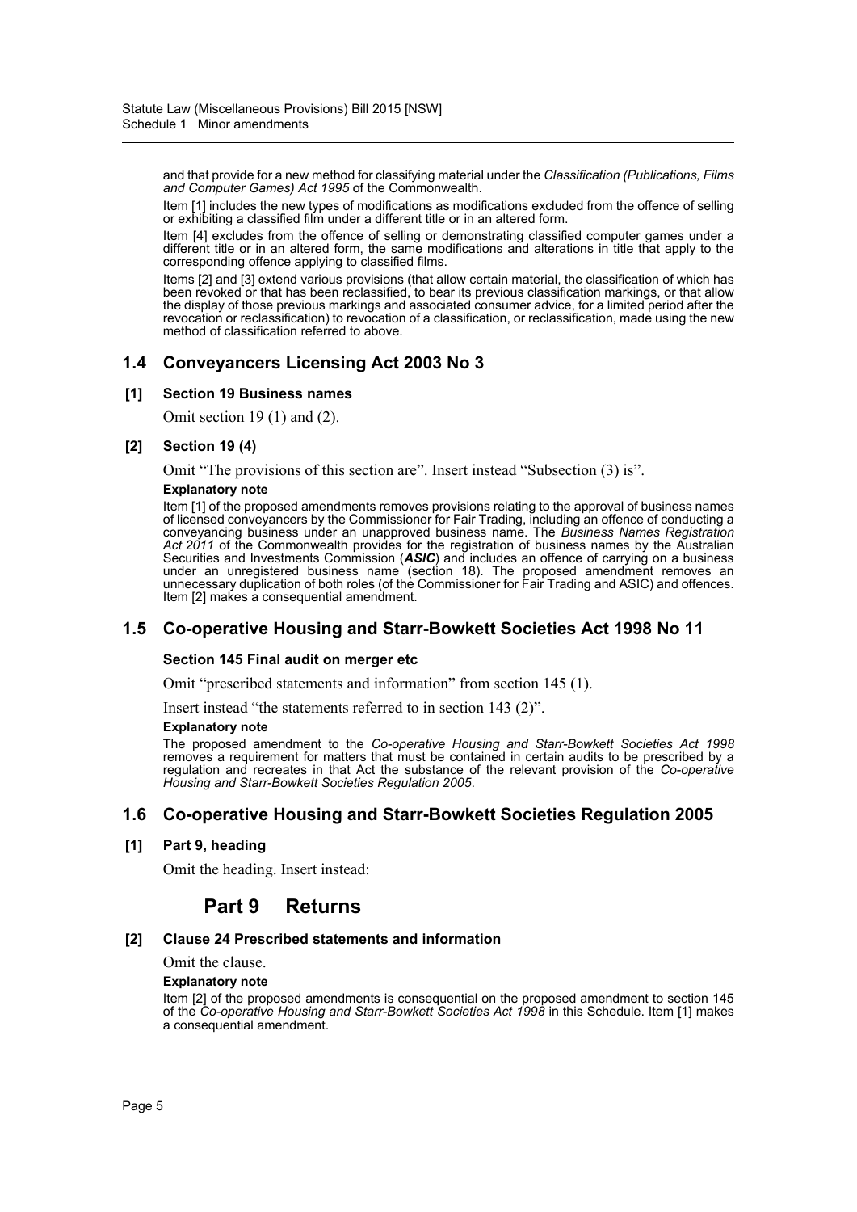and that provide for a new method for classifying material under the *Classification (Publications, Films and Computer Games) Act 1995* of the Commonwealth.

Item [1] includes the new types of modifications as modifications excluded from the offence of selling or exhibiting a classified film under a different title or in an altered form.

Item [4] excludes from the offence of selling or demonstrating classified computer games under a different title or in an altered form, the same modifications and alterations in title that apply to the corresponding offence applying to classified films.

Items [2] and [3] extend various provisions (that allow certain material, the classification of which has been revoked or that has been reclassified, to bear its previous classification markings, or that allow the display of those previous markings and associated consumer advice, for a limited period after the revocation or reclassification) to revocation of a classification, or reclassification, made using the new method of classification referred to above.

## 1.4 Conveyancers Licensing Act 2003 No 3

### [1] Section 19 Business names

Omit section 19 (1) and (2).

### [2] Section 19 (4)

Omit "The provisions of this section are". Insert instead "Subsection (3) is".

**Explanatory note**

Item [1] of the proposed amendments removes provisions relating to the approval of business names of licensed conveyancers by the Commissioner for Fair Trading, including an offence of conducting a conveyancing business under an unapproved business name. The *Business Names Registration Act 2011* of the Commonwealth provides for the registration of business names by the Australian Securities and Investments Commission (***ASIC***) and includes an offence of carrying on a business under an unregistered business name (section 18). The proposed amendment removes an unnecessary duplication of both roles (of the Commissioner for Fair Trading and ASIC) and offences. Item [2] makes a consequential amendment.

## 1.5 Co-operative Housing and Starr-Bowkett Societies Act 1998 No 11

### Section 145 Final audit on merger etc

Omit "prescribed statements and information" from section 145 (1).

Insert instead "the statements referred to in section 143 (2)".

**Explanatory note**

The proposed amendment to the *Co-operative Housing and Starr-Bowkett Societies Act 1998* removes a requirement for matters that must be contained in certain audits to be prescribed by a regulation and recreates in that Act the substance of the relevant provision of the *Co-operative Housing and Starr-Bowkett Societies Regulation 2005*.

## 1.6 Co-operative Housing and Starr-Bowkett Societies Regulation 2005

### [1] Part 9, heading

Omit the heading. Insert instead:

## Part 9 Returns

### [2] Clause 24 Prescribed statements and information

Omit the clause.

**Explanatory note**

Item [2] of the proposed amendments is consequential on the proposed amendment to section 145 of the *Co-operative Housing and Starr-Bowkett Societies Act 1998* in this Schedule. Item [1] makes a consequential amendment.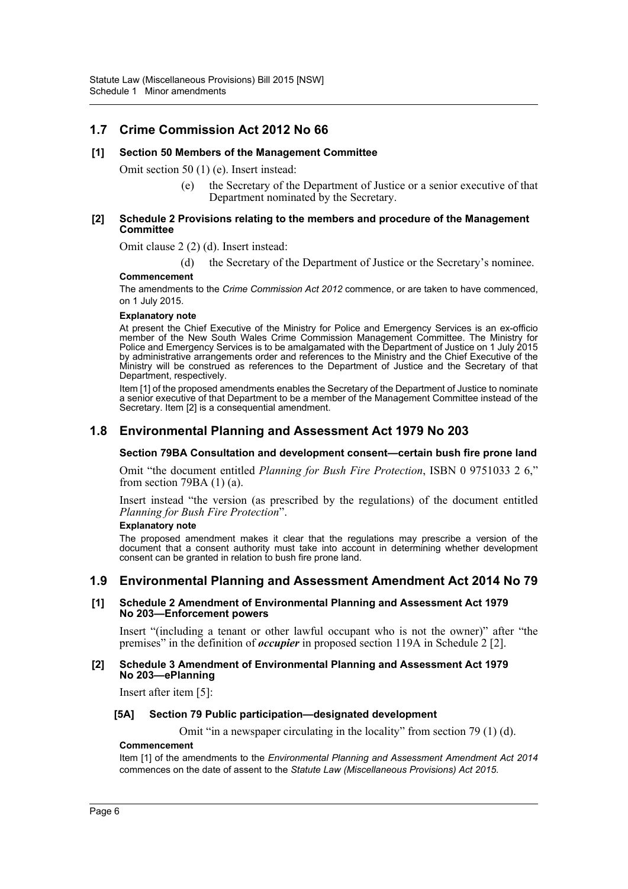## 1.7 Crime Commission Act 2012 No 66

### [1] Section 50 Members of the Management Committee

Omit section 50 (1) (e). Insert instead:

> (e) the Secretary of the Department of Justice or a senior executive of that Department nominated by the Secretary.

### [2] Schedule 2 Provisions relating to the members and procedure of the Management Committee

Omit clause 2 (2) (d). Insert instead:

> (d) the Secretary of the Department of Justice or the Secretary's nominee.

**Commencement**

The amendments to the *Crime Commission Act 2012* commence, or are taken to have commenced, on 1 July 2015.

**Explanatory note**

At present the Chief Executive of the Ministry for Police and Emergency Services is an ex-officio member of the New South Wales Crime Commission Management Committee. The Ministry for Police and Emergency Services is to be amalgamated with the Department of Justice on 1 July 2015 by administrative arrangements order and references to the Ministry and the Chief Executive of the Ministry will be construed as references to the Department of Justice and the Secretary of that Department, respectively.

Item [1] of the proposed amendments enables the Secretary of the Department of Justice to nominate a senior executive of that Department to be a member of the Management Committee instead of the Secretary. Item [2] is a consequential amendment.

## 1.8 Environmental Planning and Assessment Act 1979 No 203

### Section 79BA Consultation and development consent—certain bush fire prone land

Omit "the document entitled *Planning for Bush Fire Protection*, ISBN 0 9751033 2 6," from section 79BA (1) (a).

Insert instead "the version (as prescribed by the regulations) of the document entitled *Planning for Bush Fire Protection*".

**Explanatory note**

The proposed amendment makes it clear that the regulations may prescribe a version of the document that a consent authority must take into account in determining whether development consent can be granted in relation to bush fire prone land.

## 1.9 Environmental Planning and Assessment Amendment Act 2014 No 79

### [1] Schedule 2 Amendment of Environmental Planning and Assessment Act 1979 No 203—Enforcement powers

Insert "(including a tenant or other lawful occupant who is not the owner)" after "the premises" in the definition of ***occupier*** in proposed section 119A in Schedule 2 [2].

### [2] Schedule 3 Amendment of Environmental Planning and Assessment Act 1979 No 203—ePlanning

Insert after item [5]:

#### [5A] Section 79 Public participation—designated development

Omit "in a newspaper circulating in the locality" from section 79 (1) (d).

**Commencement**

Item [1] of the amendments to the *Environmental Planning and Assessment Amendment Act 2014* commences on the date of assent to the *Statute Law (Miscellaneous Provisions) Act 2015*.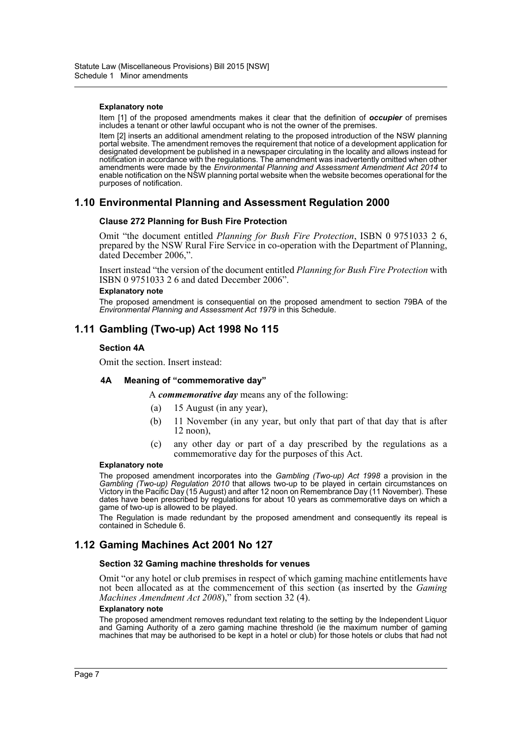**Explanatory note**

Item [1] of the proposed amendments makes it clear that the definition of ***occupier*** of premises includes a tenant or other lawful occupant who is not the owner of the premises.

Item [2] inserts an additional amendment relating to the proposed introduction of the NSW planning portal website. The amendment removes the requirement that notice of a development application for designated development be published in a newspaper circulating in the locality and allows instead for notification in accordance with the regulations. The amendment was inadvertently omitted when other amendments were made by the *Environmental Planning and Assessment Amendment Act 2014* to enable notification on the NSW planning portal website when the website becomes operational for the purposes of notification.

## 1.10 Environmental Planning and Assessment Regulation 2000

### Clause 272 Planning for Bush Fire Protection

Omit "the document entitled *Planning for Bush Fire Protection*, ISBN 0 9751033 2 6, prepared by the NSW Rural Fire Service in co-operation with the Department of Planning, dated December 2006,".

Insert instead "the version of the document entitled *Planning for Bush Fire Protection* with ISBN 0 9751033 2 6 and dated December 2006".

**Explanatory note**

The proposed amendment is consequential on the proposed amendment to section 79BA of the *Environmental Planning and Assessment Act 1979* in this Schedule.

## 1.11 Gambling (Two-up) Act 1998 No 115

### Section 4A

Omit the section. Insert instead:

**4A Meaning of "commemorative day"**

A ***commemorative day*** means any of the following:

(a) 15 August (in any year),

(b) 11 November (in any year, but only that part of that day that is after 12 noon),

(c) any other day or part of a day prescribed by the regulations as a commemorative day for the purposes of this Act.

**Explanatory note**

The proposed amendment incorporates into the *Gambling (Two-up) Act 1998* a provision in the *Gambling (Two-up) Regulation 2010* that allows two-up to be played in certain circumstances on Victory in the Pacific Day (15 August) and after 12 noon on Remembrance Day (11 November). These dates have been prescribed by regulations for about 10 years as commemorative days on which a game of two-up is allowed to be played.

The Regulation is made redundant by the proposed amendment and consequently its repeal is contained in Schedule 6.

## 1.12 Gaming Machines Act 2001 No 127

### Section 32 Gaming machine thresholds for venues

Omit "or any hotel or club premises in respect of which gaming machine entitlements have not been allocated as at the commencement of this section (as inserted by the *Gaming Machines Amendment Act 2008*)," from section 32 (4).

**Explanatory note**

The proposed amendment removes redundant text relating to the setting by the Independent Liquor and Gaming Authority of a zero gaming machine threshold (ie the maximum number of gaming machines that may be authorised to be kept in a hotel or club) for those hotels or clubs that had not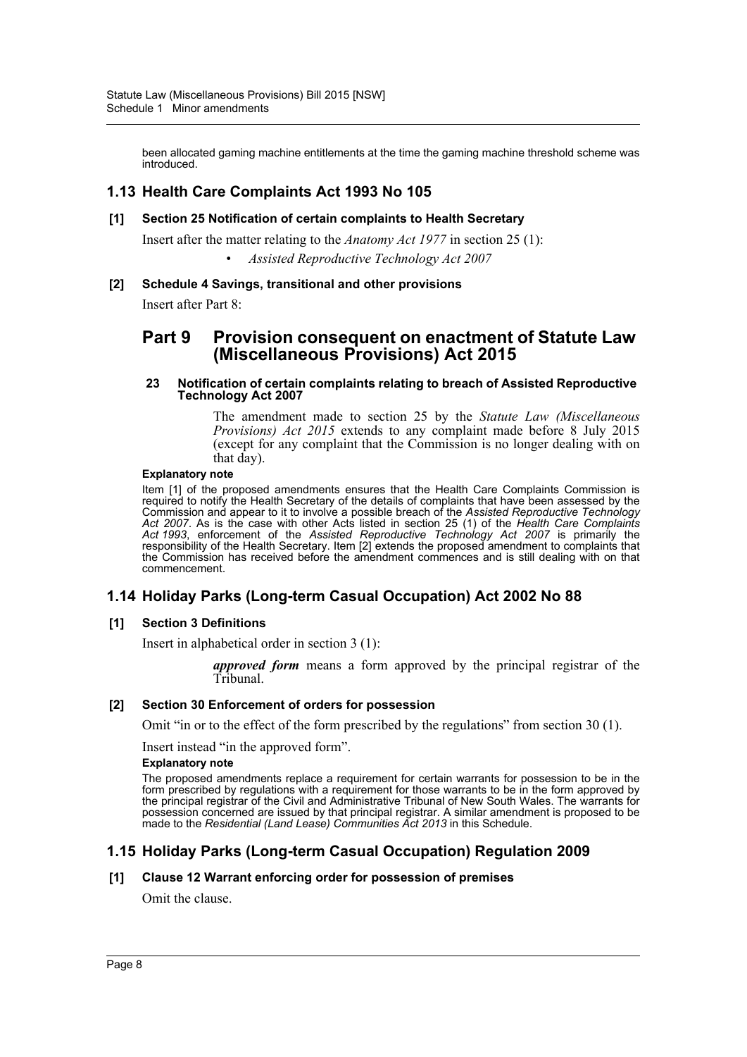been allocated gaming machine entitlements at the time the gaming machine threshold scheme was introduced.

## 1.13 Health Care Complaints Act 1993 No 105

### [1] Section 25 Notification of certain complaints to Health Secretary

Insert after the matter relating to the *Anatomy Act 1977* in section 25 (1):

- *Assisted Reproductive Technology Act 2007*

### [2] Schedule 4 Savings, transitional and other provisions

Insert after Part 8:

## Part 9 Provision consequent on enactment of Statute Law (Miscellaneous Provisions) Act 2015

#### 23 Notification of certain complaints relating to breach of Assisted Reproductive Technology Act 2007

The amendment made to section 25 by the *Statute Law (Miscellaneous Provisions) Act 2015* extends to any complaint made before 8 July 2015 (except for any complaint that the Commission is no longer dealing with on that day).

**Explanatory note**

Item [1] of the proposed amendments ensures that the Health Care Complaints Commission is required to notify the Health Secretary of the details of complaints that have been assessed by the Commission and appear to it to involve a possible breach of the *Assisted Reproductive Technology Act 2007*. As is the case with other Acts listed in section 25 (1) of the *Health Care Complaints Act 1993*, enforcement of the *Assisted Reproductive Technology Act 2007* is primarily the responsibility of the Health Secretary. Item [2] extends the proposed amendment to complaints that the Commission has received before the amendment commences and is still dealing with on that commencement.

## 1.14 Holiday Parks (Long-term Casual Occupation) Act 2002 No 88

### [1] Section 3 Definitions

Insert in alphabetical order in section 3 (1):

***approved form*** means a form approved by the principal registrar of the Tribunal.

### [2] Section 30 Enforcement of orders for possession

Omit "in or to the effect of the form prescribed by the regulations" from section 30 (1).

Insert instead "in the approved form".

**Explanatory note**

The proposed amendments replace a requirement for certain warrants for possession to be in the form prescribed by regulations with a requirement for those warrants to be in the form approved by the principal registrar of the Civil and Administrative Tribunal of New South Wales. The warrants for possession concerned are issued by that principal registrar. A similar amendment is proposed to be made to the *Residential (Land Lease) Communities Act 2013* in this Schedule.

## 1.15 Holiday Parks (Long-term Casual Occupation) Regulation 2009

### [1] Clause 12 Warrant enforcing order for possession of premises

Omit the clause.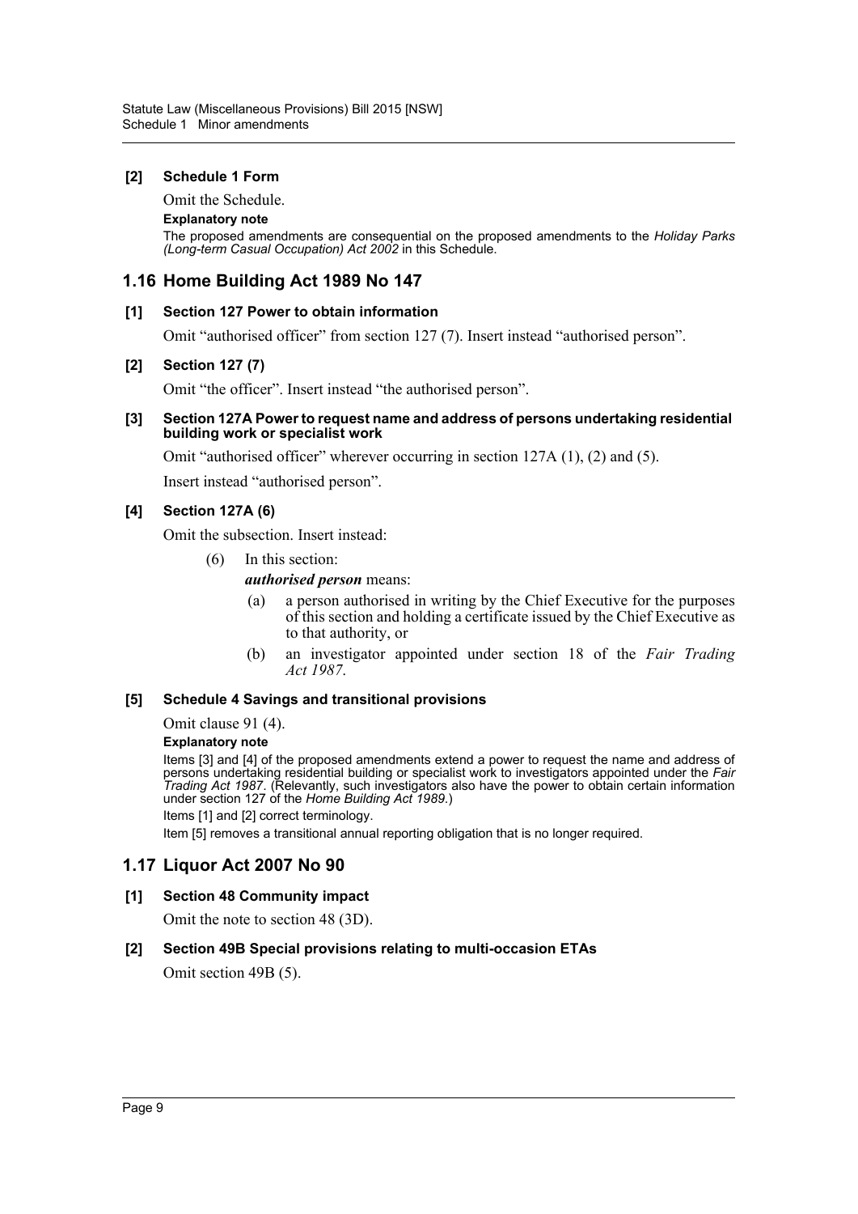**[2] Schedule 1 Form**

Omit the Schedule.

**Explanatory note**

The proposed amendments are consequential on the proposed amendments to the *Holiday Parks (Long-term Casual Occupation) Act 2002* in this Schedule.

## 1.16 Home Building Act 1989 No 147

**[1] Section 127 Power to obtain information**

Omit "authorised officer" from section 127 (7). Insert instead "authorised person".

**[2] Section 127 (7)**

Omit "the officer". Insert instead "the authorised person".

**[3] Section 127A Power to request name and address of persons undertaking residential building work or specialist work**

Omit "authorised officer" wherever occurring in section 127A (1), (2) and (5).

Insert instead "authorised person".

**[4] Section 127A (6)**

Omit the subsection. Insert instead:

(6) In this section:

***authorised person*** means:

(a) a person authorised in writing by the Chief Executive for the purposes of this section and holding a certificate issued by the Chief Executive as to that authority, or

(b) an investigator appointed under section 18 of the *Fair Trading Act 1987*.

**[5] Schedule 4 Savings and transitional provisions**

Omit clause 91 (4).

**Explanatory note**

Items [3] and [4] of the proposed amendments extend a power to request the name and address of persons undertaking residential building or specialist work to investigators appointed under the *Fair Trading Act 1987*. (Relevantly, such investigators also have the power to obtain certain information under section 127 of the *Home Building Act 1989*.)

Items [1] and [2] correct terminology.

Item [5] removes a transitional annual reporting obligation that is no longer required.

## 1.17 Liquor Act 2007 No 90

**[1] Section 48 Community impact**

Omit the note to section 48 (3D).

**[2] Section 49B Special provisions relating to multi-occasion ETAs**

Omit section 49B (5).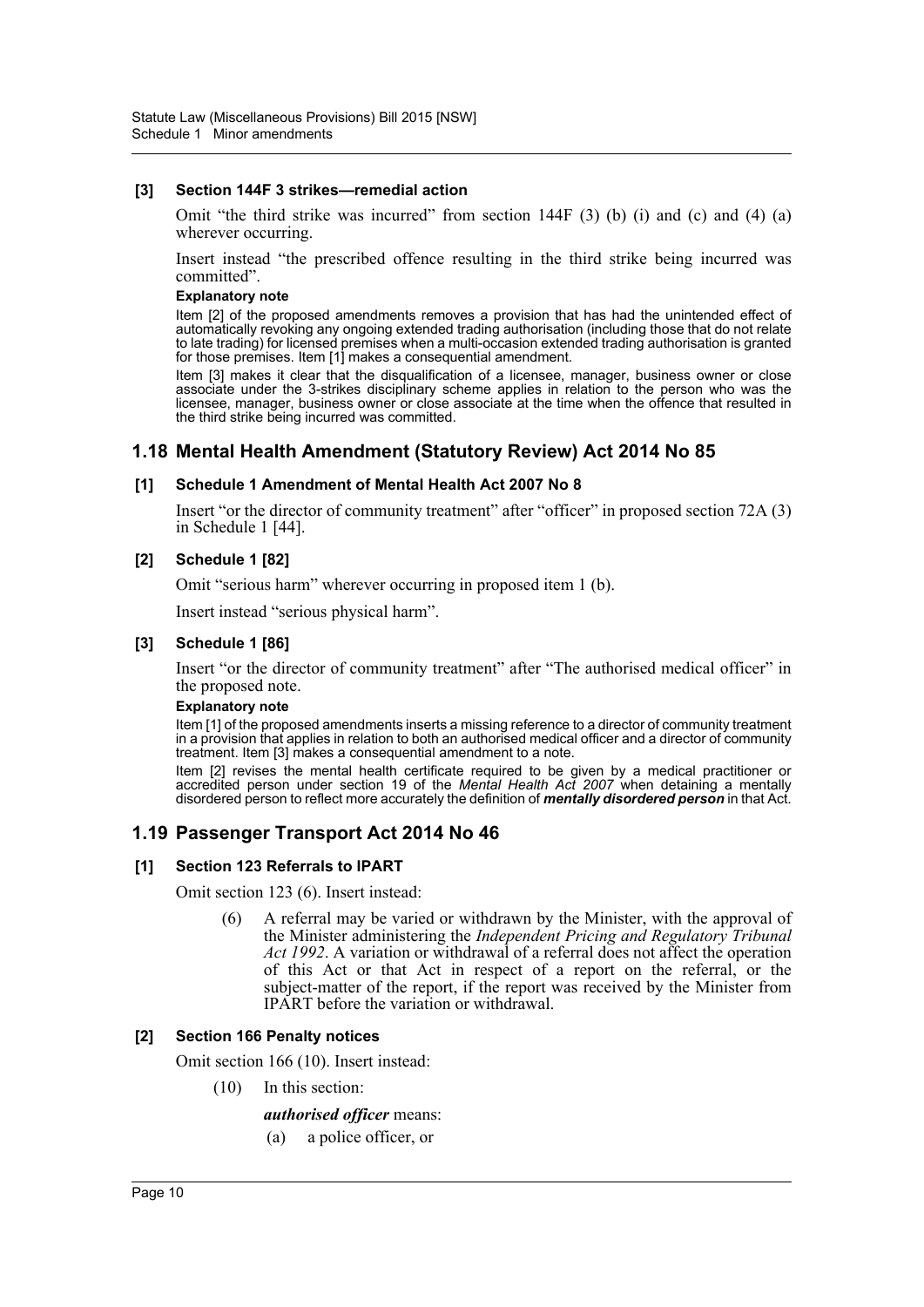**[3] Section 144F 3 strikes—remedial action**

Omit "the third strike was incurred" from section 144F (3) (b) (i) and (c) and (4) (a) wherever occurring.

Insert instead "the prescribed offence resulting in the third strike being incurred was committed".

**Explanatory note**

Item [2] of the proposed amendments removes a provision that has had the unintended effect of automatically revoking any ongoing extended trading authorisation (including those that do not relate to late trading) for licensed premises when a multi-occasion extended trading authorisation is granted for those premises. Item [1] makes a consequential amendment.

Item [3] makes it clear that the disqualification of a licensee, manager, business owner or close associate under the 3-strikes disciplinary scheme applies in relation to the person who was the licensee, manager, business owner or close associate at the time when the offence that resulted in the third strike being incurred was committed.

## 1.18 Mental Health Amendment (Statutory Review) Act 2014 No 85

**[1] Schedule 1 Amendment of Mental Health Act 2007 No 8**

Insert "or the director of community treatment" after "officer" in proposed section 72A (3) in Schedule 1 [44].

**[2] Schedule 1 [82]**

Omit "serious harm" wherever occurring in proposed item 1 (b).

Insert instead "serious physical harm".

**[3] Schedule 1 [86]**

Insert "or the director of community treatment" after "The authorised medical officer" in the proposed note.

**Explanatory note**

Item [1] of the proposed amendments inserts a missing reference to a director of community treatment in a provision that applies in relation to both an authorised medical officer and a director of community treatment. Item [3] makes a consequential amendment to a note.

Item [2] revises the mental health certificate required to be given by a medical practitioner or accredited person under section 19 of the *Mental Health Act 2007* when detaining a mentally disordered person to reflect more accurately the definition of ***mentally disordered person*** in that Act.

## 1.19 Passenger Transport Act 2014 No 46

**[1] Section 123 Referrals to IPART**

Omit section 123 (6). Insert instead:

(6) A referral may be varied or withdrawn by the Minister, with the approval of the Minister administering the *Independent Pricing and Regulatory Tribunal Act 1992*. A variation or withdrawal of a referral does not affect the operation of this Act or that Act in respect of a report on the referral, or the subject-matter of the report, if the report was received by the Minister from IPART before the variation or withdrawal.

**[2] Section 166 Penalty notices**

Omit section 166 (10). Insert instead:

(10) In this section:

***authorised officer*** means:

(a) a police officer, or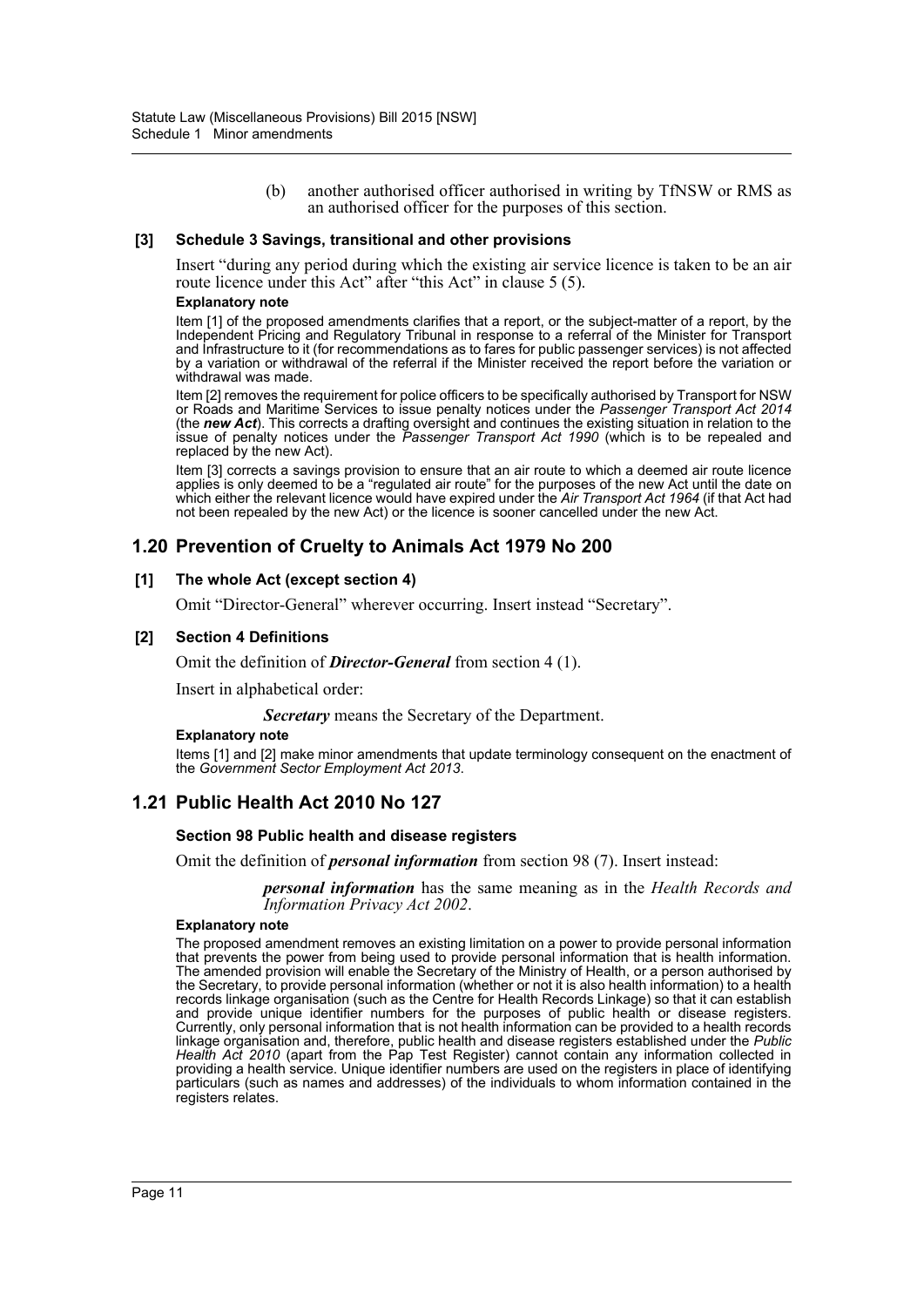(b) another authorised officer authorised in writing by TfNSW or RMS as an authorised officer for the purposes of this section.

**[3] Schedule 3 Savings, transitional and other provisions**

Insert "during any period during which the existing air service licence is taken to be an air route licence under this Act" after "this Act" in clause 5 (5).

**Explanatory note**

Item [1] of the proposed amendments clarifies that a report, or the subject-matter of a report, by the Independent Pricing and Regulatory Tribunal in response to a referral of the Minister for Transport and Infrastructure to it (for recommendations as to fares for public passenger services) is not affected by a variation or withdrawal of the referral if the Minister received the report before the variation or withdrawal was made.

Item [2] removes the requirement for police officers to be specifically authorised by Transport for NSW or Roads and Maritime Services to issue penalty notices under the *Passenger Transport Act 2014* (the ***new Act***). This corrects a drafting oversight and continues the existing situation in relation to the issue of penalty notices under the *Passenger Transport Act 1990* (which is to be repealed and replaced by the new Act).

Item [3] corrects a savings provision to ensure that an air route to which a deemed air route licence applies is only deemed to be a "regulated air route" for the purposes of the new Act until the date on which either the relevant licence would have expired under the *Air Transport Act 1964* (if that Act had not been repealed by the new Act) or the licence is sooner cancelled under the new Act.

## 1.20 Prevention of Cruelty to Animals Act 1979 No 200

**[1] The whole Act (except section 4)**

Omit "Director-General" wherever occurring. Insert instead "Secretary".

**[2] Section 4 Definitions**

Omit the definition of ***Director-General*** from section 4 (1).

Insert in alphabetical order:

***Secretary*** means the Secretary of the Department.

**Explanatory note**

Items [1] and [2] make minor amendments that update terminology consequent on the enactment of the *Government Sector Employment Act 2013*.

## 1.21 Public Health Act 2010 No 127

**Section 98 Public health and disease registers**

Omit the definition of ***personal information*** from section 98 (7). Insert instead:

***personal information*** has the same meaning as in the *Health Records and Information Privacy Act 2002*.

**Explanatory note**

The proposed amendment removes an existing limitation on a power to provide personal information that prevents the power from being used to provide personal information that is health information. The amended provision will enable the Secretary of the Ministry of Health, or a person authorised by the Secretary, to provide personal information (whether or not it is also health information) to a health records linkage organisation (such as the Centre for Health Records Linkage) so that it can establish and provide unique identifier numbers for the purposes of public health or disease registers. Currently, only personal information that is not health information can be provided to a health records linkage organisation and, therefore, public health and disease registers established under the *Public Health Act 2010* (apart from the Pap Test Register) cannot contain any information collected in providing a health service. Unique identifier numbers are used on the registers in place of identifying particulars (such as names and addresses) of the individuals to whom information contained in the registers relates.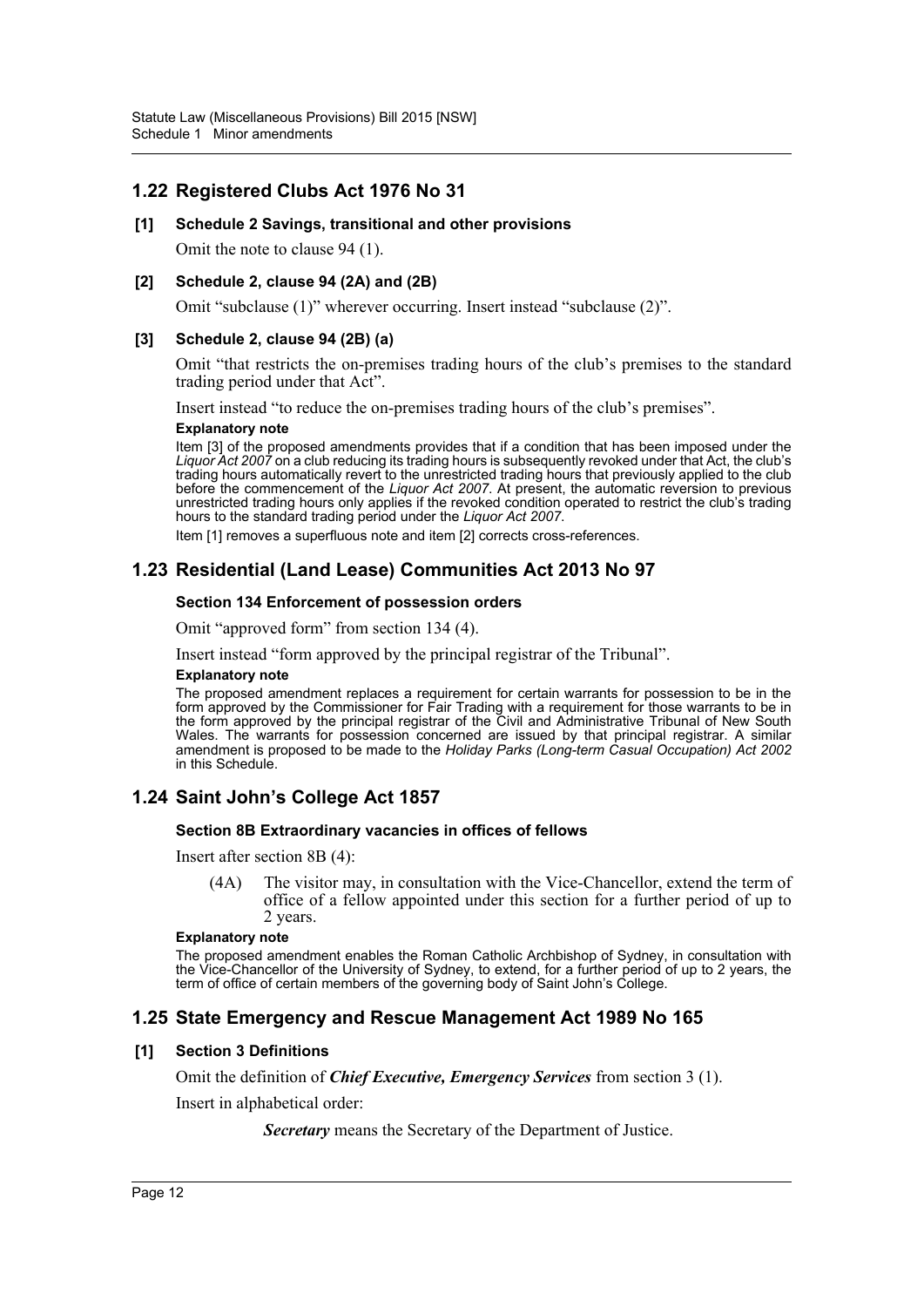## 1.22 Registered Clubs Act 1976 No 31

### [1] Schedule 2 Savings, transitional and other provisions

Omit the note to clause 94 (1).

### [2] Schedule 2, clause 94 (2A) and (2B)

Omit "subclause (1)" wherever occurring. Insert instead "subclause (2)".

### [3] Schedule 2, clause 94 (2B) (a)

Omit "that restricts the on-premises trading hours of the club's premises to the standard trading period under that Act".

Insert instead "to reduce the on-premises trading hours of the club's premises".

**Explanatory note**

Item [3] of the proposed amendments provides that if a condition that has been imposed under the *Liquor Act 2007* on a club reducing its trading hours is subsequently revoked under that Act, the club's trading hours automatically revert to the unrestricted trading hours that previously applied to the club before the commencement of the *Liquor Act 2007*. At present, the automatic reversion to previous unrestricted trading hours only applies if the revoked condition operated to restrict the club's trading hours to the standard trading period under the *Liquor Act 2007*.

Item [1] removes a superfluous note and item [2] corrects cross-references.

## 1.23 Residential (Land Lease) Communities Act 2013 No 97

### Section 134 Enforcement of possession orders

Omit "approved form" from section 134 (4).

Insert instead "form approved by the principal registrar of the Tribunal".

**Explanatory note**

The proposed amendment replaces a requirement for certain warrants for possession to be in the form approved by the Commissioner for Fair Trading with a requirement for those warrants to be in the form approved by the principal registrar of the Civil and Administrative Tribunal of New South Wales. The warrants for possession concerned are issued by that principal registrar. A similar amendment is proposed to be made to the *Holiday Parks (Long-term Casual Occupation) Act 2002* in this Schedule.

## 1.24 Saint John's College Act 1857

### Section 8B Extraordinary vacancies in offices of fellows

Insert after section 8B (4):

(4A) The visitor may, in consultation with the Vice-Chancellor, extend the term of office of a fellow appointed under this section for a further period of up to 2 years.

**Explanatory note**

The proposed amendment enables the Roman Catholic Archbishop of Sydney, in consultation with the Vice-Chancellor of the University of Sydney, to extend, for a further period of up to 2 years, the term of office of certain members of the governing body of Saint John's College.

## 1.25 State Emergency and Rescue Management Act 1989 No 165

### [1] Section 3 Definitions

Omit the definition of ***Chief Executive, Emergency Services*** from section 3 (1).

Insert in alphabetical order:

***Secretary*** means the Secretary of the Department of Justice.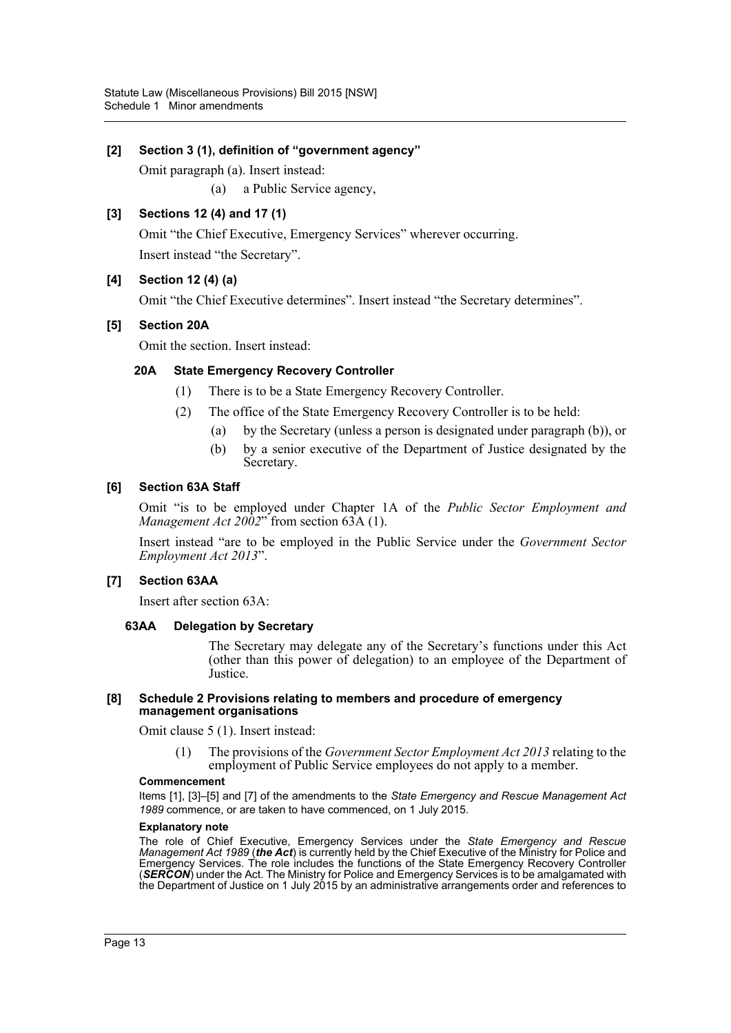**[2] Section 3 (1), definition of "government agency"**

Omit paragraph (a). Insert instead:

(a) a Public Service agency,

**[3] Sections 12 (4) and 17 (1)**

Omit "the Chief Executive, Emergency Services" wherever occurring.

Insert instead "the Secretary".

**[4] Section 12 (4) (a)**

Omit "the Chief Executive determines". Insert instead "the Secretary determines".

**[5] Section 20A**

Omit the section. Insert instead:

**20A State Emergency Recovery Controller**

(1) There is to be a State Emergency Recovery Controller.

(2) The office of the State Emergency Recovery Controller is to be held:

(a) by the Secretary (unless a person is designated under paragraph (b)), or

(b) by a senior executive of the Department of Justice designated by the Secretary.

**[6] Section 63A Staff**

Omit "is to be employed under Chapter 1A of the *Public Sector Employment and Management Act 2002*" from section 63A (1).

Insert instead "are to be employed in the Public Service under the *Government Sector Employment Act 2013*".

**[7] Section 63AA**

Insert after section 63A:

**63AA Delegation by Secretary**

The Secretary may delegate any of the Secretary's functions under this Act (other than this power of delegation) to an employee of the Department of Justice.

**[8] Schedule 2 Provisions relating to members and procedure of emergency management organisations**

Omit clause 5 (1). Insert instead:

(1) The provisions of the *Government Sector Employment Act 2013* relating to the employment of Public Service employees do not apply to a member.

**Commencement**

Items [1], [3]–[5] and [7] of the amendments to the *State Emergency and Rescue Management Act 1989* commence, or are taken to have commenced, on 1 July 2015.

**Explanatory note**

The role of Chief Executive, Emergency Services under the *State Emergency and Rescue Management Act 1989* (***the Act***) is currently held by the Chief Executive of the Ministry for Police and Emergency Services. The role includes the functions of the State Emergency Recovery Controller (***SERCON***) under the Act. The Ministry for Police and Emergency Services is to be amalgamated with the Department of Justice on 1 July 2015 by an administrative arrangements order and references to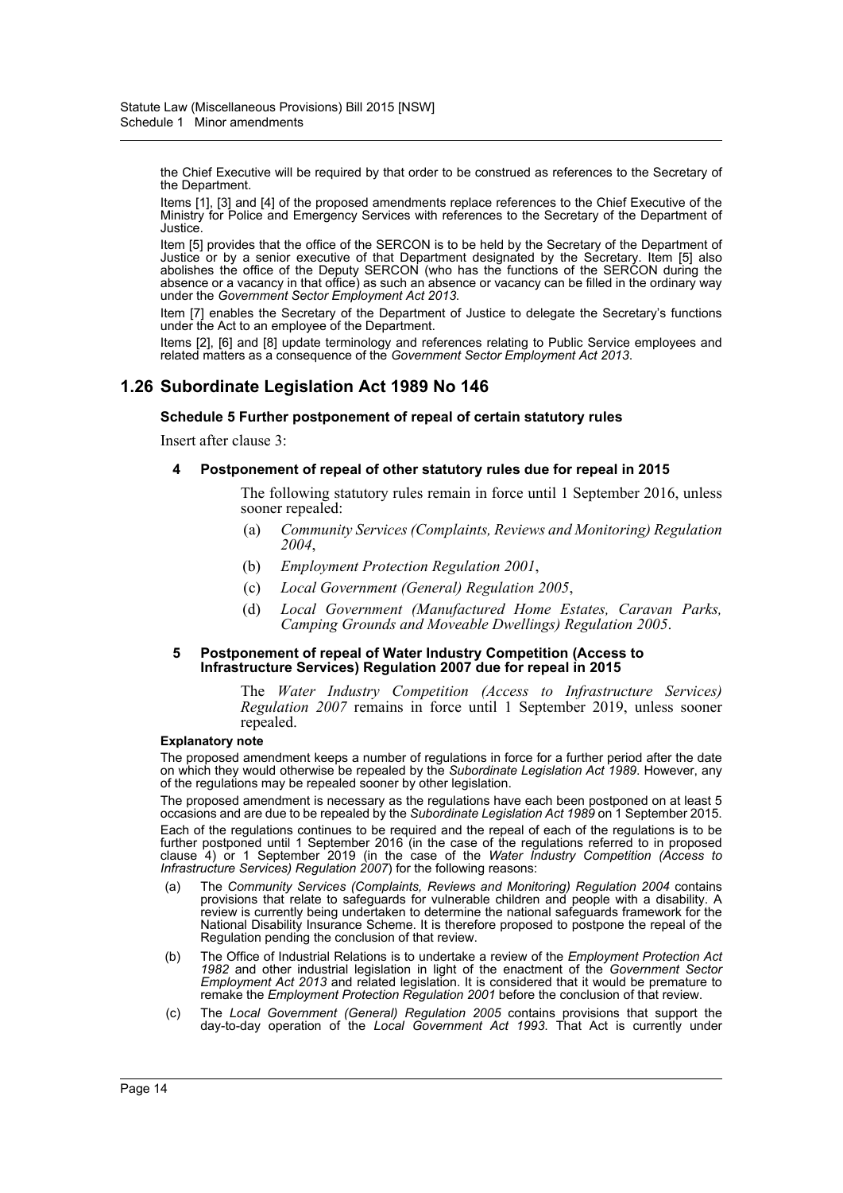the Chief Executive will be required by that order to be construed as references to the Secretary of the Department.

Items [1], [3] and [4] of the proposed amendments replace references to the Chief Executive of the Ministry for Police and Emergency Services with references to the Secretary of the Department of Justice.

Item [5] provides that the office of the SERCON is to be held by the Secretary of the Department of Justice or by a senior executive of that Department designated by the Secretary. Item [5] also abolishes the office of the Deputy SERCON (who has the functions of the SERCON during the absence or a vacancy in that office) as such an absence or vacancy can be filled in the ordinary way under the *Government Sector Employment Act 2013*.

Item [7] enables the Secretary of the Department of Justice to delegate the Secretary's functions under the Act to an employee of the Department.

Items [2], [6] and [8] update terminology and references relating to Public Service employees and related matters as a consequence of the *Government Sector Employment Act 2013*.

## 1.26 Subordinate Legislation Act 1989 No 146

### Schedule 5 Further postponement of repeal of certain statutory rules

Insert after clause 3:

**4 Postponement of repeal of other statutory rules due for repeal in 2015**

The following statutory rules remain in force until 1 September 2016, unless sooner repealed:

(a) *Community Services (Complaints, Reviews and Monitoring) Regulation 2004*,

(b) *Employment Protection Regulation 2001*,

(c) *Local Government (General) Regulation 2005*,

(d) *Local Government (Manufactured Home Estates, Caravan Parks, Camping Grounds and Moveable Dwellings) Regulation 2005*.

**5 Postponement of repeal of Water Industry Competition (Access to Infrastructure Services) Regulation 2007 due for repeal in 2015**

The *Water Industry Competition (Access to Infrastructure Services) Regulation 2007* remains in force until 1 September 2019, unless sooner repealed.

**Explanatory note**

The proposed amendment keeps a number of regulations in force for a further period after the date on which they would otherwise be repealed by the *Subordinate Legislation Act 1989*. However, any of the regulations may be repealed sooner by other legislation.

The proposed amendment is necessary as the regulations have each been postponed on at least 5 occasions and are due to be repealed by the *Subordinate Legislation Act 1989* on 1 September 2015.

Each of the regulations continues to be required and the repeal of each of the regulations is to be further postponed until 1 September 2016 (in the case of the regulations referred to in proposed clause 4) or 1 September 2019 (in the case of the *Water Industry Competition (Access to Infrastructure Services) Regulation 2007*) for the following reasons:

(a) The *Community Services (Complaints, Reviews and Monitoring) Regulation 2004* contains provisions that relate to safeguards for vulnerable children and people with a disability. A review is currently being undertaken to determine the national safeguards framework for the National Disability Insurance Scheme. It is therefore proposed to postpone the repeal of the Regulation pending the conclusion of that review.

(b) The Office of Industrial Relations is to undertake a review of the *Employment Protection Act 1982* and other industrial legislation in light of the enactment of the *Government Sector Employment Act 2013* and related legislation. It is considered that it would be premature to remake the *Employment Protection Regulation 2001* before the conclusion of that review.

(c) The *Local Government (General) Regulation 2005* contains provisions that support the day-to-day operation of the *Local Government Act 1993*. That Act is currently under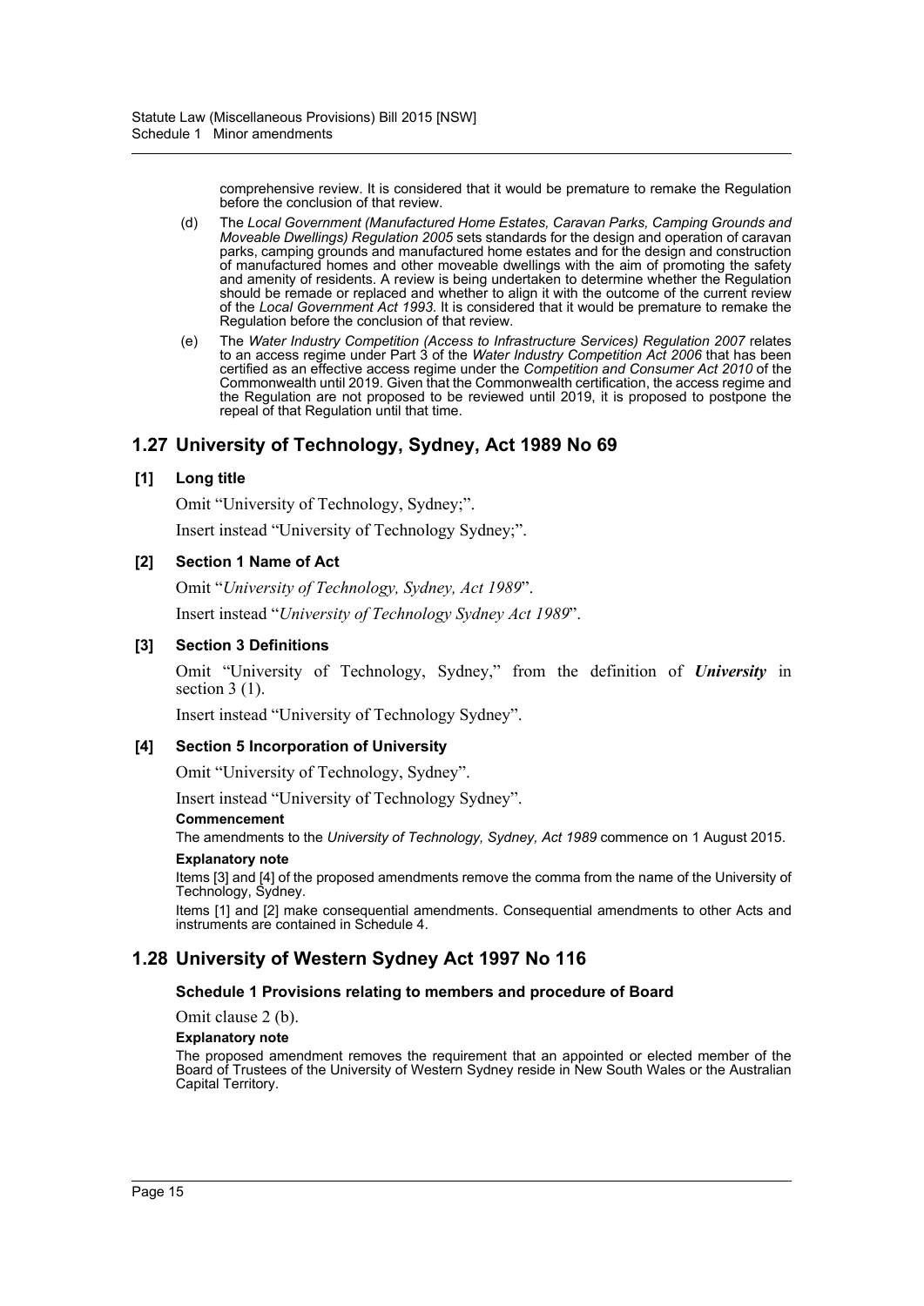comprehensive review. It is considered that it would be premature to remake the Regulation before the conclusion of that review.

(d) The *Local Government (Manufactured Home Estates, Caravan Parks, Camping Grounds and Moveable Dwellings) Regulation 2005* sets standards for the design and operation of caravan parks, camping grounds and manufactured home estates and for the design and construction of manufactured homes and other moveable dwellings with the aim of promoting the safety and amenity of residents. A review is being undertaken to determine whether the Regulation should be remade or replaced and whether to align it with the outcome of the current review of the *Local Government Act 1993*. It is considered that it would be premature to remake the Regulation before the conclusion of that review.

(e) The *Water Industry Competition (Access to Infrastructure Services) Regulation 2007* relates to an access regime under Part 3 of the *Water Industry Competition Act 2006* that has been certified as an effective access regime under the *Competition and Consumer Act 2010* of the Commonwealth until 2019. Given that the Commonwealth certification, the access regime and the Regulation are not proposed to be reviewed until 2019, it is proposed to postpone the repeal of that Regulation until that time.

## 1.27 University of Technology, Sydney, Act 1989 No 69

### [1] Long title

Omit "University of Technology, Sydney;".

Insert instead "University of Technology Sydney;".

### [2] Section 1 Name of Act

Omit "*University of Technology, Sydney, Act 1989*".

Insert instead "*University of Technology Sydney Act 1989*".

### [3] Section 3 Definitions

Omit "University of Technology, Sydney," from the definition of ***University*** in section 3 (1).

Insert instead "University of Technology Sydney".

### [4] Section 5 Incorporation of University

Omit "University of Technology, Sydney".

Insert instead "University of Technology Sydney".

**Commencement**

The amendments to the *University of Technology, Sydney, Act 1989* commence on 1 August 2015.

**Explanatory note**

Items [3] and [4] of the proposed amendments remove the comma from the name of the University of Technology, Sydney.

Items [1] and [2] make consequential amendments. Consequential amendments to other Acts and instruments are contained in Schedule 4.

## 1.28 University of Western Sydney Act 1997 No 116

### Schedule 1 Provisions relating to members and procedure of Board

Omit clause 2 (b).

**Explanatory note**

The proposed amendment removes the requirement that an appointed or elected member of the Board of Trustees of the University of Western Sydney reside in New South Wales or the Australian Capital Territory.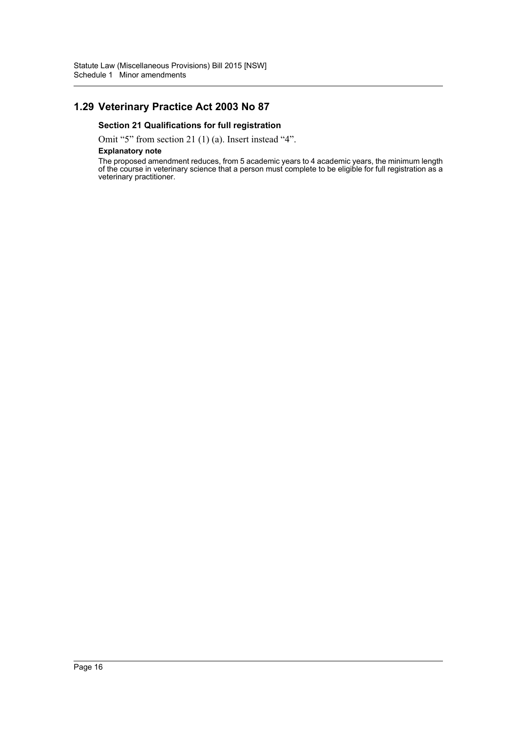## 1.29 Veterinary Practice Act 2003 No 87

### Section 21 Qualifications for full registration

Omit "5" from section 21 (1) (a). Insert instead "4".

**Explanatory note**

The proposed amendment reduces, from 5 academic years to 4 academic years, the minimum length of the course in veterinary science that a person must complete to be eligible for full registration as a veterinary practitioner.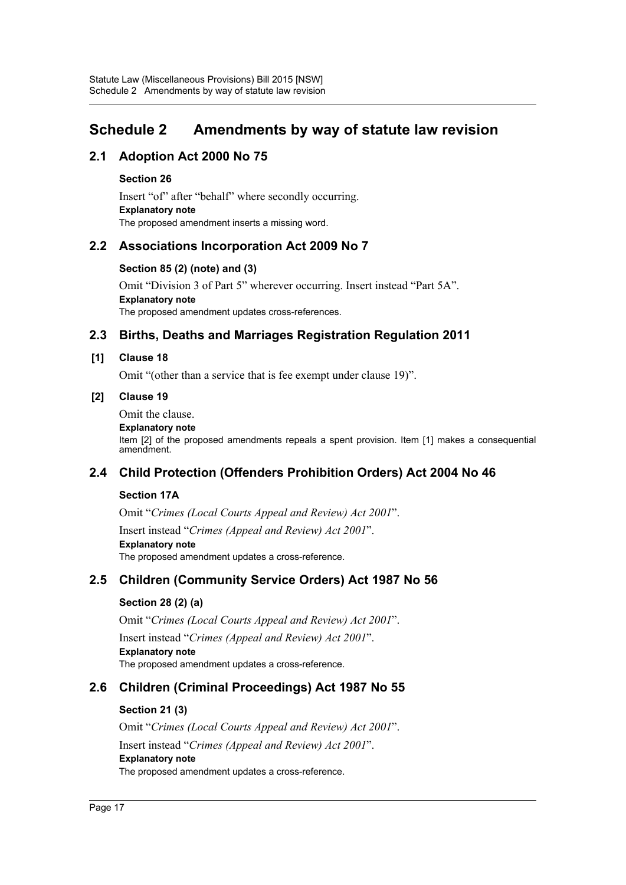# Schedule 2 Amendments by way of statute law revision

## 2.1 Adoption Act 2000 No 75

### Section 26

Insert "of" after "behalf" where secondly occurring.

**Explanatory note**

The proposed amendment inserts a missing word.

## 2.2 Associations Incorporation Act 2009 No 7

### Section 85 (2) (note) and (3)

Omit "Division 3 of Part 5" wherever occurring. Insert instead "Part 5A".

**Explanatory note**

The proposed amendment updates cross-references.

## 2.3 Births, Deaths and Marriages Registration Regulation 2011

### [1] Clause 18

Omit "(other than a service that is fee exempt under clause 19)".

### [2] Clause 19

Omit the clause.

**Explanatory note**

Item [2] of the proposed amendments repeals a spent provision. Item [1] makes a consequential amendment.

## 2.4 Child Protection (Offenders Prohibition Orders) Act 2004 No 46

### Section 17A

Omit "*Crimes (Local Courts Appeal and Review) Act 2001*".

Insert instead "*Crimes (Appeal and Review) Act 2001*".

**Explanatory note**

The proposed amendment updates a cross-reference.

## 2.5 Children (Community Service Orders) Act 1987 No 56

### Section 28 (2) (a)

Omit "*Crimes (Local Courts Appeal and Review) Act 2001*".

Insert instead "*Crimes (Appeal and Review) Act 2001*".

**Explanatory note**

The proposed amendment updates a cross-reference.

## 2.6 Children (Criminal Proceedings) Act 1987 No 55

### Section 21 (3)

Omit "*Crimes (Local Courts Appeal and Review) Act 2001*".

Insert instead "*Crimes (Appeal and Review) Act 2001*".

**Explanatory note**

The proposed amendment updates a cross-reference.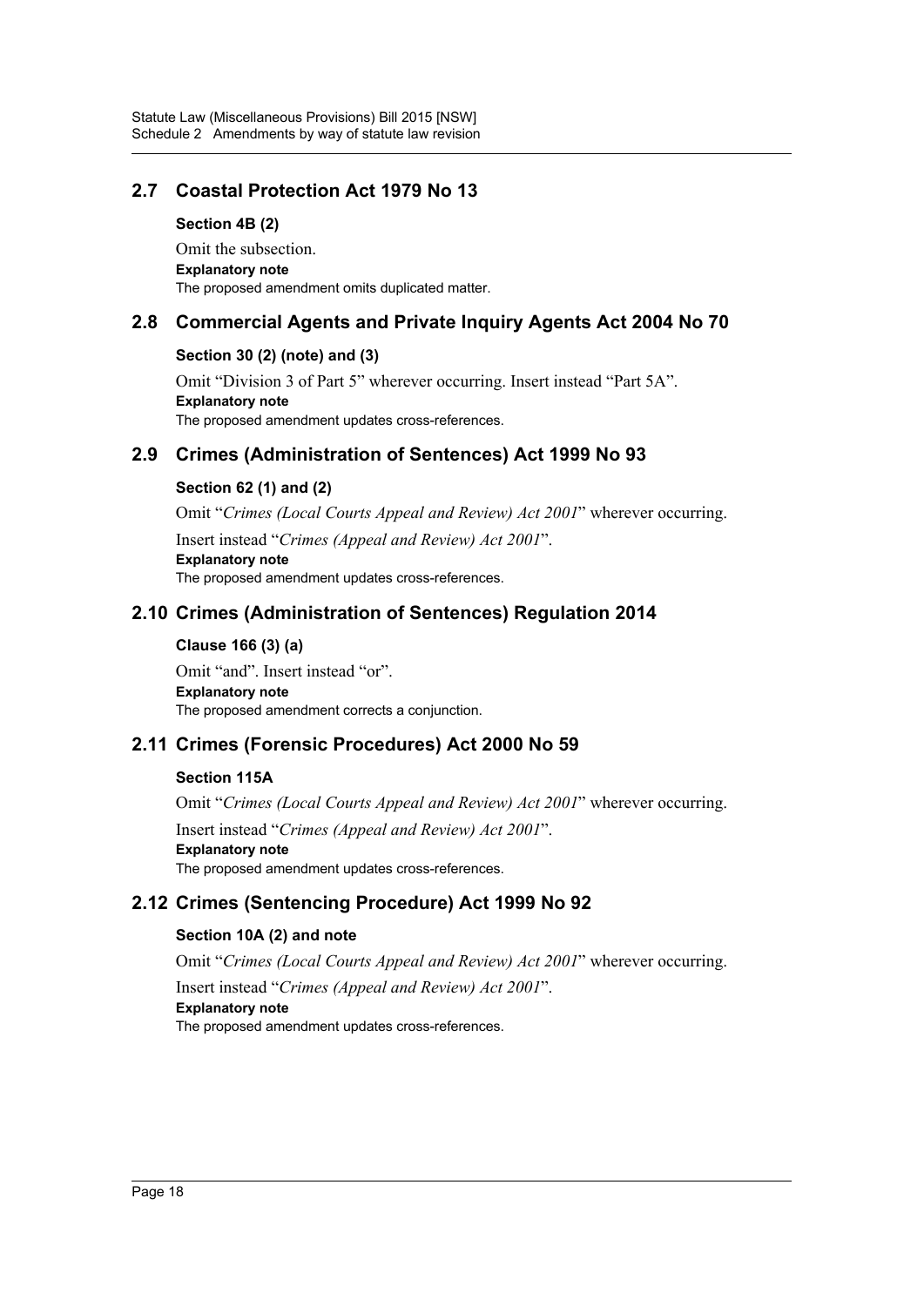## 2.7 Coastal Protection Act 1979 No 13

### Section 4B (2)

Omit the subsection.

**Explanatory note**

The proposed amendment omits duplicated matter.

## 2.8 Commercial Agents and Private Inquiry Agents Act 2004 No 70

### Section 30 (2) (note) and (3)

Omit "Division 3 of Part 5" wherever occurring. Insert instead "Part 5A".

**Explanatory note**

The proposed amendment updates cross-references.

## 2.9 Crimes (Administration of Sentences) Act 1999 No 93

### Section 62 (1) and (2)

Omit "*Crimes (Local Courts Appeal and Review) Act 2001*" wherever occurring.

Insert instead "*Crimes (Appeal and Review) Act 2001*".

**Explanatory note**

The proposed amendment updates cross-references.

## 2.10 Crimes (Administration of Sentences) Regulation 2014

### Clause 166 (3) (a)

Omit "and". Insert instead "or".

**Explanatory note**

The proposed amendment corrects a conjunction.

## 2.11 Crimes (Forensic Procedures) Act 2000 No 59

### Section 115A

Omit "*Crimes (Local Courts Appeal and Review) Act 2001*" wherever occurring.

Insert instead "*Crimes (Appeal and Review) Act 2001*".

**Explanatory note**

The proposed amendment updates cross-references.

## 2.12 Crimes (Sentencing Procedure) Act 1999 No 92

### Section 10A (2) and note

Omit "*Crimes (Local Courts Appeal and Review) Act 2001*" wherever occurring.

Insert instead "*Crimes (Appeal and Review) Act 2001*".

**Explanatory note**

The proposed amendment updates cross-references.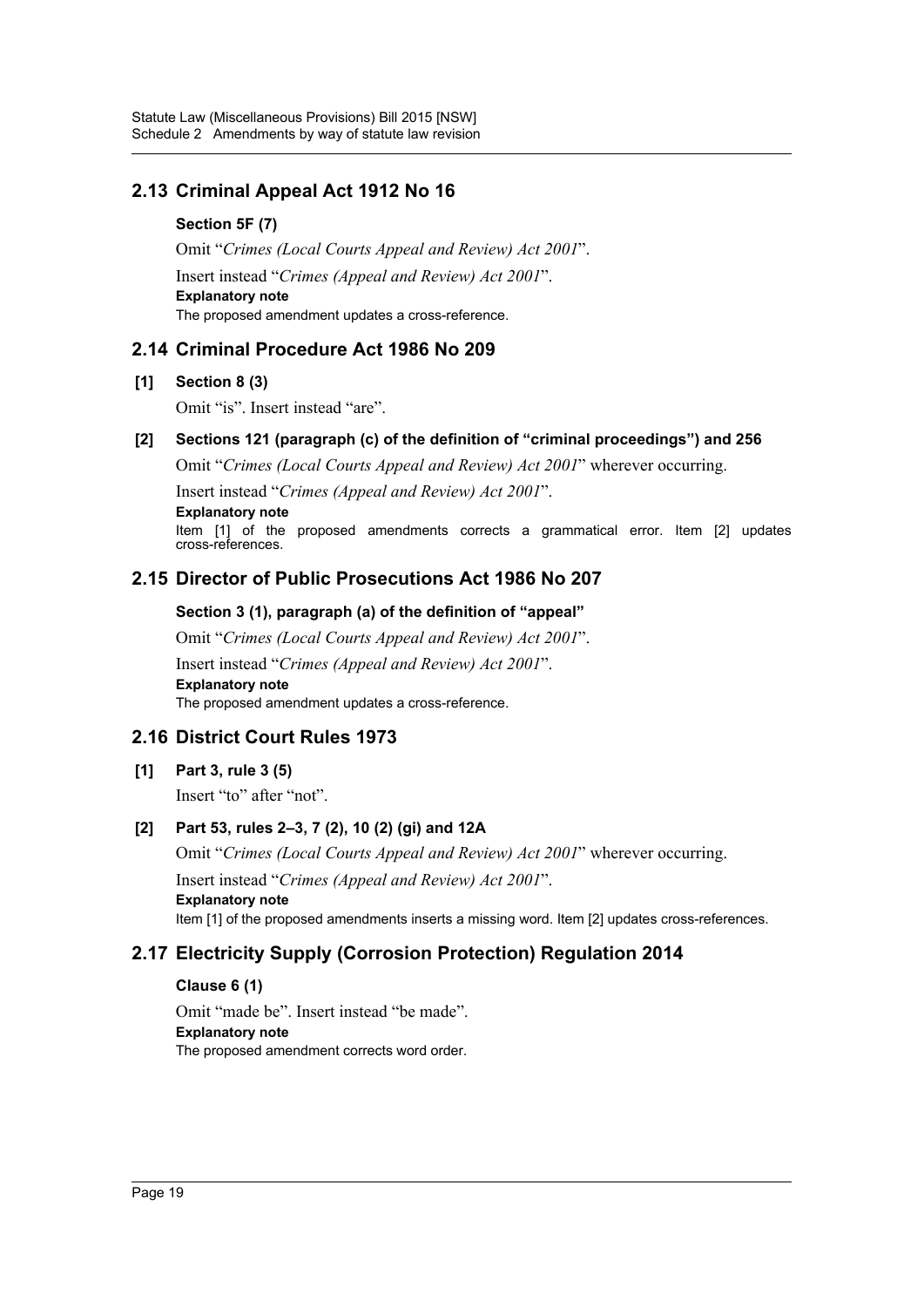## 2.13 Criminal Appeal Act 1912 No 16

**Section 5F (7)**

Omit "*Crimes (Local Courts Appeal and Review) Act 2001*".

Insert instead "*Crimes (Appeal and Review) Act 2001*".

**Explanatory note**

The proposed amendment updates a cross-reference.

## 2.14 Criminal Procedure Act 1986 No 209

**[1] Section 8 (3)**

Omit "is". Insert instead "are".

**[2] Sections 121 (paragraph (c) of the definition of "criminal proceedings") and 256**

Omit "*Crimes (Local Courts Appeal and Review) Act 2001*" wherever occurring.

Insert instead "*Crimes (Appeal and Review) Act 2001*".

**Explanatory note**

Item [1] of the proposed amendments corrects a grammatical error. Item [2] updates cross-references.

## 2.15 Director of Public Prosecutions Act 1986 No 207

**Section 3 (1), paragraph (a) of the definition of "appeal"**

Omit "*Crimes (Local Courts Appeal and Review) Act 2001*".

Insert instead "*Crimes (Appeal and Review) Act 2001*".

**Explanatory note**

The proposed amendment updates a cross-reference.

## 2.16 District Court Rules 1973

**[1] Part 3, rule 3 (5)**

Insert "to" after "not".

**[2] Part 53, rules 2–3, 7 (2), 10 (2) (gi) and 12A**

Omit "*Crimes (Local Courts Appeal and Review) Act 2001*" wherever occurring.

Insert instead "*Crimes (Appeal and Review) Act 2001*".

**Explanatory note**

Item [1] of the proposed amendments inserts a missing word. Item [2] updates cross-references.

## 2.17 Electricity Supply (Corrosion Protection) Regulation 2014

**Clause 6 (1)**

Omit "made be". Insert instead "be made".

**Explanatory note**

The proposed amendment corrects word order.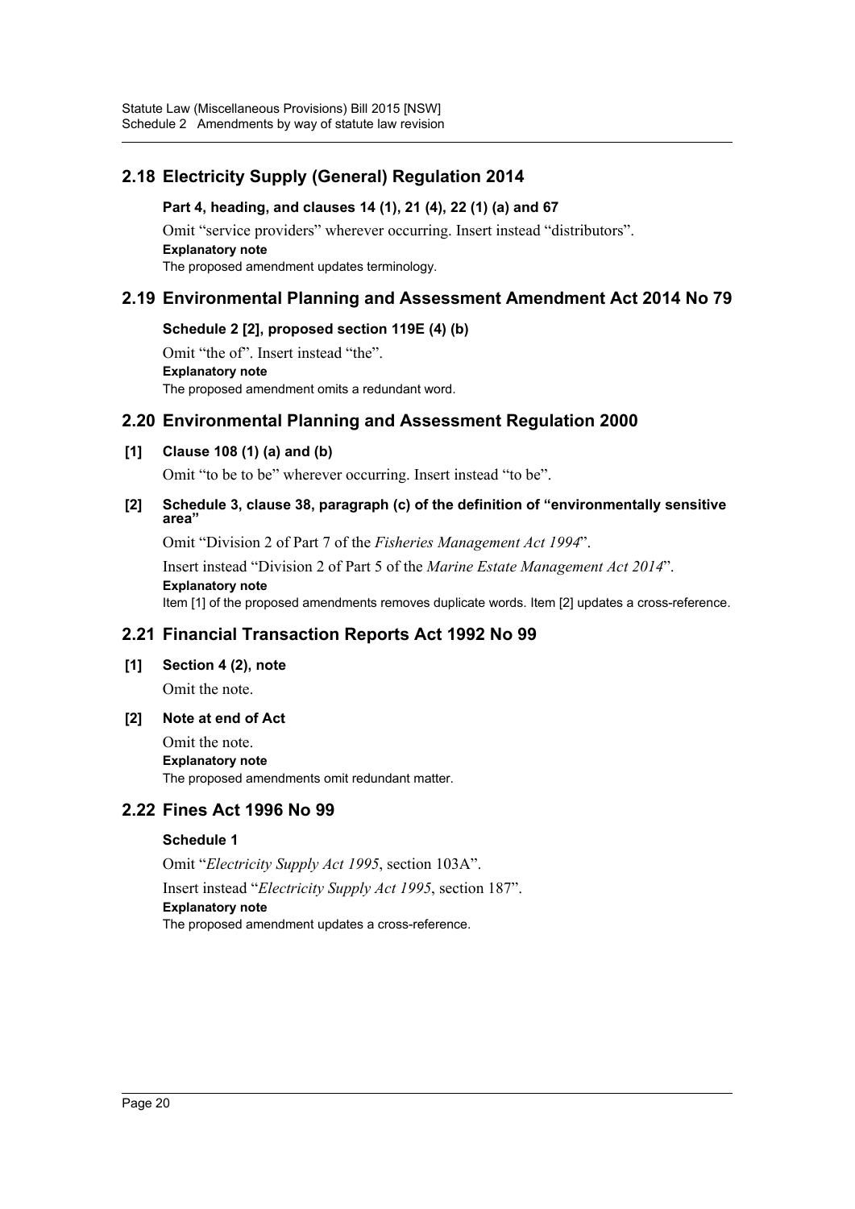## 2.18 Electricity Supply (General) Regulation 2014

**Part 4, heading, and clauses 14 (1), 21 (4), 22 (1) (a) and 67**

Omit "service providers" wherever occurring. Insert instead "distributors".

**Explanatory note**

The proposed amendment updates terminology.

## 2.19 Environmental Planning and Assessment Amendment Act 2014 No 79

**Schedule 2 [2], proposed section 119E (4) (b)**

Omit "the of". Insert instead "the".

**Explanatory note**

The proposed amendment omits a redundant word.

## 2.20 Environmental Planning and Assessment Regulation 2000

**[1] Clause 108 (1) (a) and (b)**

Omit "to be to be" wherever occurring. Insert instead "to be".

**[2] Schedule 3, clause 38, paragraph (c) of the definition of "environmentally sensitive area"**

Omit "Division 2 of Part 7 of the *Fisheries Management Act 1994*".

Insert instead "Division 2 of Part 5 of the *Marine Estate Management Act 2014*".

**Explanatory note**

Item [1] of the proposed amendments removes duplicate words. Item [2] updates a cross-reference.

## 2.21 Financial Transaction Reports Act 1992 No 99

**[1] Section 4 (2), note**

Omit the note.

**[2] Note at end of Act**

Omit the note.

**Explanatory note**

The proposed amendments omit redundant matter.

## 2.22 Fines Act 1996 No 99

**Schedule 1**

Omit "*Electricity Supply Act 1995*, section 103A".

Insert instead "*Electricity Supply Act 1995*, section 187".

**Explanatory note**

The proposed amendment updates a cross-reference.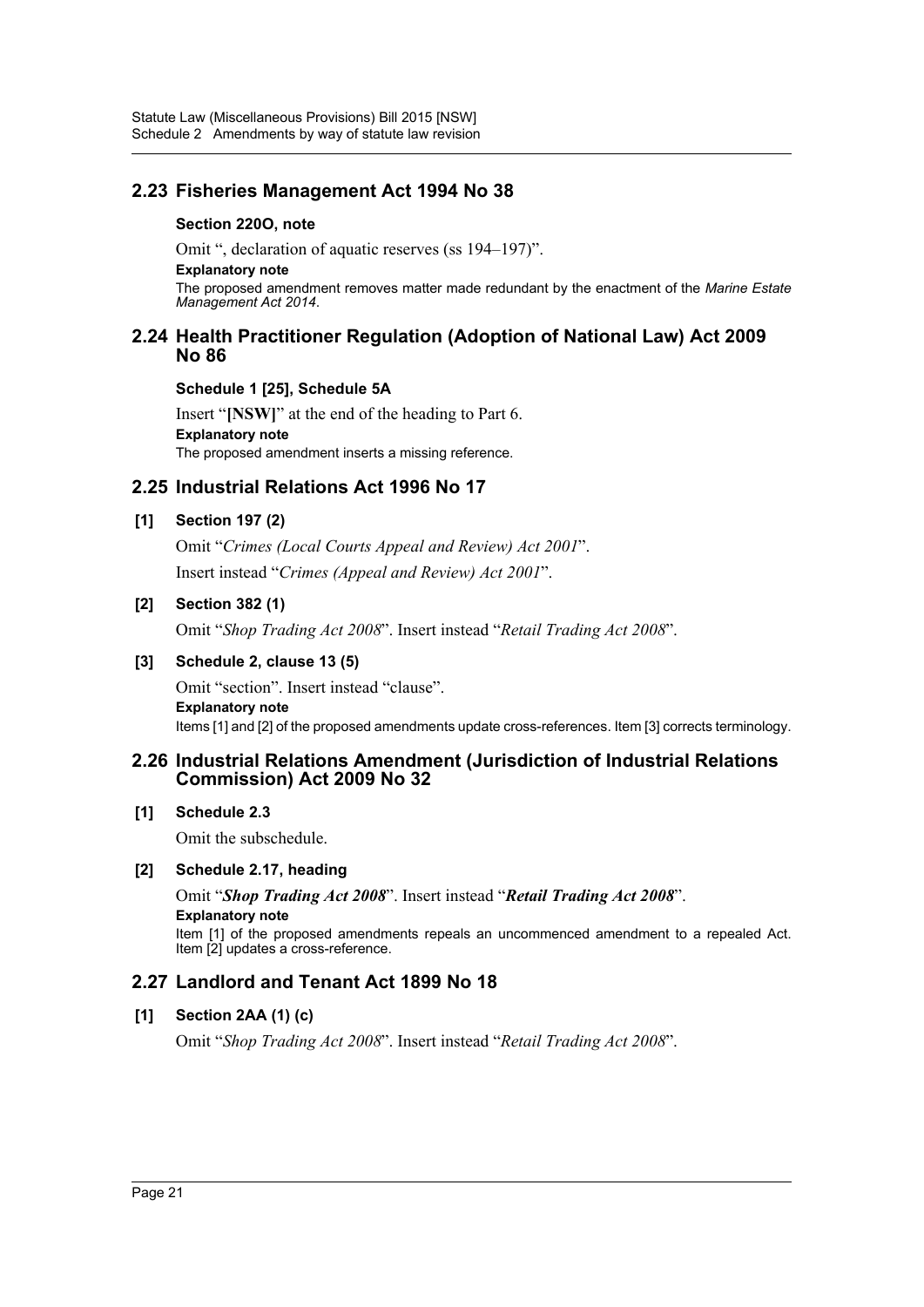## 2.23 Fisheries Management Act 1994 No 38

### Section 220O, note

Omit ", declaration of aquatic reserves (ss 194–197)".

**Explanatory note**

The proposed amendment removes matter made redundant by the enactment of the *Marine Estate Management Act 2014*.

## 2.24 Health Practitioner Regulation (Adoption of National Law) Act 2009 No 86

### Schedule 1 [25], Schedule 5A

Insert "**[NSW]**" at the end of the heading to Part 6.

**Explanatory note**

The proposed amendment inserts a missing reference.

## 2.25 Industrial Relations Act 1996 No 17

### [1] Section 197 (2)

Omit "*Crimes (Local Courts Appeal and Review) Act 2001*".

Insert instead "*Crimes (Appeal and Review) Act 2001*".

### [2] Section 382 (1)

Omit "*Shop Trading Act 2008*". Insert instead "*Retail Trading Act 2008*".

### [3] Schedule 2, clause 13 (5)

Omit "section". Insert instead "clause".

**Explanatory note**

Items [1] and [2] of the proposed amendments update cross-references. Item [3] corrects terminology.

## 2.26 Industrial Relations Amendment (Jurisdiction of Industrial Relations Commission) Act 2009 No 32

### [1] Schedule 2.3

Omit the subschedule.

### [2] Schedule 2.17, heading

Omit "***Shop Trading Act 2008***". Insert instead "***Retail Trading Act 2008***".

**Explanatory note**

Item [1] of the proposed amendments repeals an uncommenced amendment to a repealed Act. Item [2] updates a cross-reference.

## 2.27 Landlord and Tenant Act 1899 No 18

### [1] Section 2AA (1) (c)

Omit "*Shop Trading Act 2008*". Insert instead "*Retail Trading Act 2008*".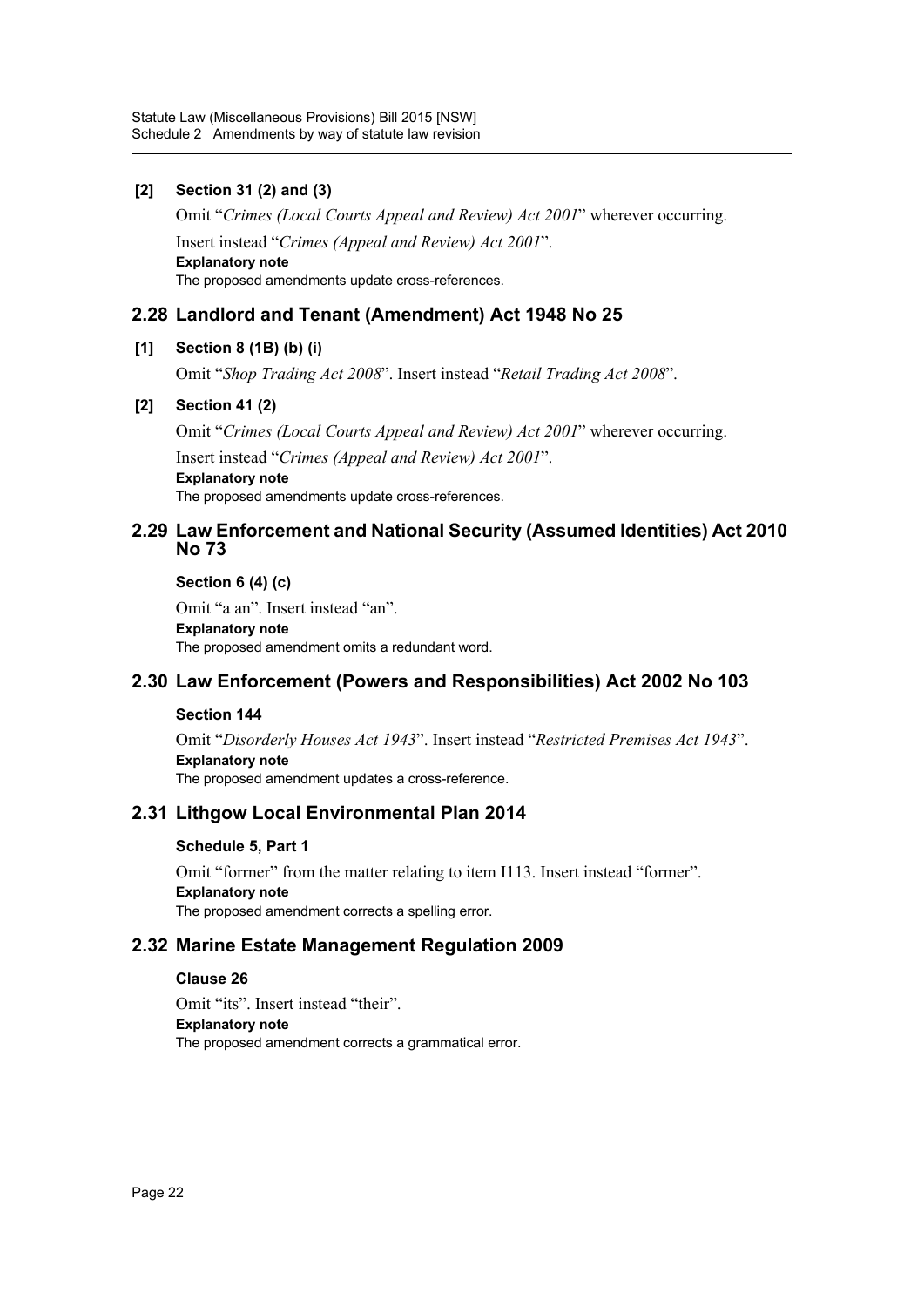**[2] Section 31 (2) and (3)**

Omit "*Crimes (Local Courts Appeal and Review) Act 2001*" wherever occurring.

Insert instead "*Crimes (Appeal and Review) Act 2001*".

**Explanatory note**

The proposed amendments update cross-references.

## 2.28 Landlord and Tenant (Amendment) Act 1948 No 25

**[1] Section 8 (1B) (b) (i)**

Omit "*Shop Trading Act 2008*". Insert instead "*Retail Trading Act 2008*".

**[2] Section 41 (2)**

Omit "*Crimes (Local Courts Appeal and Review) Act 2001*" wherever occurring.

Insert instead "*Crimes (Appeal and Review) Act 2001*".

**Explanatory note**

The proposed amendments update cross-references.

## 2.29 Law Enforcement and National Security (Assumed Identities) Act 2010 No 73

**Section 6 (4) (c)**

Omit "a an". Insert instead "an".

**Explanatory note**

The proposed amendment omits a redundant word.

## 2.30 Law Enforcement (Powers and Responsibilities) Act 2002 No 103

**Section 144**

Omit "*Disorderly Houses Act 1943*". Insert instead "*Restricted Premises Act 1943*".

**Explanatory note**

The proposed amendment updates a cross-reference.

## 2.31 Lithgow Local Environmental Plan 2014

**Schedule 5, Part 1**

Omit "forrner" from the matter relating to item I113. Insert instead "former".

**Explanatory note**

The proposed amendment corrects a spelling error.

## 2.32 Marine Estate Management Regulation 2009

**Clause 26**

Omit "its". Insert instead "their".

**Explanatory note**

The proposed amendment corrects a grammatical error.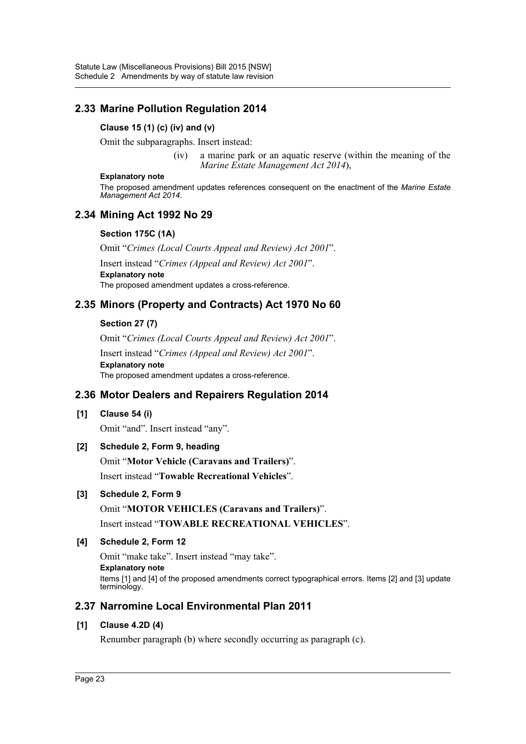## 2.33 Marine Pollution Regulation 2014

### Clause 15 (1) (c) (iv) and (v)

Omit the subparagraphs. Insert instead:

> (iv) a marine park or an aquatic reserve (within the meaning of the *Marine Estate Management Act 2014*),

**Explanatory note**

The proposed amendment updates references consequent on the enactment of the *Marine Estate Management Act 2014*.

## 2.34 Mining Act 1992 No 29

### Section 175C (1A)

Omit "*Crimes (Local Courts Appeal and Review) Act 2001*".

Insert instead "*Crimes (Appeal and Review) Act 2001*".

**Explanatory note**

The proposed amendment updates a cross-reference.

## 2.35 Minors (Property and Contracts) Act 1970 No 60

### Section 27 (7)

Omit "*Crimes (Local Courts Appeal and Review) Act 2001*".

Insert instead "*Crimes (Appeal and Review) Act 2001*".

**Explanatory note**

The proposed amendment updates a cross-reference.

## 2.36 Motor Dealers and Repairers Regulation 2014

### [1] Clause 54 (i)

Omit "and". Insert instead "any".

### [2] Schedule 2, Form 9, heading

Omit "**Motor Vehicle (Caravans and Trailers)**".

Insert instead "**Towable Recreational Vehicles**".

### [3] Schedule 2, Form 9

Omit "**MOTOR VEHICLES (Caravans and Trailers)**".

Insert instead "**TOWABLE RECREATIONAL VEHICLES**".

### [4] Schedule 2, Form 12

Omit "make take". Insert instead "may take".

**Explanatory note**

Items [1] and [4] of the proposed amendments correct typographical errors. Items [2] and [3] update terminology.

## 2.37 Narromine Local Environmental Plan 2011

### [1] Clause 4.2D (4)

Renumber paragraph (b) where secondly occurring as paragraph (c).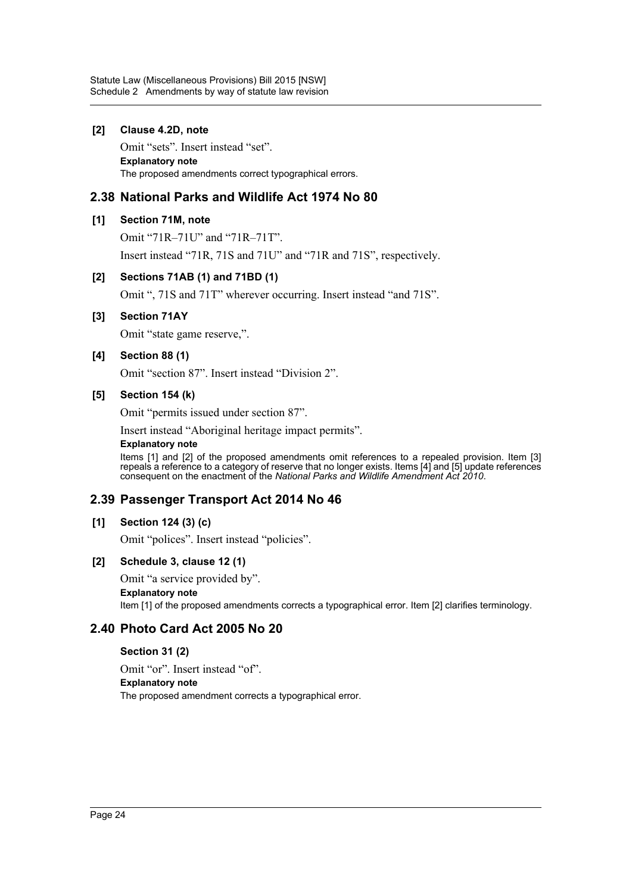**[2] Clause 4.2D, note**

Omit "sets". Insert instead "set".

**Explanatory note**

The proposed amendments correct typographical errors.

## 2.38 National Parks and Wildlife Act 1974 No 80

**[1] Section 71M, note**

Omit "71R–71U" and "71R–71T".

Insert instead "71R, 71S and 71U" and "71R and 71S", respectively.

**[2] Sections 71AB (1) and 71BD (1)**

Omit ", 71S and 71T" wherever occurring. Insert instead "and 71S".

**[3] Section 71AY**

Omit "state game reserve,".

**[4] Section 88 (1)**

Omit "section 87". Insert instead "Division 2".

**[5] Section 154 (k)**

Omit "permits issued under section 87".

Insert instead "Aboriginal heritage impact permits".

**Explanatory note**

Items [1] and [2] of the proposed amendments omit references to a repealed provision. Item [3] repeals a reference to a category of reserve that no longer exists. Items [4] and [5] update references consequent on the enactment of the *National Parks and Wildlife Amendment Act 2010*.

## 2.39 Passenger Transport Act 2014 No 46

**[1] Section 124 (3) (c)**

Omit "polices". Insert instead "policies".

**[2] Schedule 3, clause 12 (1)**

Omit "a service provided by".

**Explanatory note**

Item [1] of the proposed amendments corrects a typographical error. Item [2] clarifies terminology.

## 2.40 Photo Card Act 2005 No 20

**Section 31 (2)**

Omit "or". Insert instead "of".

**Explanatory note**

The proposed amendment corrects a typographical error.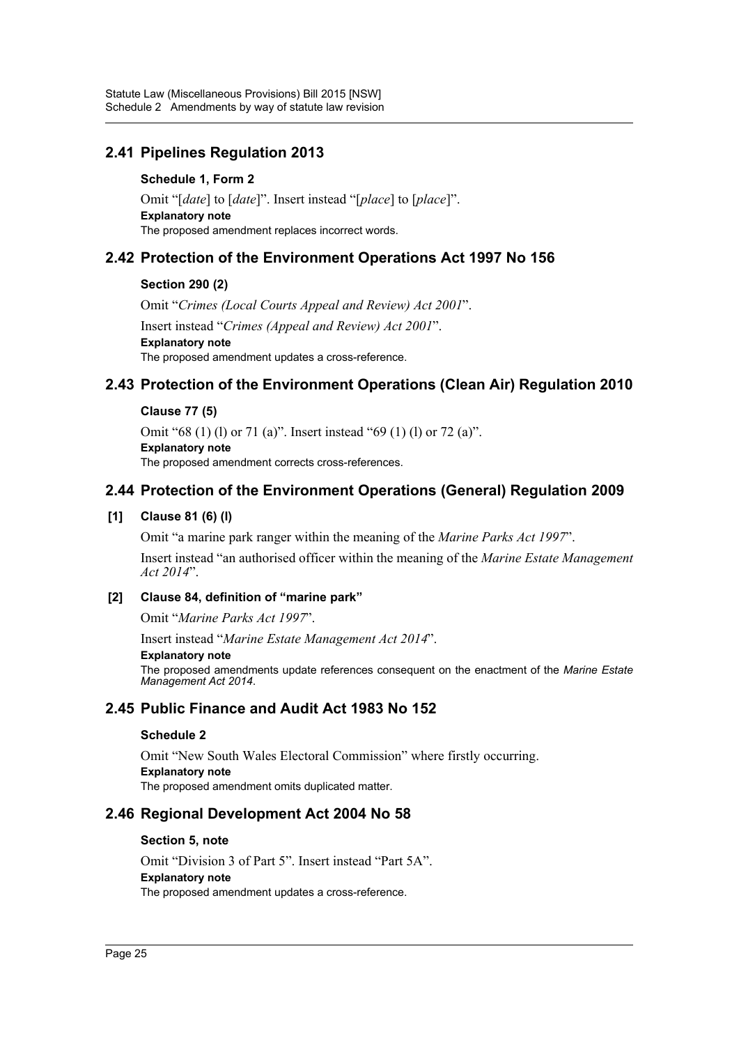## 2.41 Pipelines Regulation 2013

### Schedule 1, Form 2

Omit "[*date*] to [*date*]". Insert instead "[*place*] to [*place*]".

**Explanatory note**

The proposed amendment replaces incorrect words.

## 2.42 Protection of the Environment Operations Act 1997 No 156

### Section 290 (2)

Omit "*Crimes (Local Courts Appeal and Review) Act 2001*".

Insert instead "*Crimes (Appeal and Review) Act 2001*".

**Explanatory note**

The proposed amendment updates a cross-reference.

## 2.43 Protection of the Environment Operations (Clean Air) Regulation 2010

### Clause 77 (5)

Omit "68 (1) (l) or 71 (a)". Insert instead "69 (1) (l) or 72 (a)".

**Explanatory note**

The proposed amendment corrects cross-references.

## 2.44 Protection of the Environment Operations (General) Regulation 2009

### [1] Clause 81 (6) (l)

Omit "a marine park ranger within the meaning of the *Marine Parks Act 1997*".

Insert instead "an authorised officer within the meaning of the *Marine Estate Management Act 2014*".

### [2] Clause 84, definition of "marine park"

Omit "*Marine Parks Act 1997*".

Insert instead "*Marine Estate Management Act 2014*".

**Explanatory note**

The proposed amendments update references consequent on the enactment of the *Marine Estate Management Act 2014*.

## 2.45 Public Finance and Audit Act 1983 No 152

### Schedule 2

Omit "New South Wales Electoral Commission" where firstly occurring.

**Explanatory note**

The proposed amendment omits duplicated matter.

## 2.46 Regional Development Act 2004 No 58

### Section 5, note

Omit "Division 3 of Part 5". Insert instead "Part 5A".

**Explanatory note**

The proposed amendment updates a cross-reference.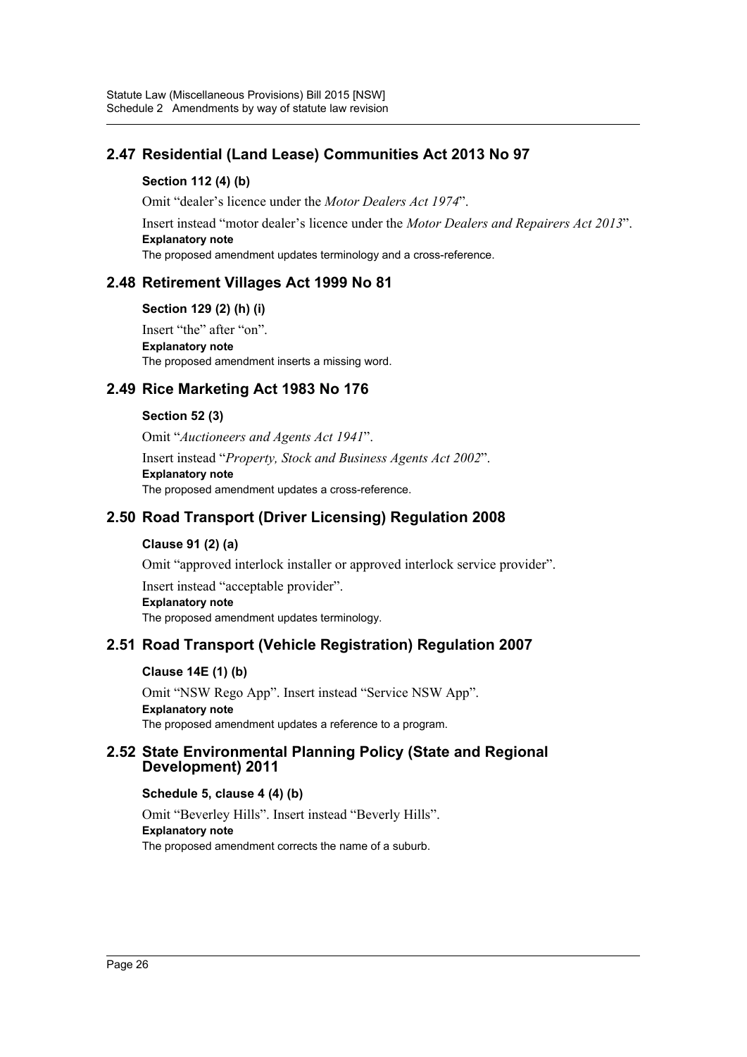## 2.47 Residential (Land Lease) Communities Act 2013 No 97

### Section 112 (4) (b)

Omit "dealer's licence under the *Motor Dealers Act 1974*".

Insert instead "motor dealer's licence under the *Motor Dealers and Repairers Act 2013*".

**Explanatory note**

The proposed amendment updates terminology and a cross-reference.

## 2.48 Retirement Villages Act 1999 No 81

### Section 129 (2) (h) (i)

Insert "the" after "on".

**Explanatory note**

The proposed amendment inserts a missing word.

## 2.49 Rice Marketing Act 1983 No 176

### Section 52 (3)

Omit "*Auctioneers and Agents Act 1941*".

Insert instead "*Property, Stock and Business Agents Act 2002*".

**Explanatory note**

The proposed amendment updates a cross-reference.

## 2.50 Road Transport (Driver Licensing) Regulation 2008

### Clause 91 (2) (a)

Omit "approved interlock installer or approved interlock service provider".

Insert instead "acceptable provider".

**Explanatory note**

The proposed amendment updates terminology.

## 2.51 Road Transport (Vehicle Registration) Regulation 2007

### Clause 14E (1) (b)

Omit "NSW Rego App". Insert instead "Service NSW App".

**Explanatory note**

The proposed amendment updates a reference to a program.

## 2.52 State Environmental Planning Policy (State and Regional Development) 2011

### Schedule 5, clause 4 (4) (b)

Omit "Beverley Hills". Insert instead "Beverly Hills".

**Explanatory note**

The proposed amendment corrects the name of a suburb.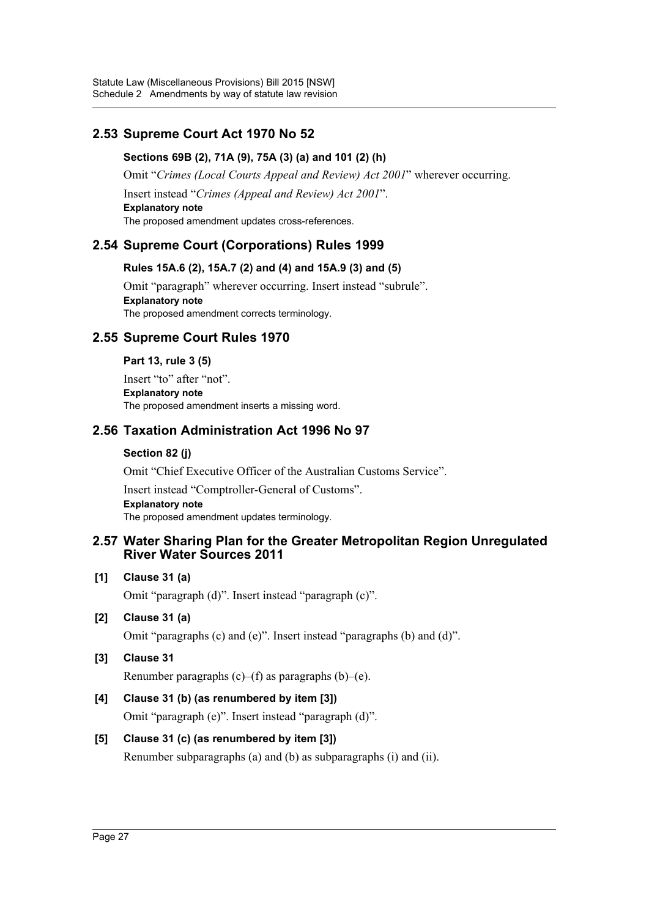## 2.53 Supreme Court Act 1970 No 52

### Sections 69B (2), 71A (9), 75A (3) (a) and 101 (2) (h)

Omit "*Crimes (Local Courts Appeal and Review) Act 2001*" wherever occurring.

Insert instead "*Crimes (Appeal and Review) Act 2001*".

**Explanatory note**

The proposed amendment updates cross-references.

## 2.54 Supreme Court (Corporations) Rules 1999

### Rules 15A.6 (2), 15A.7 (2) and (4) and 15A.9 (3) and (5)

Omit "paragraph" wherever occurring. Insert instead "subrule".

**Explanatory note**

The proposed amendment corrects terminology.

## 2.55 Supreme Court Rules 1970

### Part 13, rule 3 (5)

Insert "to" after "not".

**Explanatory note**

The proposed amendment inserts a missing word.

## 2.56 Taxation Administration Act 1996 No 97

### Section 82 (j)

Omit "Chief Executive Officer of the Australian Customs Service".

Insert instead "Comptroller-General of Customs".

**Explanatory note**

The proposed amendment updates terminology.

## 2.57 Water Sharing Plan for the Greater Metropolitan Region Unregulated River Water Sources 2011

### [1] Clause 31 (a)

Omit "paragraph (d)". Insert instead "paragraph (c)".

### [2] Clause 31 (a)

Omit "paragraphs (c) and (e)". Insert instead "paragraphs (b) and (d)".

### [3] Clause 31

Renumber paragraphs (c)–(f) as paragraphs (b)–(e).

### [4] Clause 31 (b) (as renumbered by item [3])

Omit "paragraph (e)". Insert instead "paragraph (d)".

### [5] Clause 31 (c) (as renumbered by item [3])

Renumber subparagraphs (a) and (b) as subparagraphs (i) and (ii).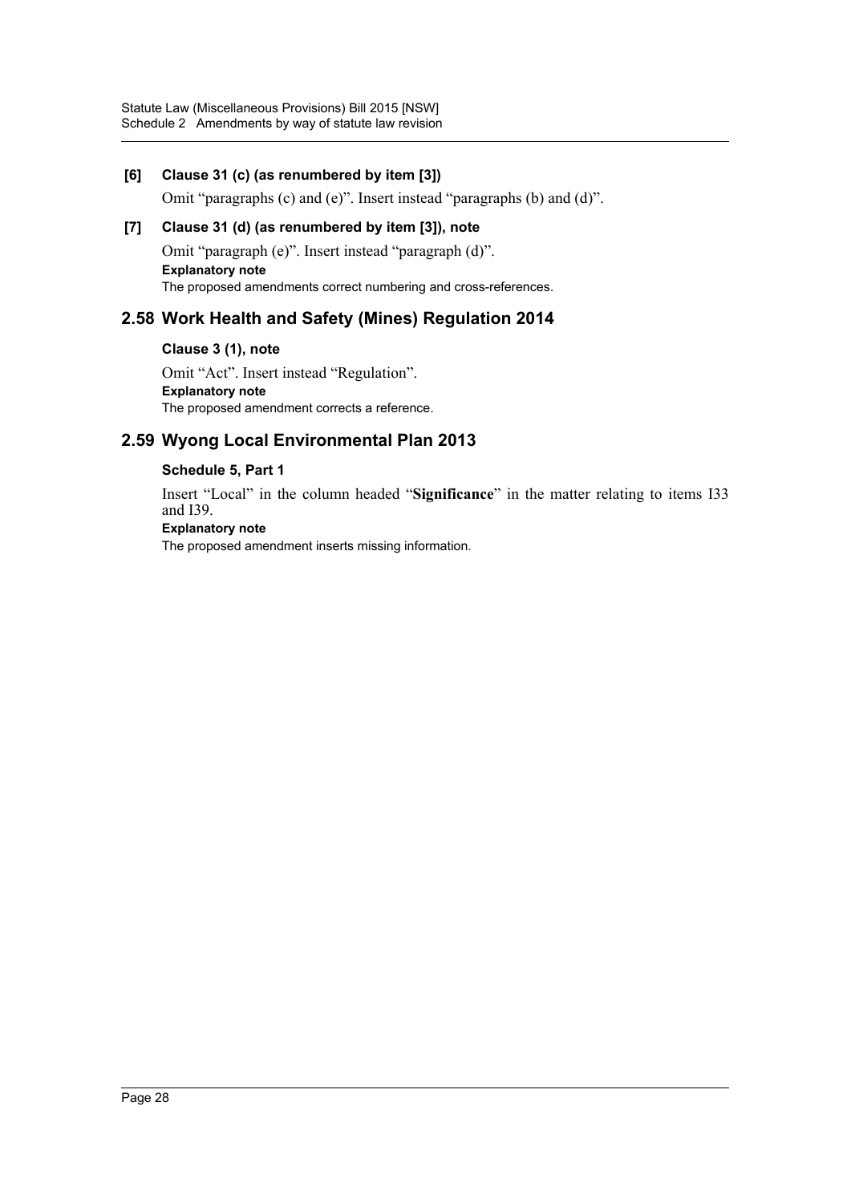**[6] Clause 31 (c) (as renumbered by item [3])**

Omit "paragraphs (c) and (e)". Insert instead "paragraphs (b) and (d)".

**[7] Clause 31 (d) (as renumbered by item [3]), note**

Omit "paragraph (e)". Insert instead "paragraph (d)".

**Explanatory note**

The proposed amendments correct numbering and cross-references.

## 2.58 Work Health and Safety (Mines) Regulation 2014

**Clause 3 (1), note**

Omit "Act". Insert instead "Regulation".

**Explanatory note**

The proposed amendment corrects a reference.

## 2.59 Wyong Local Environmental Plan 2013

**Schedule 5, Part 1**

Insert "Local" in the column headed "**Significance**" in the matter relating to items I33 and I39.

**Explanatory note**

The proposed amendment inserts missing information.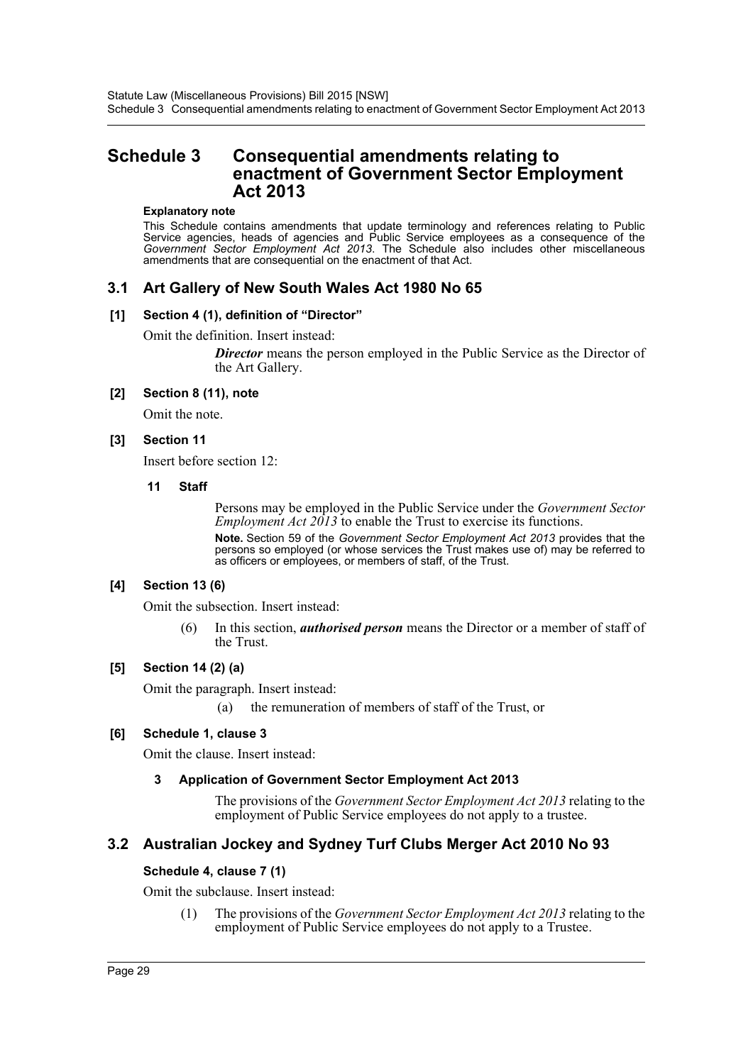# Schedule 3 Consequential amendments relating to enactment of Government Sector Employment Act 2013

**Explanatory note**

This Schedule contains amendments that update terminology and references relating to Public Service agencies, heads of agencies and Public Service employees as a consequence of the *Government Sector Employment Act 2013*. The Schedule also includes other miscellaneous amendments that are consequential on the enactment of that Act.

## 3.1 Art Gallery of New South Wales Act 1980 No 65

### [1] Section 4 (1), definition of "Director"

Omit the definition. Insert instead:

> ***Director*** means the person employed in the Public Service as the Director of the Art Gallery.

### [2] Section 8 (11), note

Omit the note.

### [3] Section 11

Insert before section 12:

> **11 Staff**
>
> Persons may be employed in the Public Service under the *Government Sector Employment Act 2013* to enable the Trust to exercise its functions.
>
> **Note.** Section 59 of the *Government Sector Employment Act 2013* provides that the persons so employed (or whose services the Trust makes use of) may be referred to as officers or employees, or members of staff, of the Trust.

### [4] Section 13 (6)

Omit the subsection. Insert instead:

> (6) In this section, ***authorised person*** means the Director or a member of staff of the Trust.

### [5] Section 14 (2) (a)

Omit the paragraph. Insert instead:

> (a) the remuneration of members of staff of the Trust, or

### [6] Schedule 1, clause 3

Omit the clause. Insert instead:

> **3 Application of Government Sector Employment Act 2013**
>
> The provisions of the *Government Sector Employment Act 2013* relating to the employment of Public Service employees do not apply to a trustee.

## 3.2 Australian Jockey and Sydney Turf Clubs Merger Act 2010 No 93

### Schedule 4, clause 7 (1)

Omit the subclause. Insert instead:

> (1) The provisions of the *Government Sector Employment Act 2013* relating to the employment of Public Service employees do not apply to a Trustee.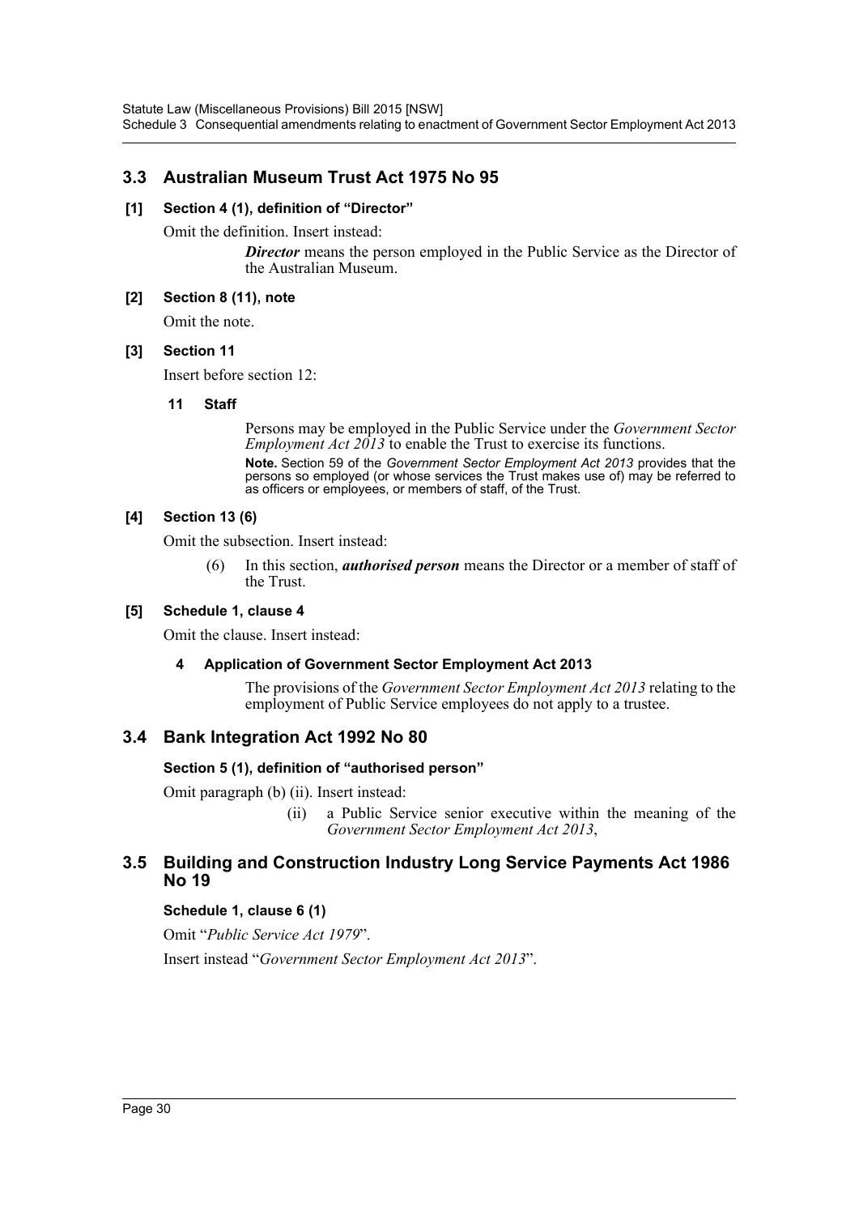## 3.3 Australian Museum Trust Act 1975 No 95

### [1] Section 4 (1), definition of "Director"

Omit the definition. Insert instead:

> ***Director*** means the person employed in the Public Service as the Director of the Australian Museum.

### [2] Section 8 (11), note

Omit the note.

### [3] Section 11

Insert before section 12:

#### 11 Staff

> Persons may be employed in the Public Service under the *Government Sector Employment Act 2013* to enable the Trust to exercise its functions.
>
> **Note.** Section 59 of the *Government Sector Employment Act 2013* provides that the persons so employed (or whose services the Trust makes use of) may be referred to as officers or employees, or members of staff, of the Trust.

### [4] Section 13 (6)

Omit the subsection. Insert instead:

> (6) In this section, ***authorised person*** means the Director or a member of staff of the Trust.

### [5] Schedule 1, clause 4

Omit the clause. Insert instead:

#### 4 Application of Government Sector Employment Act 2013

> The provisions of the *Government Sector Employment Act 2013* relating to the employment of Public Service employees do not apply to a trustee.

## 3.4 Bank Integration Act 1992 No 80

### Section 5 (1), definition of "authorised person"

Omit paragraph (b) (ii). Insert instead:

> (ii) a Public Service senior executive within the meaning of the *Government Sector Employment Act 2013*,

## 3.5 Building and Construction Industry Long Service Payments Act 1986 No 19

### Schedule 1, clause 6 (1)

Omit "*Public Service Act 1979*".

Insert instead "*Government Sector Employment Act 2013*".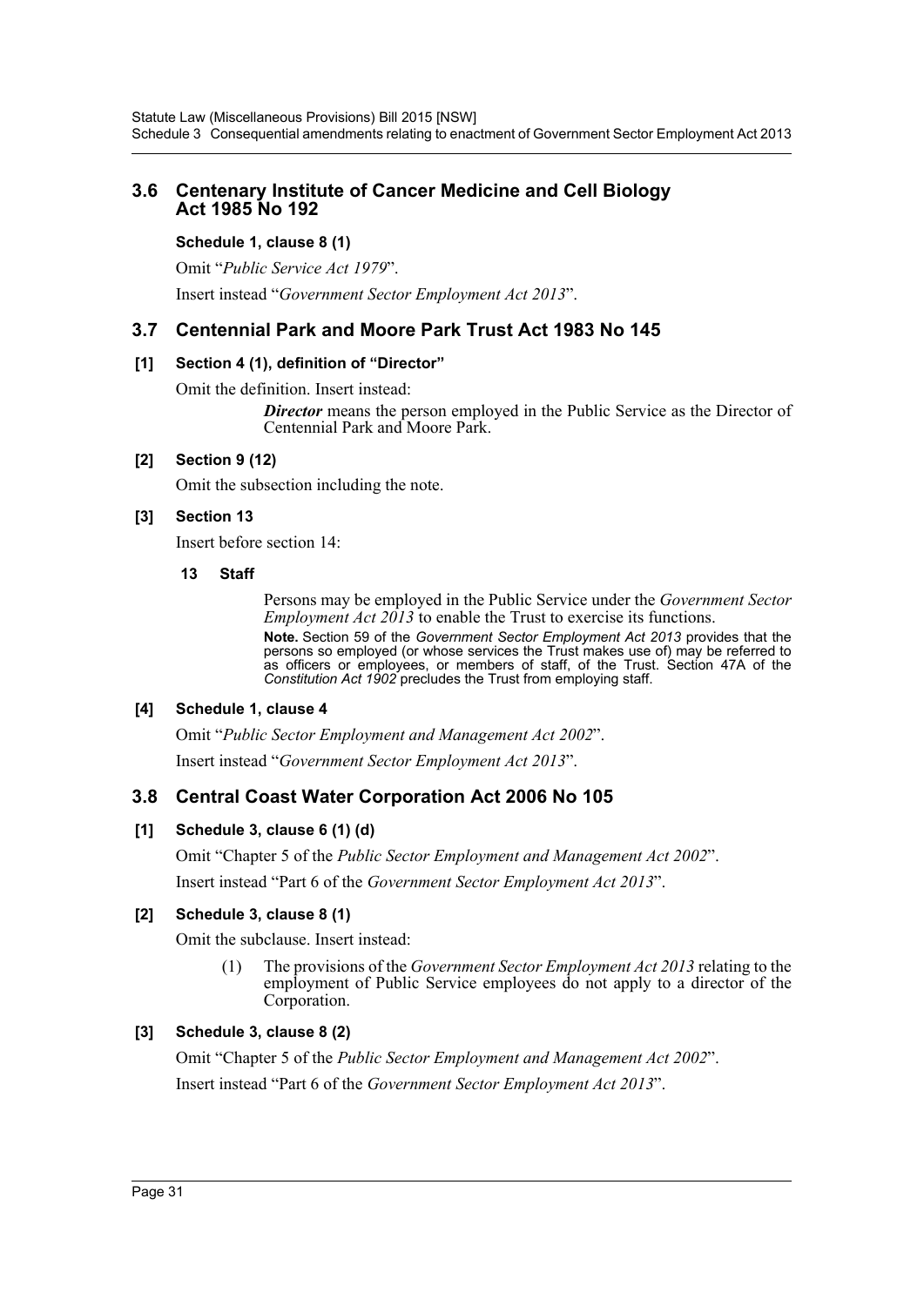## 3.6 Centenary Institute of Cancer Medicine and Cell Biology Act 1985 No 192

**Schedule 1, clause 8 (1)**

Omit "*Public Service Act 1979*".

Insert instead "*Government Sector Employment Act 2013*".

## 3.7 Centennial Park and Moore Park Trust Act 1983 No 145

**[1] Section 4 (1), definition of "Director"**

Omit the definition. Insert instead:

> ***Director*** means the person employed in the Public Service as the Director of Centennial Park and Moore Park.

**[2] Section 9 (12)**

Omit the subsection including the note.

**[3] Section 13**

Insert before section 14:

> **13 Staff**
>
> Persons may be employed in the Public Service under the *Government Sector Employment Act 2013* to enable the Trust to exercise its functions.
>
> **Note.** Section 59 of the *Government Sector Employment Act 2013* provides that the persons so employed (or whose services the Trust makes use of) may be referred to as officers or employees, or members of staff, of the Trust. Section 47A of the *Constitution Act 1902* precludes the Trust from employing staff.

**[4] Schedule 1, clause 4**

Omit "*Public Sector Employment and Management Act 2002*".

Insert instead "*Government Sector Employment Act 2013*".

## 3.8 Central Coast Water Corporation Act 2006 No 105

**[1] Schedule 3, clause 6 (1) (d)**

Omit "Chapter 5 of the *Public Sector Employment and Management Act 2002*".

Insert instead "Part 6 of the *Government Sector Employment Act 2013*".

**[2] Schedule 3, clause 8 (1)**

Omit the subclause. Insert instead:

> (1) The provisions of the *Government Sector Employment Act 2013* relating to the employment of Public Service employees do not apply to a director of the Corporation.

**[3] Schedule 3, clause 8 (2)**

Omit "Chapter 5 of the *Public Sector Employment and Management Act 2002*".

Insert instead "Part 6 of the *Government Sector Employment Act 2013*".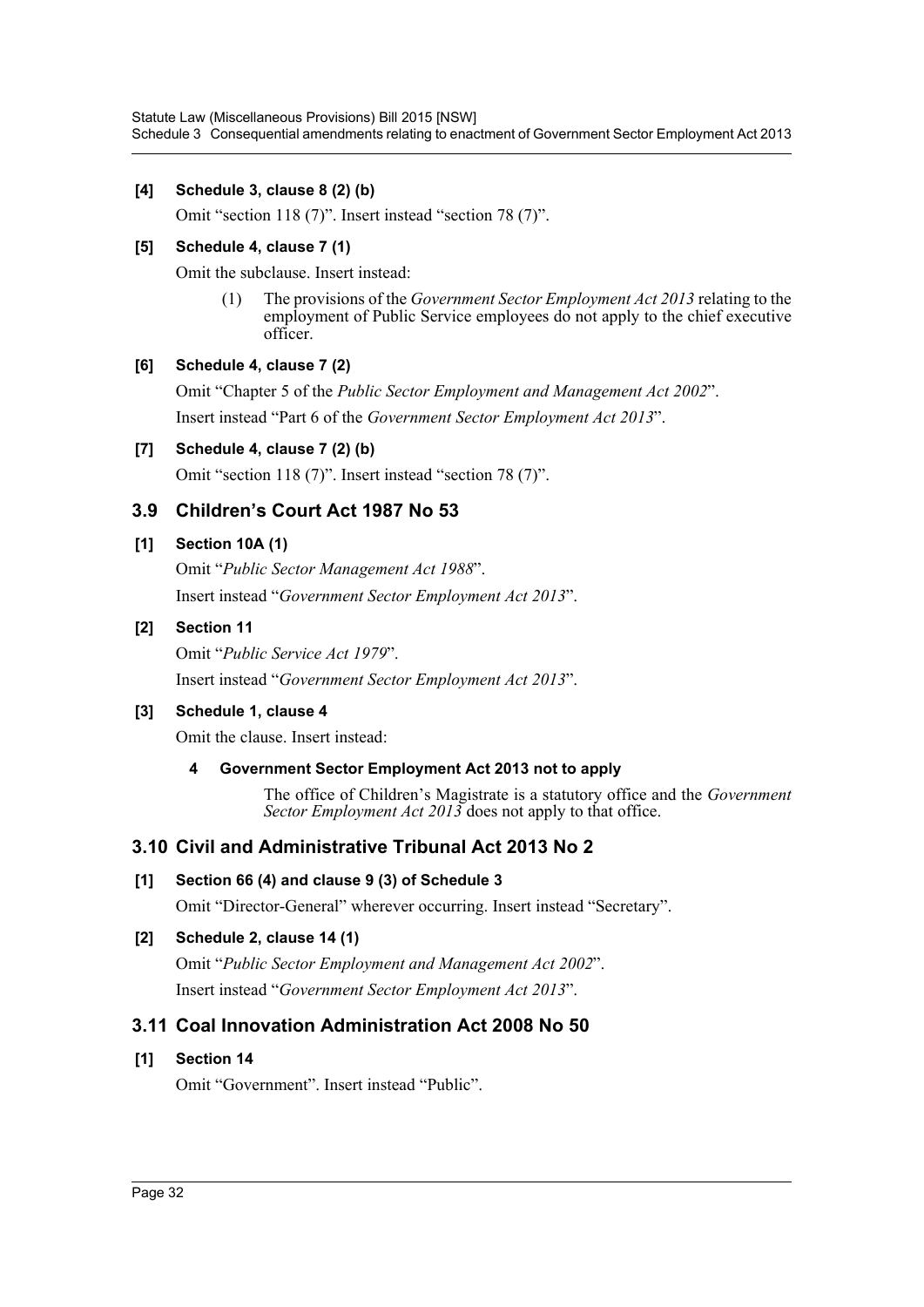**[4] Schedule 3, clause 8 (2) (b)**

Omit "section 118 (7)". Insert instead "section 78 (7)".

**[5] Schedule 4, clause 7 (1)**

Omit the subclause. Insert instead:

> (1) The provisions of the *Government Sector Employment Act 2013* relating to the employment of Public Service employees do not apply to the chief executive officer.

**[6] Schedule 4, clause 7 (2)**

Omit "Chapter 5 of the *Public Sector Employment and Management Act 2002*".

Insert instead "Part 6 of the *Government Sector Employment Act 2013*".

**[7] Schedule 4, clause 7 (2) (b)**

Omit "section 118 (7)". Insert instead "section 78 (7)".

## 3.9 Children's Court Act 1987 No 53

**[1] Section 10A (1)**

Omit "*Public Sector Management Act 1988*".

Insert instead "*Government Sector Employment Act 2013*".

**[2] Section 11**

Omit "*Public Service Act 1979*".

Insert instead "*Government Sector Employment Act 2013*".

**[3] Schedule 1, clause 4**

Omit the clause. Insert instead:

> **4 Government Sector Employment Act 2013 not to apply**
>
> The office of Children's Magistrate is a statutory office and the *Government Sector Employment Act 2013* does not apply to that office.

## 3.10 Civil and Administrative Tribunal Act 2013 No 2

**[1] Section 66 (4) and clause 9 (3) of Schedule 3**

Omit "Director-General" wherever occurring. Insert instead "Secretary".

**[2] Schedule 2, clause 14 (1)**

Omit "*Public Sector Employment and Management Act 2002*".

Insert instead "*Government Sector Employment Act 2013*".

## 3.11 Coal Innovation Administration Act 2008 No 50

**[1] Section 14**

Omit "Government". Insert instead "Public".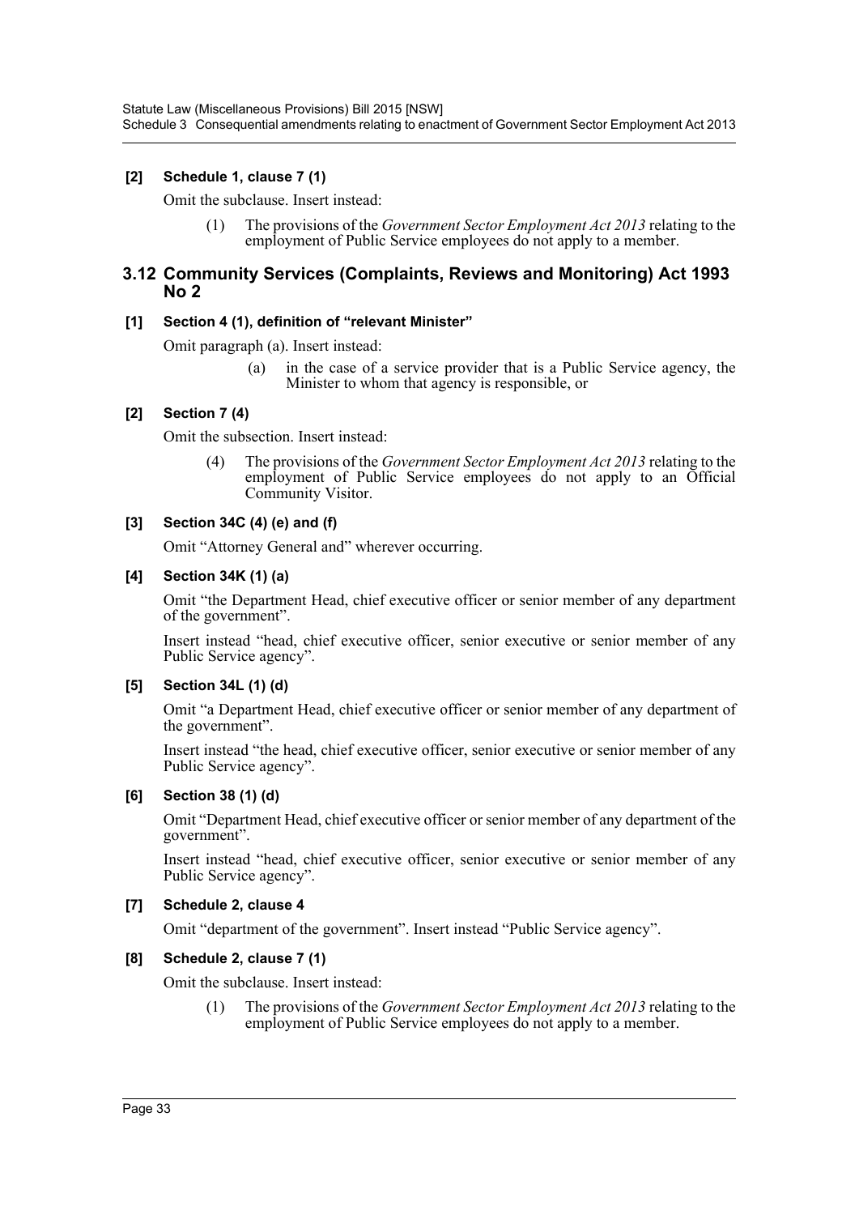**[2] Schedule 1, clause 7 (1)**

Omit the subclause. Insert instead:

> (1) The provisions of the *Government Sector Employment Act 2013* relating to the employment of Public Service employees do not apply to a member.

## 3.12 Community Services (Complaints, Reviews and Monitoring) Act 1993 No 2

**[1] Section 4 (1), definition of "relevant Minister"**

Omit paragraph (a). Insert instead:

> (a) in the case of a service provider that is a Public Service agency, the Minister to whom that agency is responsible, or

**[2] Section 7 (4)**

Omit the subsection. Insert instead:

> (4) The provisions of the *Government Sector Employment Act 2013* relating to the employment of Public Service employees do not apply to an Official Community Visitor.

**[3] Section 34C (4) (e) and (f)**

Omit "Attorney General and" wherever occurring.

**[4] Section 34K (1) (a)**

Omit "the Department Head, chief executive officer or senior member of any department of the government".

Insert instead "head, chief executive officer, senior executive or senior member of any Public Service agency".

**[5] Section 34L (1) (d)**

Omit "a Department Head, chief executive officer or senior member of any department of the government".

Insert instead "the head, chief executive officer, senior executive or senior member of any Public Service agency".

**[6] Section 38 (1) (d)**

Omit "Department Head, chief executive officer or senior member of any department of the government".

Insert instead "head, chief executive officer, senior executive or senior member of any Public Service agency".

**[7] Schedule 2, clause 4**

Omit "department of the government". Insert instead "Public Service agency".

**[8] Schedule 2, clause 7 (1)**

Omit the subclause. Insert instead:

> (1) The provisions of the *Government Sector Employment Act 2013* relating to the employment of Public Service employees do not apply to a member.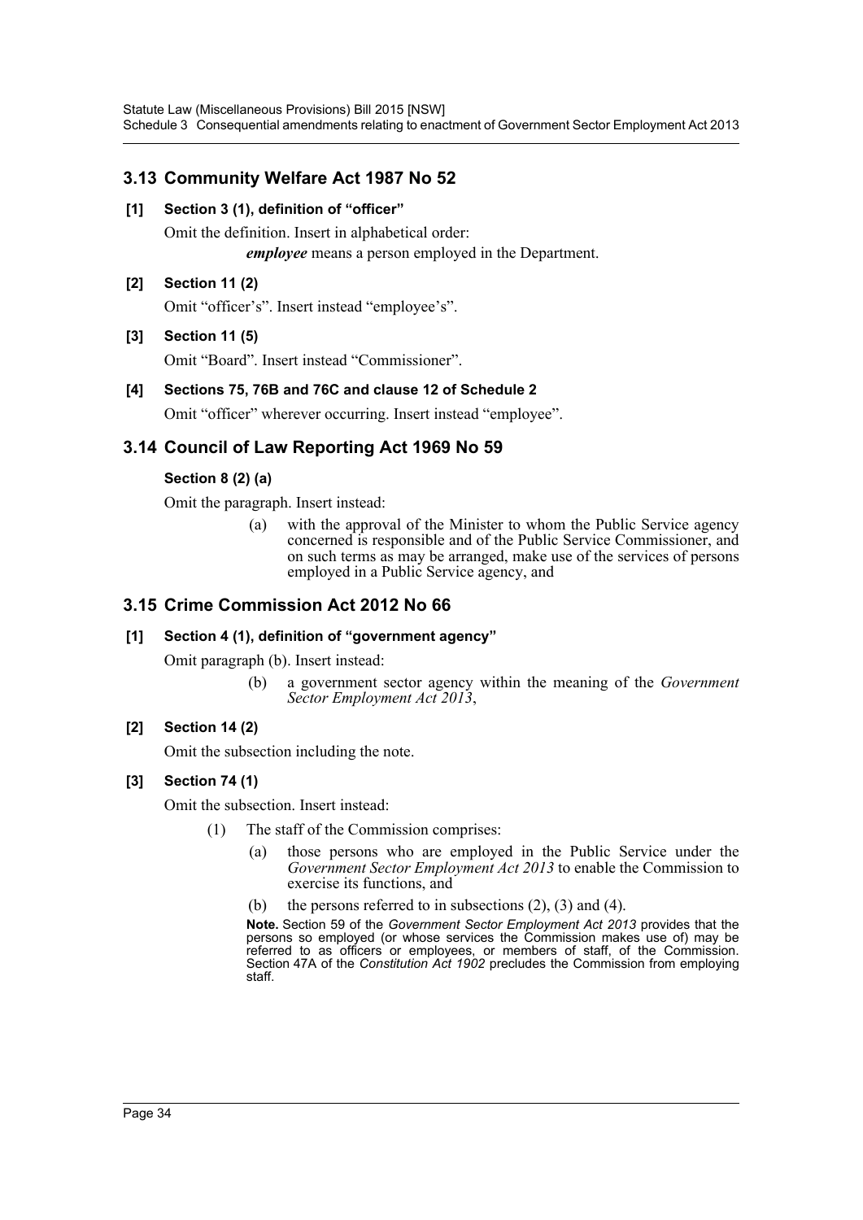## 3.13 Community Welfare Act 1987 No 52

**[1] Section 3 (1), definition of "officer"**

Omit the definition. Insert in alphabetical order:

> ***employee*** means a person employed in the Department.

**[2] Section 11 (2)**

Omit "officer's". Insert instead "employee's".

**[3] Section 11 (5)**

Omit "Board". Insert instead "Commissioner".

**[4] Sections 75, 76B and 76C and clause 12 of Schedule 2**

Omit "officer" wherever occurring. Insert instead "employee".

## 3.14 Council of Law Reporting Act 1969 No 59

**Section 8 (2) (a)**

Omit the paragraph. Insert instead:

> (a) with the approval of the Minister to whom the Public Service agency concerned is responsible and of the Public Service Commissioner, and on such terms as may be arranged, make use of the services of persons employed in a Public Service agency, and

## 3.15 Crime Commission Act 2012 No 66

**[1] Section 4 (1), definition of "government agency"**

Omit paragraph (b). Insert instead:

> (b) a government sector agency within the meaning of the *Government Sector Employment Act 2013*,

**[2] Section 14 (2)**

Omit the subsection including the note.

**[3] Section 74 (1)**

Omit the subsection. Insert instead:

> (1) The staff of the Commission comprises:
>
> (a) those persons who are employed in the Public Service under the *Government Sector Employment Act 2013* to enable the Commission to exercise its functions, and
>
> (b) the persons referred to in subsections (2), (3) and (4).
>
> **Note.** Section 59 of the *Government Sector Employment Act 2013* provides that the persons so employed (or whose services the Commission makes use of) may be referred to as officers or employees, or members of staff, of the Commission. Section 47A of the *Constitution Act 1902* precludes the Commission from employing staff.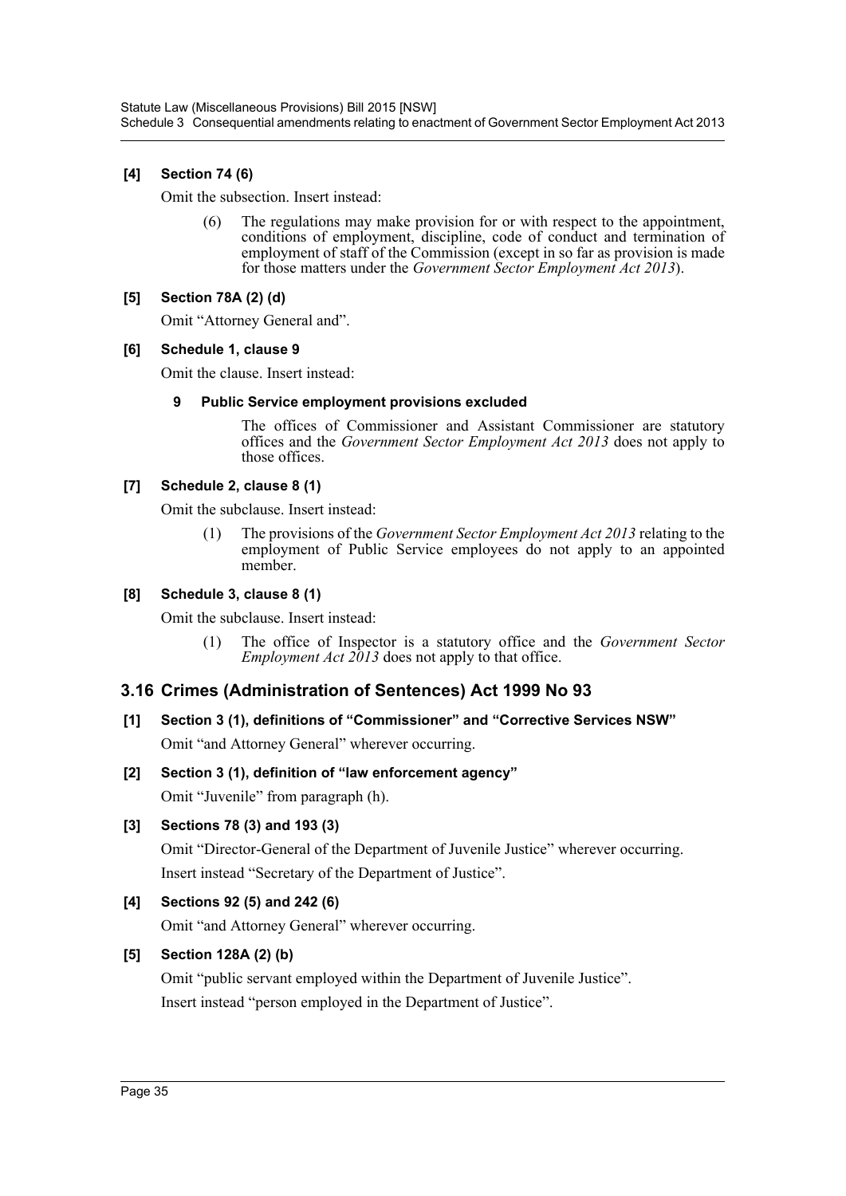**[4] Section 74 (6)**

Omit the subsection. Insert instead:

> (6) The regulations may make provision for or with respect to the appointment, conditions of employment, discipline, code of conduct and termination of employment of staff of the Commission (except in so far as provision is made for those matters under the *Government Sector Employment Act 2013*).

**[5] Section 78A (2) (d)**

Omit "Attorney General and".

**[6] Schedule 1, clause 9**

Omit the clause. Insert instead:

> **9 Public Service employment provisions excluded**
>
> The offices of Commissioner and Assistant Commissioner are statutory offices and the *Government Sector Employment Act 2013* does not apply to those offices.

**[7] Schedule 2, clause 8 (1)**

Omit the subclause. Insert instead:

> (1) The provisions of the *Government Sector Employment Act 2013* relating to the employment of Public Service employees do not apply to an appointed member.

**[8] Schedule 3, clause 8 (1)**

Omit the subclause. Insert instead:

> (1) The office of Inspector is a statutory office and the *Government Sector Employment Act 2013* does not apply to that office.

## 3.16 Crimes (Administration of Sentences) Act 1999 No 93

**[1] Section 3 (1), definitions of "Commissioner" and "Corrective Services NSW"**

Omit "and Attorney General" wherever occurring.

**[2] Section 3 (1), definition of "law enforcement agency"**

Omit "Juvenile" from paragraph (h).

**[3] Sections 78 (3) and 193 (3)**

Omit "Director-General of the Department of Juvenile Justice" wherever occurring.

Insert instead "Secretary of the Department of Justice".

**[4] Sections 92 (5) and 242 (6)**

Omit "and Attorney General" wherever occurring.

**[5] Section 128A (2) (b)**

Omit "public servant employed within the Department of Juvenile Justice".

Insert instead "person employed in the Department of Justice".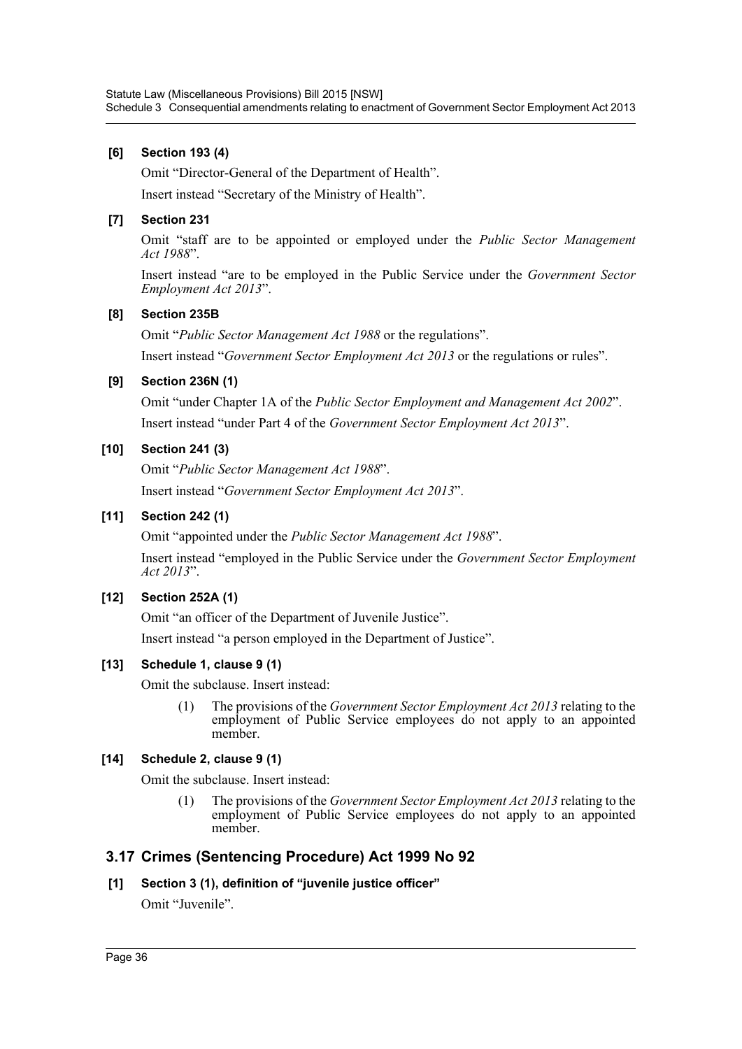**[6] Section 193 (4)**

Omit "Director-General of the Department of Health".

Insert instead "Secretary of the Ministry of Health".

**[7] Section 231**

Omit "staff are to be appointed or employed under the *Public Sector Management Act 1988*".

Insert instead "are to be employed in the Public Service under the *Government Sector Employment Act 2013*".

**[8] Section 235B**

Omit "*Public Sector Management Act 1988* or the regulations".

Insert instead "*Government Sector Employment Act 2013* or the regulations or rules".

**[9] Section 236N (1)**

Omit "under Chapter 1A of the *Public Sector Employment and Management Act 2002*".

Insert instead "under Part 4 of the *Government Sector Employment Act 2013*".

**[10] Section 241 (3)**

Omit "*Public Sector Management Act 1988*".

Insert instead "*Government Sector Employment Act 2013*".

**[11] Section 242 (1)**

Omit "appointed under the *Public Sector Management Act 1988*".

Insert instead "employed in the Public Service under the *Government Sector Employment Act 2013*".

**[12] Section 252A (1)**

Omit "an officer of the Department of Juvenile Justice".

Insert instead "a person employed in the Department of Justice".

**[13] Schedule 1, clause 9 (1)**

Omit the subclause. Insert instead:

(1) The provisions of the *Government Sector Employment Act 2013* relating to the employment of Public Service employees do not apply to an appointed member.

**[14] Schedule 2, clause 9 (1)**

Omit the subclause. Insert instead:

(1) The provisions of the *Government Sector Employment Act 2013* relating to the employment of Public Service employees do not apply to an appointed member.

## 3.17 Crimes (Sentencing Procedure) Act 1999 No 92

**[1] Section 3 (1), definition of "juvenile justice officer"**

Omit "Juvenile".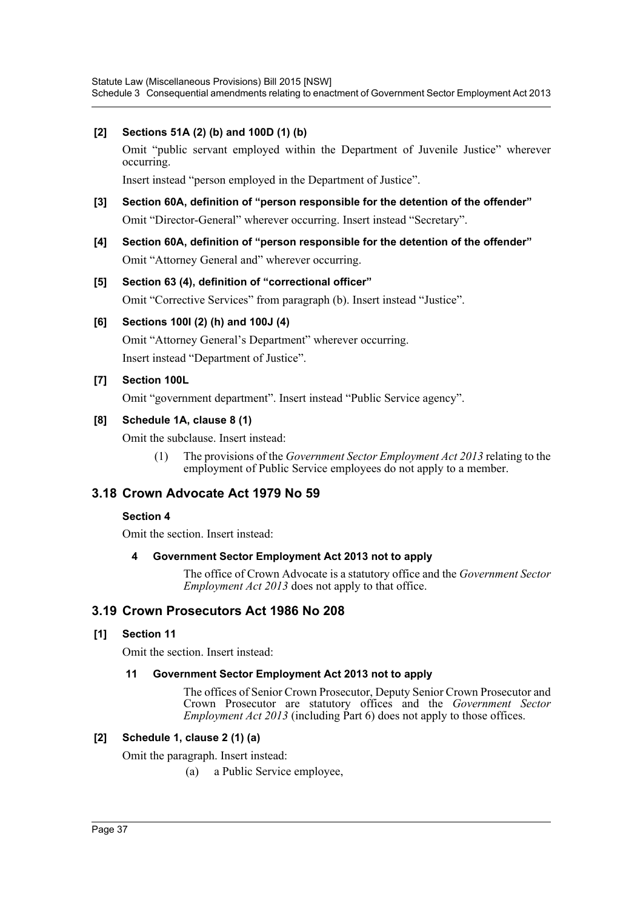**[2] Sections 51A (2) (b) and 100D (1) (b)**

Omit "public servant employed within the Department of Juvenile Justice" wherever occurring.

Insert instead "person employed in the Department of Justice".

**[3] Section 60A, definition of "person responsible for the detention of the offender"**

Omit "Director-General" wherever occurring. Insert instead "Secretary".

**[4] Section 60A, definition of "person responsible for the detention of the offender"**

Omit "Attorney General and" wherever occurring.

**[5] Section 63 (4), definition of "correctional officer"**

Omit "Corrective Services" from paragraph (b). Insert instead "Justice".

**[6] Sections 100I (2) (h) and 100J (4)**

Omit "Attorney General's Department" wherever occurring.

Insert instead "Department of Justice".

**[7] Section 100L**

Omit "government department". Insert instead "Public Service agency".

**[8] Schedule 1A, clause 8 (1)**

Omit the subclause. Insert instead:

> (1) The provisions of the *Government Sector Employment Act 2013* relating to the employment of Public Service employees do not apply to a member.

## 3.18 Crown Advocate Act 1979 No 59

**Section 4**

Omit the section. Insert instead:

> **4 Government Sector Employment Act 2013 not to apply**
>
> The office of Crown Advocate is a statutory office and the *Government Sector Employment Act 2013* does not apply to that office.

## 3.19 Crown Prosecutors Act 1986 No 208

**[1] Section 11**

Omit the section. Insert instead:

> **11 Government Sector Employment Act 2013 not to apply**
>
> The offices of Senior Crown Prosecutor, Deputy Senior Crown Prosecutor and Crown Prosecutor are statutory offices and the *Government Sector Employment Act 2013* (including Part 6) does not apply to those offices.

**[2] Schedule 1, clause 2 (1) (a)**

Omit the paragraph. Insert instead:

> (a) a Public Service employee,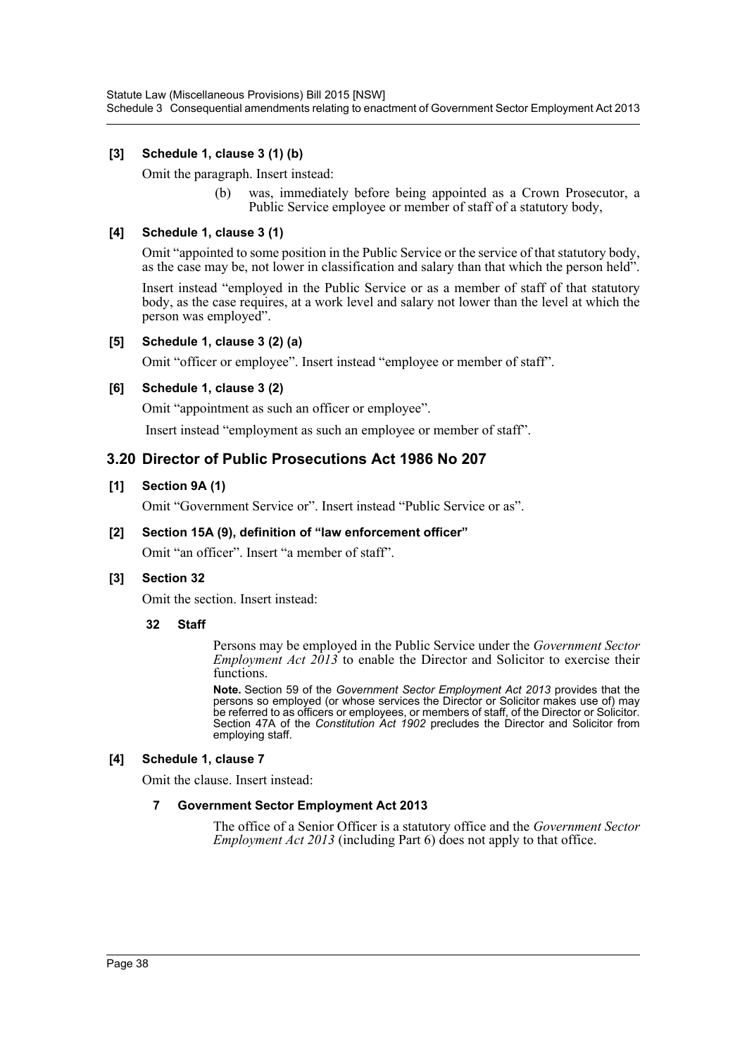**[3] Schedule 1, clause 3 (1) (b)**

Omit the paragraph. Insert instead:

> (b) was, immediately before being appointed as a Crown Prosecutor, a Public Service employee or member of staff of a statutory body,

**[4] Schedule 1, clause 3 (1)**

Omit "appointed to some position in the Public Service or the service of that statutory body, as the case may be, not lower in classification and salary than that which the person held".

Insert instead "employed in the Public Service or as a member of staff of that statutory body, as the case requires, at a work level and salary not lower than the level at which the person was employed".

**[5] Schedule 1, clause 3 (2) (a)**

Omit "officer or employee". Insert instead "employee or member of staff".

**[6] Schedule 1, clause 3 (2)**

Omit "appointment as such an officer or employee".

Insert instead "employment as such an employee or member of staff".

## 3.20 Director of Public Prosecutions Act 1986 No 207

**[1] Section 9A (1)**

Omit "Government Service or". Insert instead "Public Service or as".

**[2] Section 15A (9), definition of "law enforcement officer"**

Omit "an officer". Insert "a member of staff".

**[3] Section 32**

Omit the section. Insert instead:

> **32 Staff**
>
> Persons may be employed in the Public Service under the *Government Sector Employment Act 2013* to enable the Director and Solicitor to exercise their functions.
>
> **Note.** Section 59 of the *Government Sector Employment Act 2013* provides that the persons so employed (or whose services the Director or Solicitor makes use of) may be referred to as officers or employees, or members of staff, of the Director or Solicitor. Section 47A of the *Constitution Act 1902* precludes the Director and Solicitor from employing staff.

**[4] Schedule 1, clause 7**

Omit the clause. Insert instead:

> **7 Government Sector Employment Act 2013**
>
> The office of a Senior Officer is a statutory office and the *Government Sector Employment Act 2013* (including Part 6) does not apply to that office.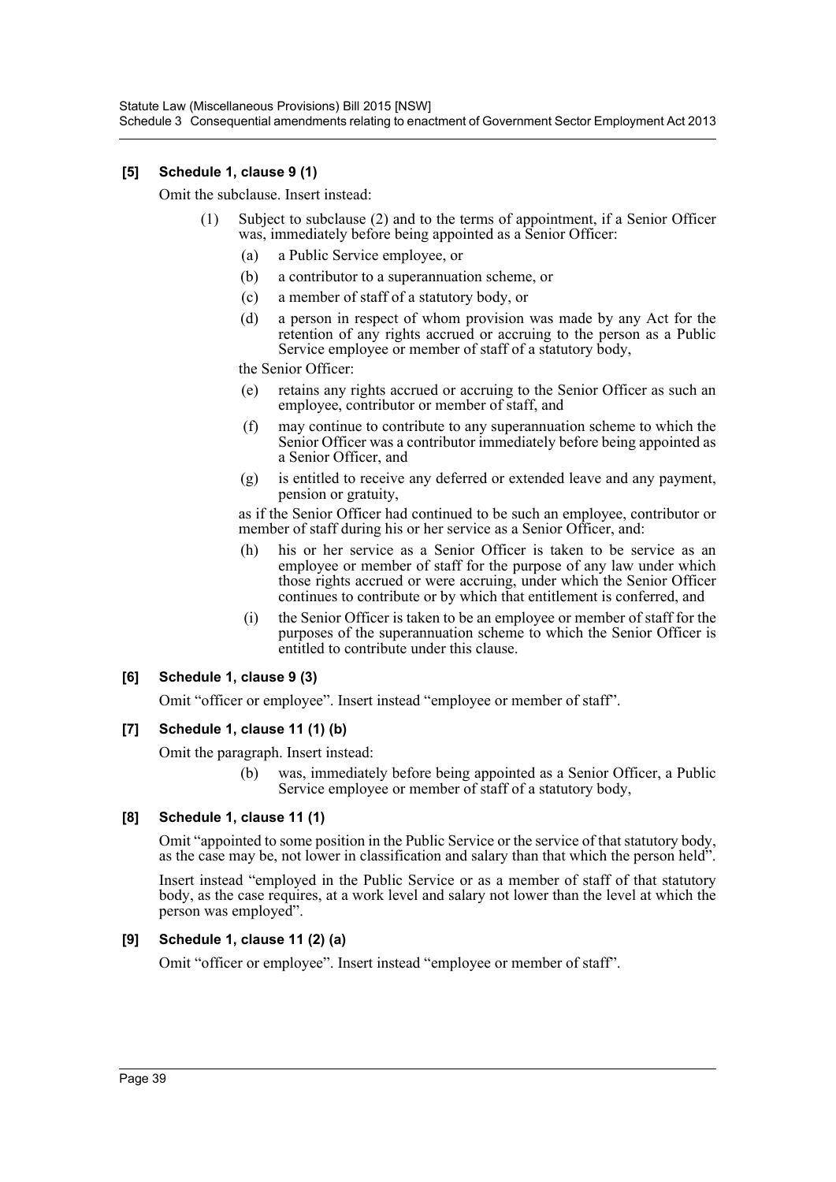**[5] Schedule 1, clause 9 (1)**

Omit the subclause. Insert instead:

(1) Subject to subclause (2) and to the terms of appointment, if a Senior Officer was, immediately before being appointed as a Senior Officer:

(a) a Public Service employee, or

(b) a contributor to a superannuation scheme, or

(c) a member of staff of a statutory body, or

(d) a person in respect of whom provision was made by any Act for the retention of any rights accrued or accruing to the person as a Public Service employee or member of staff of a statutory body,

the Senior Officer:

(e) retains any rights accrued or accruing to the Senior Officer as such an employee, contributor or member of staff, and

(f) may continue to contribute to any superannuation scheme to which the Senior Officer was a contributor immediately before being appointed as a Senior Officer, and

(g) is entitled to receive any deferred or extended leave and any payment, pension or gratuity,

as if the Senior Officer had continued to be such an employee, contributor or member of staff during his or her service as a Senior Officer, and:

(h) his or her service as a Senior Officer is taken to be service as an employee or member of staff for the purpose of any law under which those rights accrued or were accruing, under which the Senior Officer continues to contribute or by which that entitlement is conferred, and

(i) the Senior Officer is taken to be an employee or member of staff for the purposes of the superannuation scheme to which the Senior Officer is entitled to contribute under this clause.

**[6] Schedule 1, clause 9 (3)**

Omit "officer or employee". Insert instead "employee or member of staff".

**[7] Schedule 1, clause 11 (1) (b)**

Omit the paragraph. Insert instead:

(b) was, immediately before being appointed as a Senior Officer, a Public Service employee or member of staff of a statutory body,

**[8] Schedule 1, clause 11 (1)**

Omit "appointed to some position in the Public Service or the service of that statutory body, as the case may be, not lower in classification and salary than that which the person held".

Insert instead "employed in the Public Service or as a member of staff of that statutory body, as the case requires, at a work level and salary not lower than the level at which the person was employed".

**[9] Schedule 1, clause 11 (2) (a)**

Omit "officer or employee". Insert instead "employee or member of staff".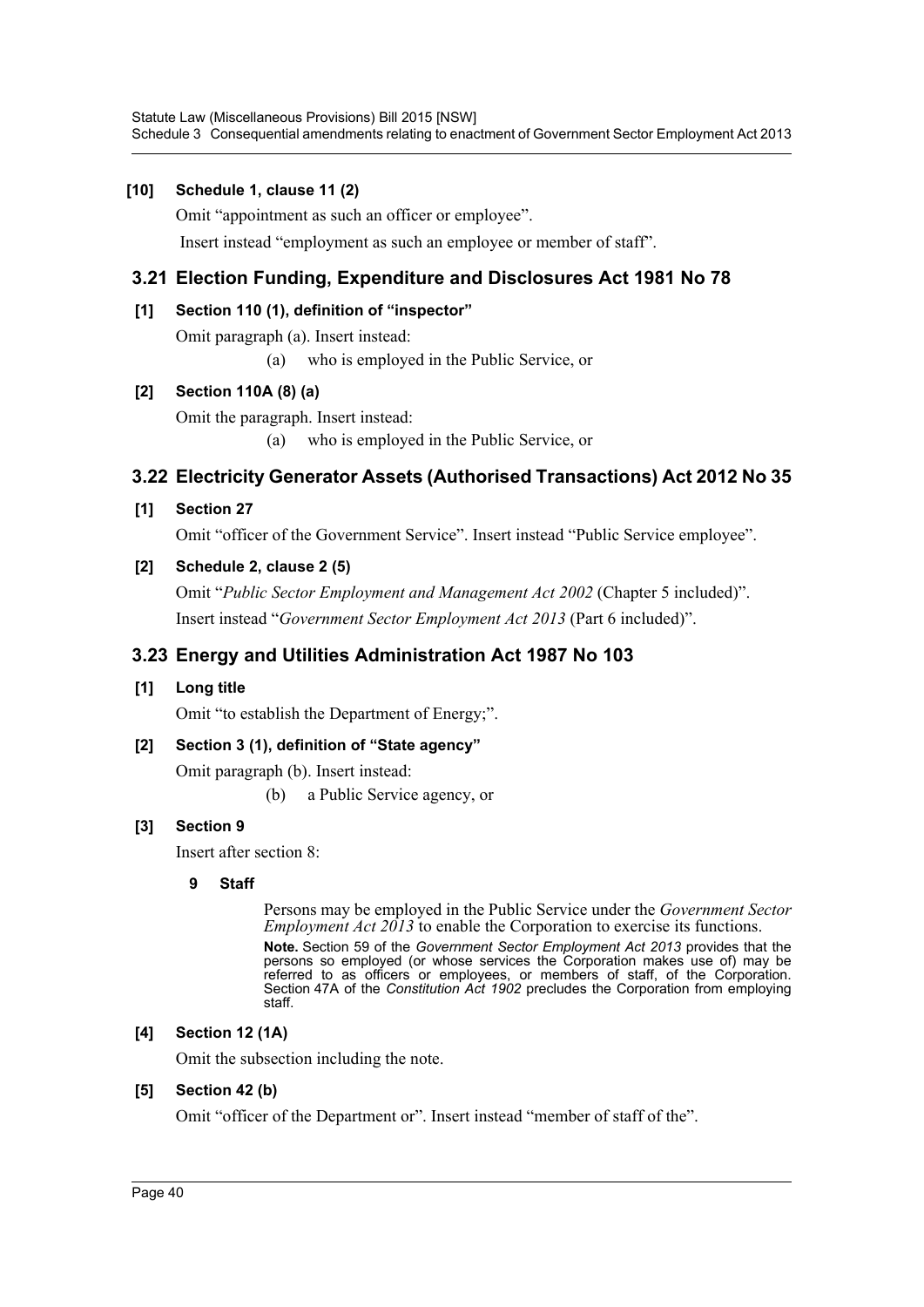**[10] Schedule 1, clause 11 (2)**

Omit "appointment as such an officer or employee".

Insert instead "employment as such an employee or member of staff".

## 3.21 Election Funding, Expenditure and Disclosures Act 1981 No 78

**[1] Section 110 (1), definition of "inspector"**

Omit paragraph (a). Insert instead:

(a) who is employed in the Public Service, or

**[2] Section 110A (8) (a)**

Omit the paragraph. Insert instead:

(a) who is employed in the Public Service, or

## 3.22 Electricity Generator Assets (Authorised Transactions) Act 2012 No 35

**[1] Section 27**

Omit "officer of the Government Service". Insert instead "Public Service employee".

**[2] Schedule 2, clause 2 (5)**

Omit "*Public Sector Employment and Management Act 2002* (Chapter 5 included)".

Insert instead "*Government Sector Employment Act 2013* (Part 6 included)".

## 3.23 Energy and Utilities Administration Act 1987 No 103

**[1] Long title**

Omit "to establish the Department of Energy;".

**[2] Section 3 (1), definition of "State agency"**

Omit paragraph (b). Insert instead:

(b) a Public Service agency, or

**[3] Section 9**

Insert after section 8:

**9 Staff**

Persons may be employed in the Public Service under the *Government Sector Employment Act 2013* to enable the Corporation to exercise its functions.

**Note.** Section 59 of the *Government Sector Employment Act 2013* provides that the persons so employed (or whose services the Corporation makes use of) may be referred to as officers or employees, or members of staff, of the Corporation. Section 47A of the *Constitution Act 1902* precludes the Corporation from employing staff.

**[4] Section 12 (1A)**

Omit the subsection including the note.

**[5] Section 42 (b)**

Omit "officer of the Department or". Insert instead "member of staff of the".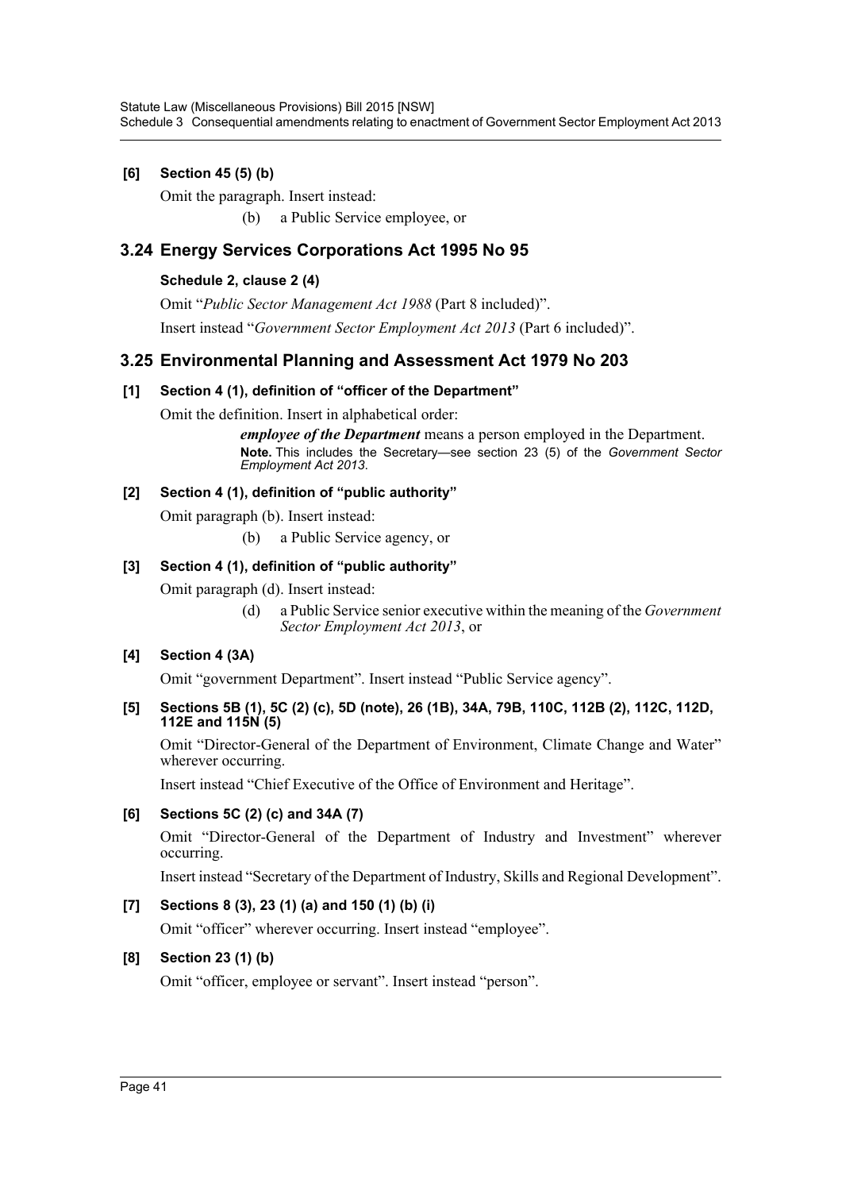**[6] Section 45 (5) (b)**

Omit the paragraph. Insert instead:

(b) a Public Service employee, or

## 3.24 Energy Services Corporations Act 1995 No 95

**Schedule 2, clause 2 (4)**

Omit "*Public Sector Management Act 1988* (Part 8 included)".

Insert instead "*Government Sector Employment Act 2013* (Part 6 included)".

## 3.25 Environmental Planning and Assessment Act 1979 No 203

**[1] Section 4 (1), definition of "officer of the Department"**

Omit the definition. Insert in alphabetical order:

> ***employee of the Department*** means a person employed in the Department.
>
> **Note.** This includes the Secretary—see section 23 (5) of the *Government Sector Employment Act 2013*.

**[2] Section 4 (1), definition of "public authority"**

Omit paragraph (b). Insert instead:

(b) a Public Service agency, or

**[3] Section 4 (1), definition of "public authority"**

Omit paragraph (d). Insert instead:

(d) a Public Service senior executive within the meaning of the *Government Sector Employment Act 2013*, or

**[4] Section 4 (3A)**

Omit "government Department". Insert instead "Public Service agency".

**[5] Sections 5B (1), 5C (2) (c), 5D (note), 26 (1B), 34A, 79B, 110C, 112B (2), 112C, 112D, 112E and 115N (5)**

Omit "Director-General of the Department of Environment, Climate Change and Water" wherever occurring.

Insert instead "Chief Executive of the Office of Environment and Heritage".

**[6] Sections 5C (2) (c) and 34A (7)**

Omit "Director-General of the Department of Industry and Investment" wherever occurring.

Insert instead "Secretary of the Department of Industry, Skills and Regional Development".

**[7] Sections 8 (3), 23 (1) (a) and 150 (1) (b) (i)**

Omit "officer" wherever occurring. Insert instead "employee".

**[8] Section 23 (1) (b)**

Omit "officer, employee or servant". Insert instead "person".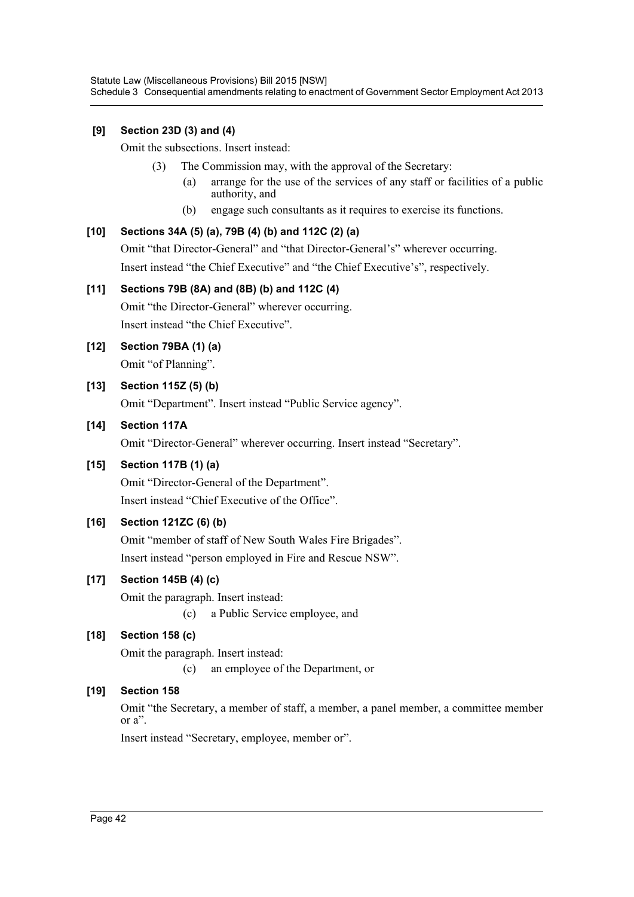**[9] Section 23D (3) and (4)**

Omit the subsections. Insert instead:

(3) The Commission may, with the approval of the Secretary:

(a) arrange for the use of the services of any staff or facilities of a public authority, and

(b) engage such consultants as it requires to exercise its functions.

**[10] Sections 34A (5) (a), 79B (4) (b) and 112C (2) (a)**

Omit "that Director-General" and "that Director-General's" wherever occurring.

Insert instead "the Chief Executive" and "the Chief Executive's", respectively.

**[11] Sections 79B (8A) and (8B) (b) and 112C (4)**

Omit "the Director-General" wherever occurring.

Insert instead "the Chief Executive".

**[12] Section 79BA (1) (a)**

Omit "of Planning".

**[13] Section 115Z (5) (b)**

Omit "Department". Insert instead "Public Service agency".

**[14] Section 117A**

Omit "Director-General" wherever occurring. Insert instead "Secretary".

**[15] Section 117B (1) (a)**

Omit "Director-General of the Department".

Insert instead "Chief Executive of the Office".

**[16] Section 121ZC (6) (b)**

Omit "member of staff of New South Wales Fire Brigades".

Insert instead "person employed in Fire and Rescue NSW".

**[17] Section 145B (4) (c)**

Omit the paragraph. Insert instead:

(c) a Public Service employee, and

**[18] Section 158 (c)**

Omit the paragraph. Insert instead:

(c) an employee of the Department, or

**[19] Section 158**

Omit "the Secretary, a member of staff, a member, a panel member, a committee member or a".

Insert instead "Secretary, employee, member or".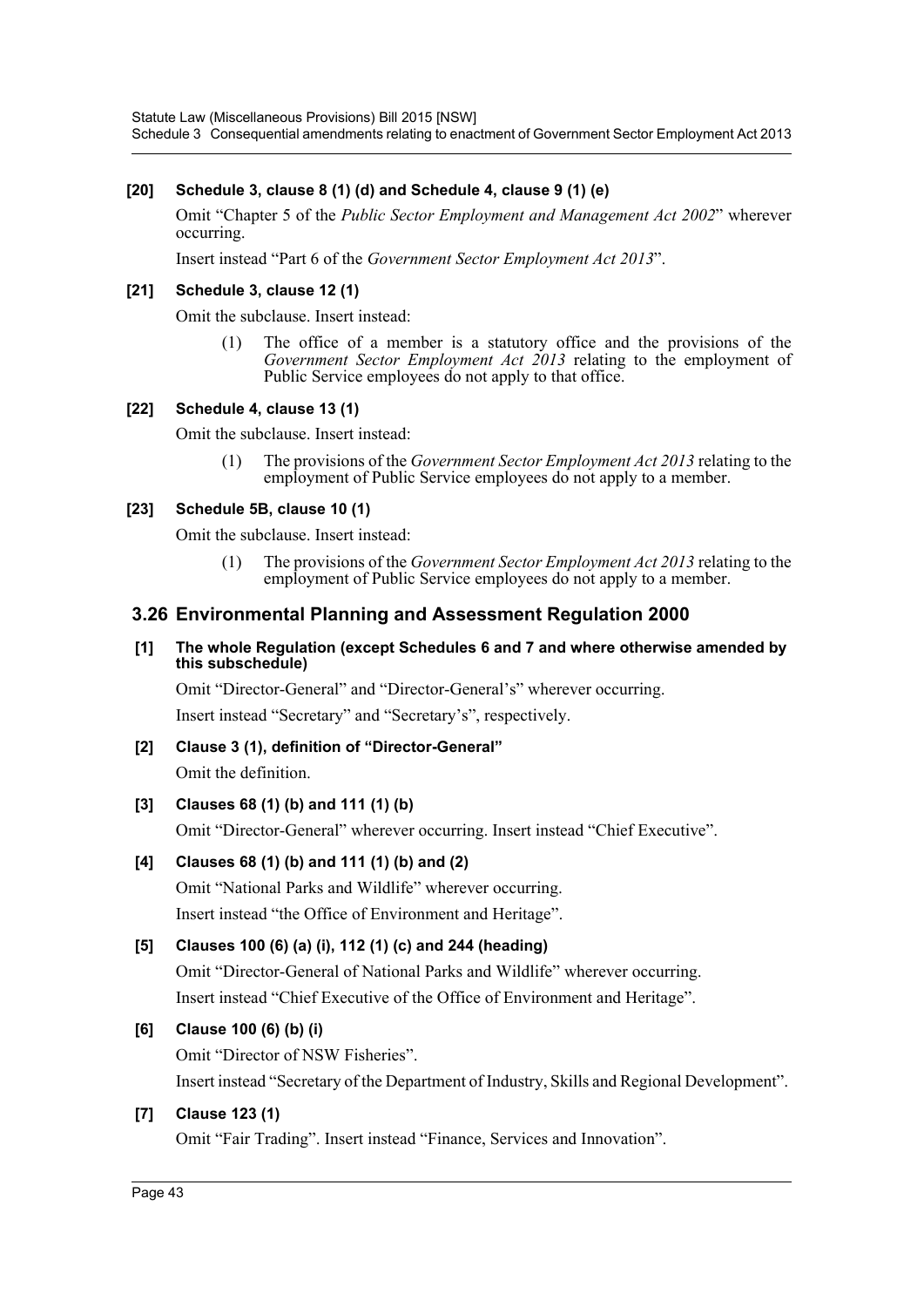**[20] Schedule 3, clause 8 (1) (d) and Schedule 4, clause 9 (1) (e)**

Omit "Chapter 5 of the *Public Sector Employment and Management Act 2002*" wherever occurring.

Insert instead "Part 6 of the *Government Sector Employment Act 2013*".

**[21] Schedule 3, clause 12 (1)**

Omit the subclause. Insert instead:

> (1) The office of a member is a statutory office and the provisions of the *Government Sector Employment Act 2013* relating to the employment of Public Service employees do not apply to that office.

**[22] Schedule 4, clause 13 (1)**

Omit the subclause. Insert instead:

> (1) The provisions of the *Government Sector Employment Act 2013* relating to the employment of Public Service employees do not apply to a member.

**[23] Schedule 5B, clause 10 (1)**

Omit the subclause. Insert instead:

> (1) The provisions of the *Government Sector Employment Act 2013* relating to the employment of Public Service employees do not apply to a member.

## 3.26 Environmental Planning and Assessment Regulation 2000

**[1] The whole Regulation (except Schedules 6 and 7 and where otherwise amended by this subschedule)**

Omit "Director-General" and "Director-General's" wherever occurring.

Insert instead "Secretary" and "Secretary's", respectively.

**[2] Clause 3 (1), definition of "Director-General"**

Omit the definition.

**[3] Clauses 68 (1) (b) and 111 (1) (b)**

Omit "Director-General" wherever occurring. Insert instead "Chief Executive".

**[4] Clauses 68 (1) (b) and 111 (1) (b) and (2)**

Omit "National Parks and Wildlife" wherever occurring.

Insert instead "the Office of Environment and Heritage".

**[5] Clauses 100 (6) (a) (i), 112 (1) (c) and 244 (heading)**

Omit "Director-General of National Parks and Wildlife" wherever occurring.

Insert instead "Chief Executive of the Office of Environment and Heritage".

**[6] Clause 100 (6) (b) (i)**

Omit "Director of NSW Fisheries".

Insert instead "Secretary of the Department of Industry, Skills and Regional Development".

**[7] Clause 123 (1)**

Omit "Fair Trading". Insert instead "Finance, Services and Innovation".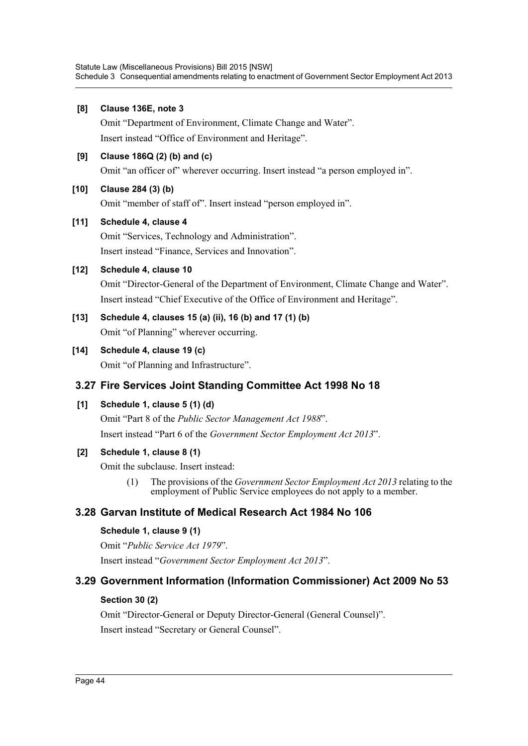**[8] Clause 136E, note 3**

Omit "Department of Environment, Climate Change and Water".

Insert instead "Office of Environment and Heritage".

**[9] Clause 186Q (2) (b) and (c)**

Omit "an officer of" wherever occurring. Insert instead "a person employed in".

**[10] Clause 284 (3) (b)**

Omit "member of staff of". Insert instead "person employed in".

**[11] Schedule 4, clause 4**

Omit "Services, Technology and Administration".

Insert instead "Finance, Services and Innovation".

**[12] Schedule 4, clause 10**

Omit "Director-General of the Department of Environment, Climate Change and Water".

Insert instead "Chief Executive of the Office of Environment and Heritage".

**[13] Schedule 4, clauses 15 (a) (ii), 16 (b) and 17 (1) (b)**

Omit "of Planning" wherever occurring.

**[14] Schedule 4, clause 19 (c)**

Omit "of Planning and Infrastructure".

## 3.27 Fire Services Joint Standing Committee Act 1998 No 18

**[1] Schedule 1, clause 5 (1) (d)**

Omit "Part 8 of the *Public Sector Management Act 1988*".

Insert instead "Part 6 of the *Government Sector Employment Act 2013*".

**[2] Schedule 1, clause 8 (1)**

Omit the subclause. Insert instead:

> (1) The provisions of the *Government Sector Employment Act 2013* relating to the employment of Public Service employees do not apply to a member.

## 3.28 Garvan Institute of Medical Research Act 1984 No 106

**Schedule 1, clause 9 (1)**

Omit "*Public Service Act 1979*".

Insert instead "*Government Sector Employment Act 2013*".

## 3.29 Government Information (Information Commissioner) Act 2009 No 53

**Section 30 (2)**

Omit "Director-General or Deputy Director-General (General Counsel)".

Insert instead "Secretary or General Counsel".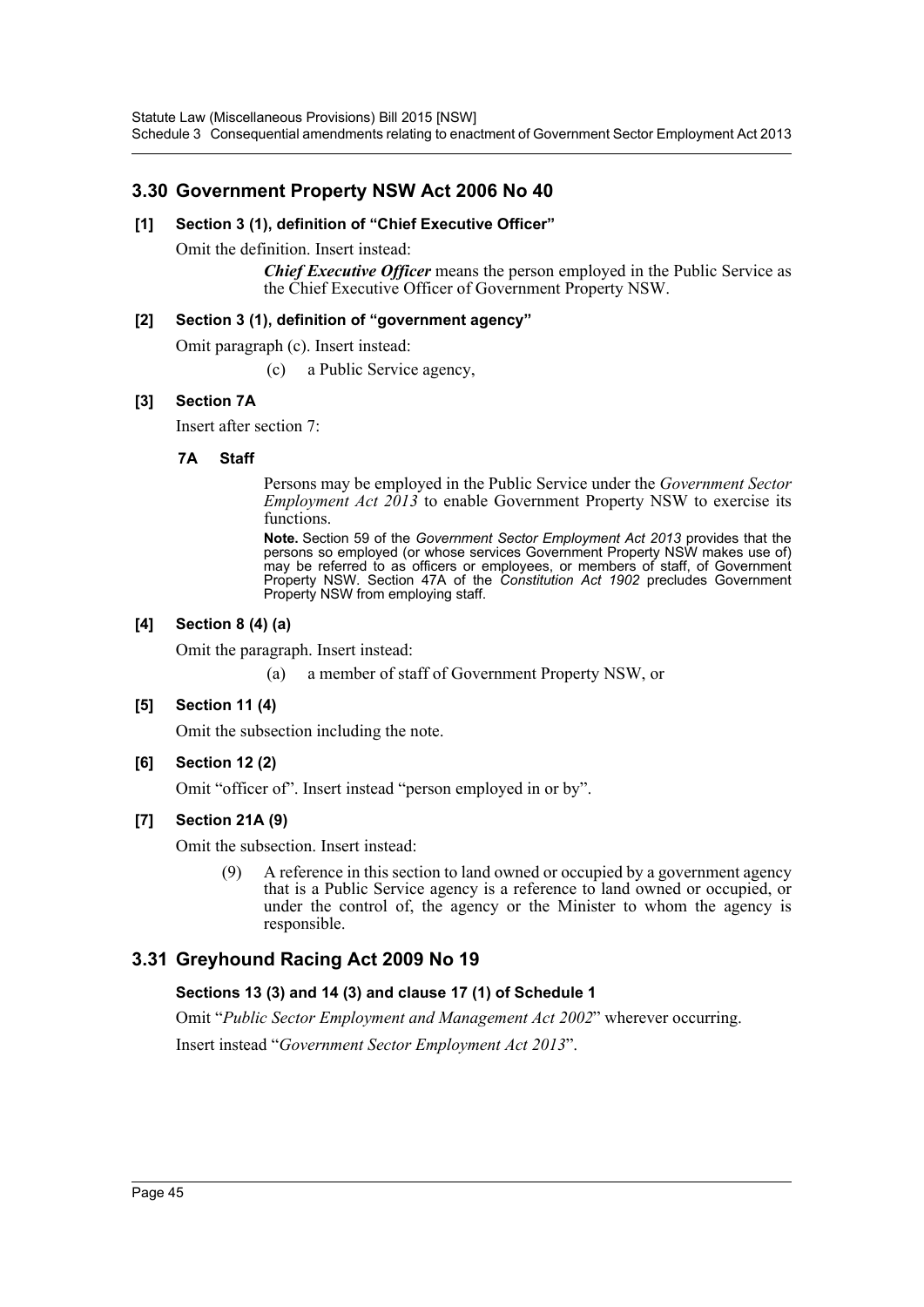## 3.30 Government Property NSW Act 2006 No 40

**[1] Section 3 (1), definition of "Chief Executive Officer"**

Omit the definition. Insert instead:

> ***Chief Executive Officer*** means the person employed in the Public Service as the Chief Executive Officer of Government Property NSW.

**[2] Section 3 (1), definition of "government agency"**

Omit paragraph (c). Insert instead:

> (c) a Public Service agency,

**[3] Section 7A**

Insert after section 7:

> **7A Staff**
>
> Persons may be employed in the Public Service under the *Government Sector Employment Act 2013* to enable Government Property NSW to exercise its functions.
>
> **Note.** Section 59 of the *Government Sector Employment Act 2013* provides that the persons so employed (or whose services Government Property NSW makes use of) may be referred to as officers or employees, or members of staff, of Government Property NSW. Section 47A of the *Constitution Act 1902* precludes Government Property NSW from employing staff.

**[4] Section 8 (4) (a)**

Omit the paragraph. Insert instead:

> (a) a member of staff of Government Property NSW, or

**[5] Section 11 (4)**

Omit the subsection including the note.

**[6] Section 12 (2)**

Omit "officer of". Insert instead "person employed in or by".

**[7] Section 21A (9)**

Omit the subsection. Insert instead:

> (9) A reference in this section to land owned or occupied by a government agency that is a Public Service agency is a reference to land owned or occupied, or under the control of, the agency or the Minister to whom the agency is responsible.

## 3.31 Greyhound Racing Act 2009 No 19

**Sections 13 (3) and 14 (3) and clause 17 (1) of Schedule 1**

Omit "*Public Sector Employment and Management Act 2002*" wherever occurring.

Insert instead "*Government Sector Employment Act 2013*".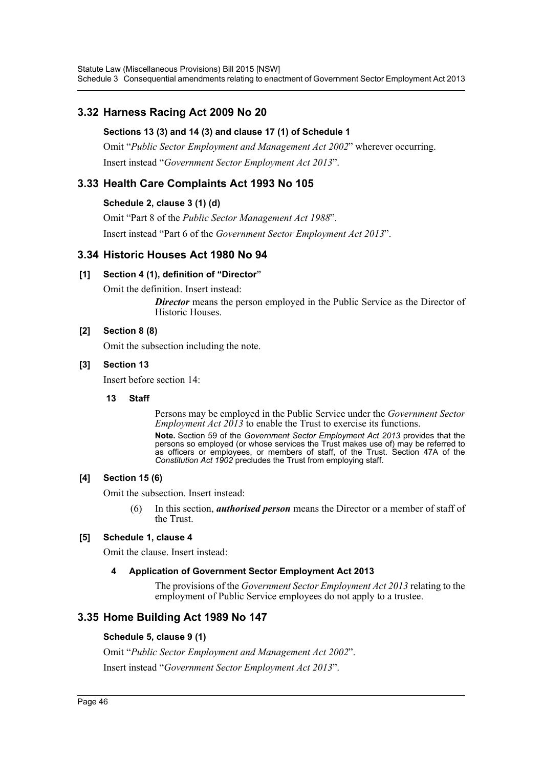## 3.32 Harness Racing Act 2009 No 20

#### Sections 13 (3) and 14 (3) and clause 17 (1) of Schedule 1

Omit "*Public Sector Employment and Management Act 2002*" wherever occurring.

Insert instead "*Government Sector Employment Act 2013*".

## 3.33 Health Care Complaints Act 1993 No 105

#### Schedule 2, clause 3 (1) (d)

Omit "Part 8 of the *Public Sector Management Act 1988*".

Insert instead "Part 6 of the *Government Sector Employment Act 2013*".

## 3.34 Historic Houses Act 1980 No 94

#### [1] Section 4 (1), definition of "Director"

Omit the definition. Insert instead:

> ***Director*** means the person employed in the Public Service as the Director of Historic Houses.

#### [2] Section 8 (8)

Omit the subsection including the note.

#### [3] Section 13

Insert before section 14:

> **13 Staff**
>
> Persons may be employed in the Public Service under the *Government Sector Employment Act 2013* to enable the Trust to exercise its functions.
>
> **Note.** Section 59 of the *Government Sector Employment Act 2013* provides that the persons so employed (or whose services the Trust makes use of) may be referred to as officers or employees, or members of staff, of the Trust. Section 47A of the *Constitution Act 1902* precludes the Trust from employing staff.

#### [4] Section 15 (6)

Omit the subsection. Insert instead:

> (6) In this section, ***authorised person*** means the Director or a member of staff of the Trust.

#### [5] Schedule 1, clause 4

Omit the clause. Insert instead:

> **4 Application of Government Sector Employment Act 2013**
>
> The provisions of the *Government Sector Employment Act 2013* relating to the employment of Public Service employees do not apply to a trustee.

## 3.35 Home Building Act 1989 No 147

#### Schedule 5, clause 9 (1)

Omit "*Public Sector Employment and Management Act 2002*".

Insert instead "*Government Sector Employment Act 2013*".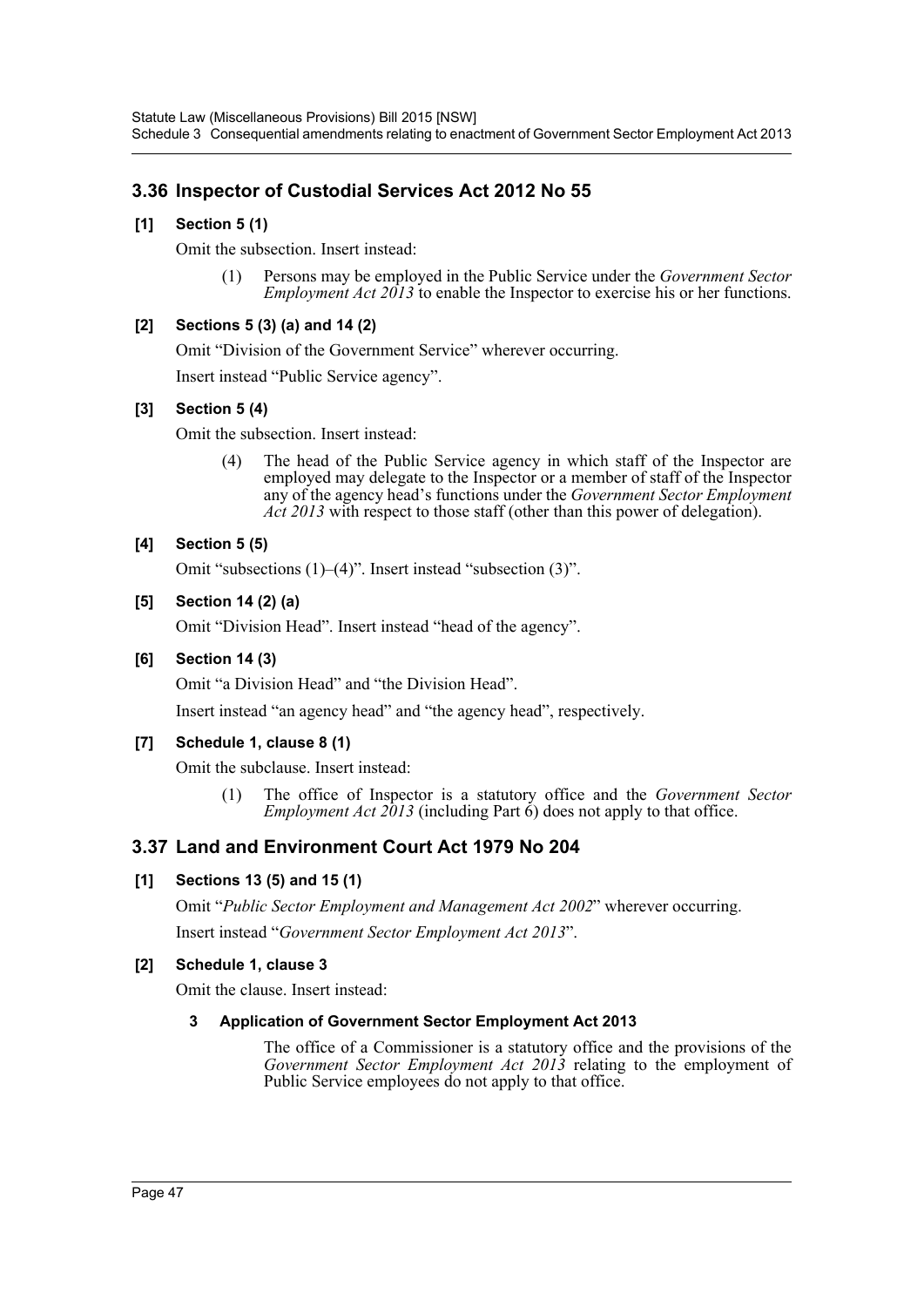## 3.36 Inspector of Custodial Services Act 2012 No 55

### [1] Section 5 (1)

Omit the subsection. Insert instead:

(1) Persons may be employed in the Public Service under the *Government Sector Employment Act 2013* to enable the Inspector to exercise his or her functions.

### [2] Sections 5 (3) (a) and 14 (2)

Omit "Division of the Government Service" wherever occurring.

Insert instead "Public Service agency".

### [3] Section 5 (4)

Omit the subsection. Insert instead:

(4) The head of the Public Service agency in which staff of the Inspector are employed may delegate to the Inspector or a member of staff of the Inspector any of the agency head's functions under the *Government Sector Employment Act 2013* with respect to those staff (other than this power of delegation).

### [4] Section 5 (5)

Omit "subsections (1)–(4)". Insert instead "subsection (3)".

### [5] Section 14 (2) (a)

Omit "Division Head". Insert instead "head of the agency".

### [6] Section 14 (3)

Omit "a Division Head" and "the Division Head".

Insert instead "an agency head" and "the agency head", respectively.

### [7] Schedule 1, clause 8 (1)

Omit the subclause. Insert instead:

(1) The office of Inspector is a statutory office and the *Government Sector Employment Act 2013* (including Part 6) does not apply to that office.

## 3.37 Land and Environment Court Act 1979 No 204

### [1] Sections 13 (5) and 15 (1)

Omit "*Public Sector Employment and Management Act 2002*" wherever occurring.

Insert instead "*Government Sector Employment Act 2013*".

### [2] Schedule 1, clause 3

Omit the clause. Insert instead:

**3 Application of Government Sector Employment Act 2013**

The office of a Commissioner is a statutory office and the provisions of the *Government Sector Employment Act 2013* relating to the employment of Public Service employees do not apply to that office.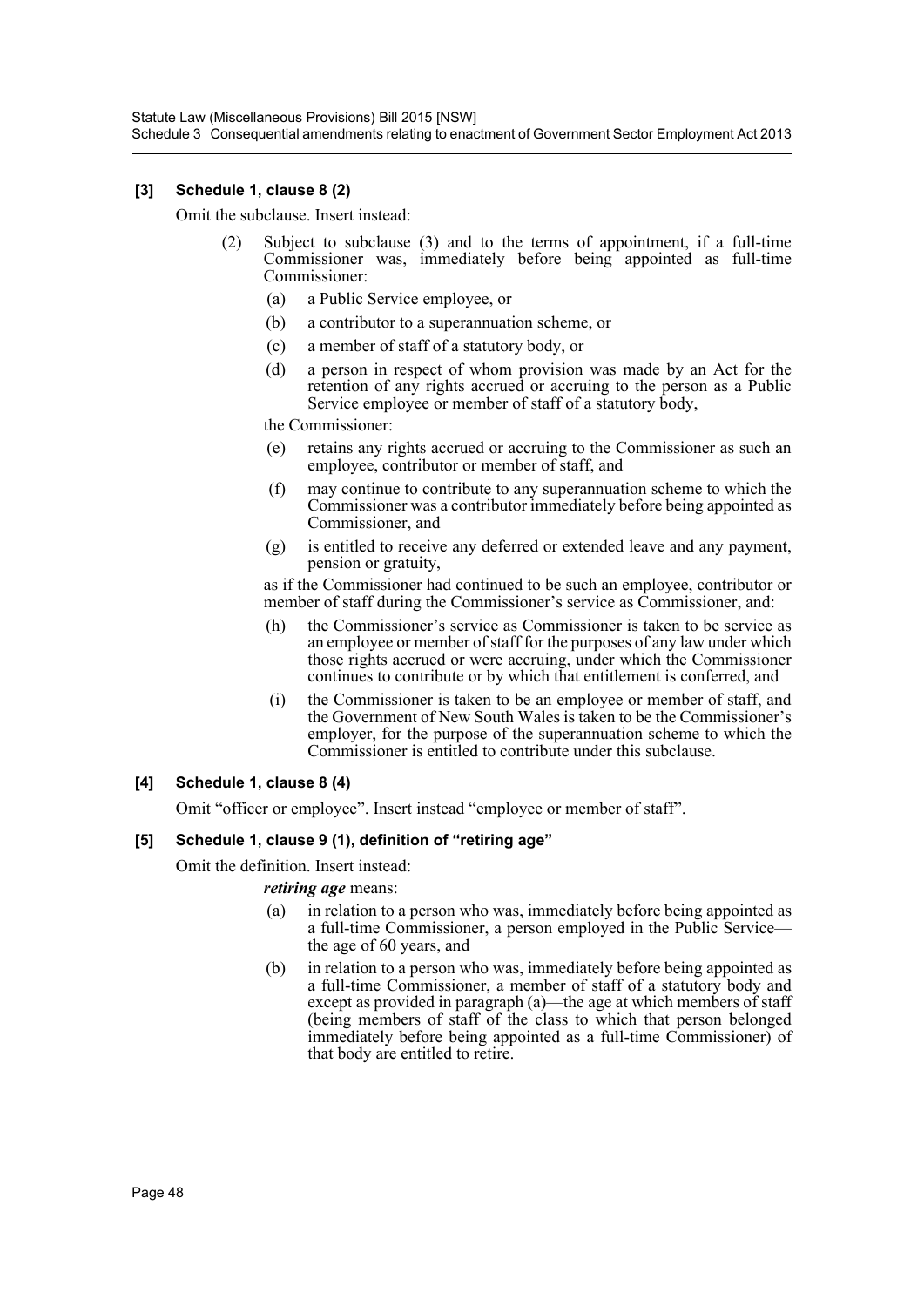**[3] Schedule 1, clause 8 (2)**

Omit the subclause. Insert instead:

(2) Subject to subclause (3) and to the terms of appointment, if a full-time Commissioner was, immediately before being appointed as full-time Commissioner:

(a) a Public Service employee, or

(b) a contributor to a superannuation scheme, or

(c) a member of staff of a statutory body, or

(d) a person in respect of whom provision was made by an Act for the retention of any rights accrued or accruing to the person as a Public Service employee or member of staff of a statutory body,

the Commissioner:

(e) retains any rights accrued or accruing to the Commissioner as such an employee, contributor or member of staff, and

(f) may continue to contribute to any superannuation scheme to which the Commissioner was a contributor immediately before being appointed as Commissioner, and

(g) is entitled to receive any deferred or extended leave and any payment, pension or gratuity,

as if the Commissioner had continued to be such an employee, contributor or member of staff during the Commissioner's service as Commissioner, and:

(h) the Commissioner's service as Commissioner is taken to be service as an employee or member of staff for the purposes of any law under which those rights accrued or were accruing, under which the Commissioner continues to contribute or by which that entitlement is conferred, and

(i) the Commissioner is taken to be an employee or member of staff, and the Government of New South Wales is taken to be the Commissioner's employer, for the purpose of the superannuation scheme to which the Commissioner is entitled to contribute under this subclause.

**[4] Schedule 1, clause 8 (4)**

Omit "officer or employee". Insert instead "employee or member of staff".

**[5] Schedule 1, clause 9 (1), definition of "retiring age"**

Omit the definition. Insert instead:

***retiring age*** means:

(a) in relation to a person who was, immediately before being appointed as a full-time Commissioner, a person employed in the Public Service—the age of 60 years, and

(b) in relation to a person who was, immediately before being appointed as a full-time Commissioner, a member of staff of a statutory body and except as provided in paragraph (a)—the age at which members of staff (being members of staff of the class to which that person belonged immediately before being appointed as a full-time Commissioner) of that body are entitled to retire.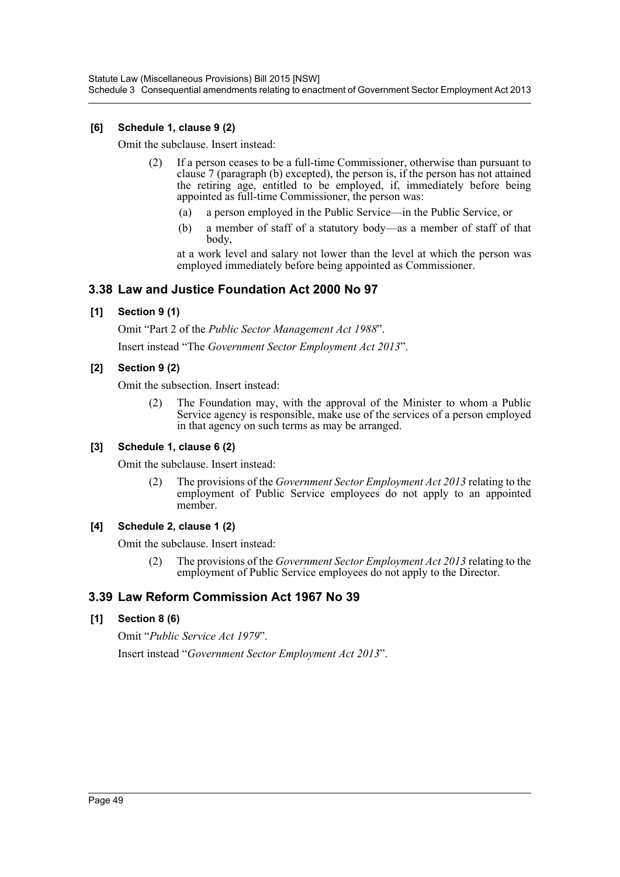**[6] Schedule 1, clause 9 (2)**

Omit the subclause. Insert instead:

> (2) If a person ceases to be a full-time Commissioner, otherwise than pursuant to clause 7 (paragraph (b) excepted), the person is, if the person has not attained the retiring age, entitled to be employed, if, immediately before being appointed as full-time Commissioner, the person was:
>
> (a) a person employed in the Public Service—in the Public Service, or
>
> (b) a member of staff of a statutory body—as a member of staff of that body,
>
> at a work level and salary not lower than the level at which the person was employed immediately before being appointed as Commissioner.

## 3.38 Law and Justice Foundation Act 2000 No 97

**[1] Section 9 (1)**

Omit "Part 2 of the *Public Sector Management Act 1988*".

Insert instead "The *Government Sector Employment Act 2013*".

**[2] Section 9 (2)**

Omit the subsection. Insert instead:

> (2) The Foundation may, with the approval of the Minister to whom a Public Service agency is responsible, make use of the services of a person employed in that agency on such terms as may be arranged.

**[3] Schedule 1, clause 6 (2)**

Omit the subclause. Insert instead:

> (2) The provisions of the *Government Sector Employment Act 2013* relating to the employment of Public Service employees do not apply to an appointed member.

**[4] Schedule 2, clause 1 (2)**

Omit the subclause. Insert instead:

> (2) The provisions of the *Government Sector Employment Act 2013* relating to the employment of Public Service employees do not apply to the Director.

## 3.39 Law Reform Commission Act 1967 No 39

**[1] Section 8 (6)**

Omit "*Public Service Act 1979*".

Insert instead "*Government Sector Employment Act 2013*".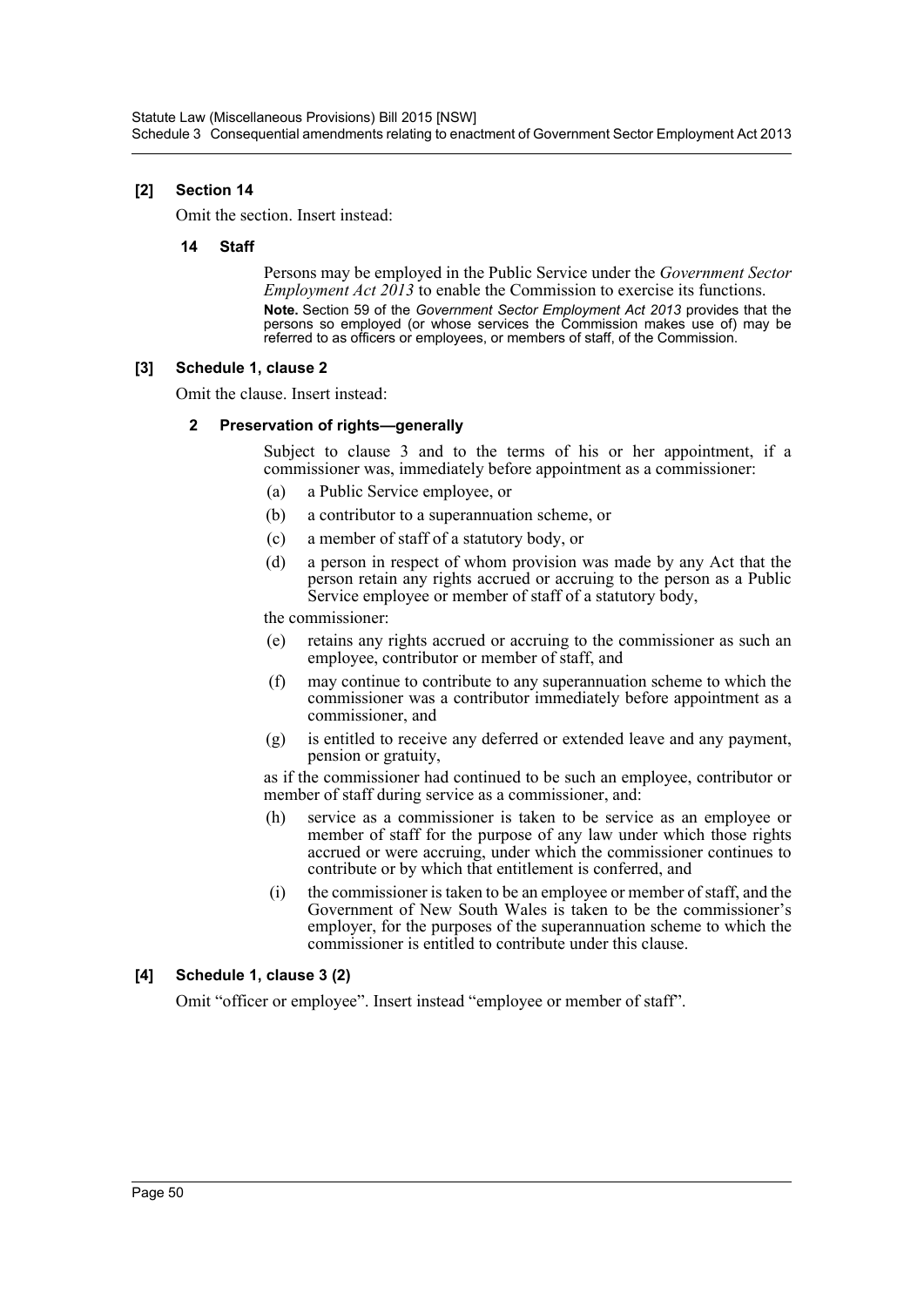**[2] Section 14**

Omit the section. Insert instead:

**14 Staff**

Persons may be employed in the Public Service under the *Government Sector Employment Act 2013* to enable the Commission to exercise its functions.

**Note.** Section 59 of the *Government Sector Employment Act 2013* provides that the persons so employed (or whose services the Commission makes use of) may be referred to as officers or employees, or members of staff, of the Commission.

**[3] Schedule 1, clause 2**

Omit the clause. Insert instead:

**2 Preservation of rights—generally**

Subject to clause 3 and to the terms of his or her appointment, if a commissioner was, immediately before appointment as a commissioner:

- (a) a Public Service employee, or
- (b) a contributor to a superannuation scheme, or
- (c) a member of staff of a statutory body, or
- (d) a person in respect of whom provision was made by any Act that the person retain any rights accrued or accruing to the person as a Public Service employee or member of staff of a statutory body,

the commissioner:

- (e) retains any rights accrued or accruing to the commissioner as such an employee, contributor or member of staff, and
- (f) may continue to contribute to any superannuation scheme to which the commissioner was a contributor immediately before appointment as a commissioner, and
- (g) is entitled to receive any deferred or extended leave and any payment, pension or gratuity,

as if the commissioner had continued to be such an employee, contributor or member of staff during service as a commissioner, and:

- (h) service as a commissioner is taken to be service as an employee or member of staff for the purpose of any law under which those rights accrued or were accruing, under which the commissioner continues to contribute or by which that entitlement is conferred, and
- (i) the commissioner is taken to be an employee or member of staff, and the Government of New South Wales is taken to be the commissioner's employer, for the purposes of the superannuation scheme to which the commissioner is entitled to contribute under this clause.

**[4] Schedule 1, clause 3 (2)**

Omit "officer or employee". Insert instead "employee or member of staff".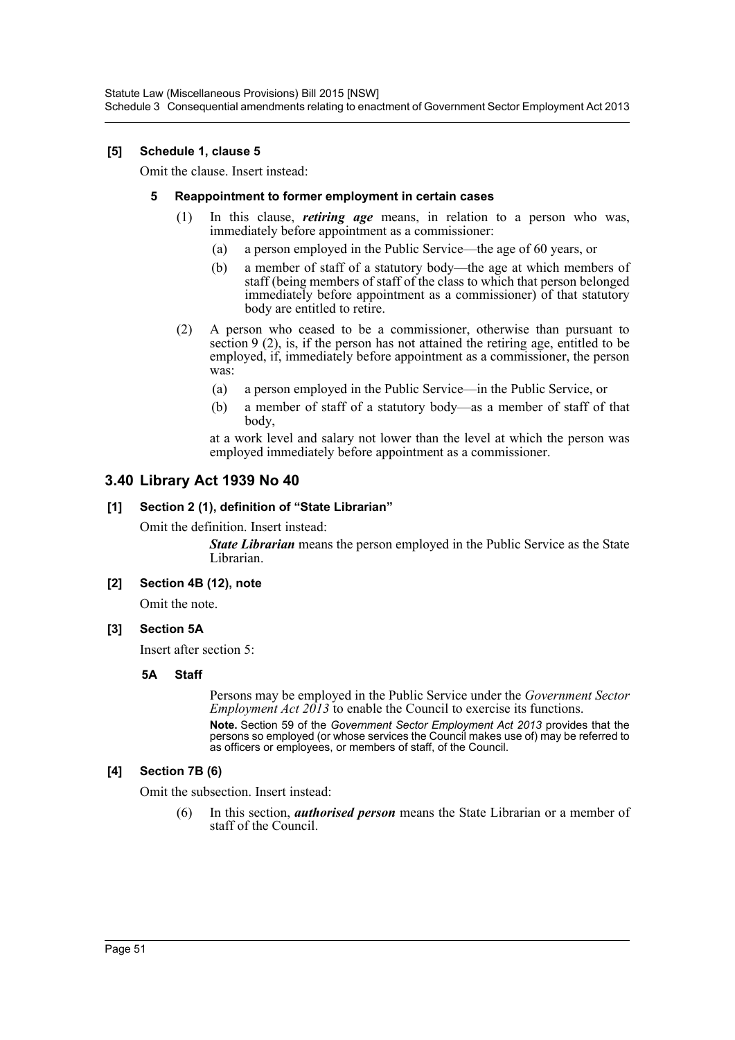**[5] Schedule 1, clause 5**

Omit the clause. Insert instead:

**5 Reappointment to former employment in certain cases**

(1) In this clause, ***retiring age*** means, in relation to a person who was, immediately before appointment as a commissioner:

(a) a person employed in the Public Service—the age of 60 years, or

(b) a member of staff of a statutory body—the age at which members of staff (being members of staff of the class to which that person belonged immediately before appointment as a commissioner) of that statutory body are entitled to retire.

(2) A person who ceased to be a commissioner, otherwise than pursuant to section 9 (2), is, if the person has not attained the retiring age, entitled to be employed, if, immediately before appointment as a commissioner, the person was:

(a) a person employed in the Public Service—in the Public Service, or

(b) a member of staff of a statutory body—as a member of staff of that body,

at a work level and salary not lower than the level at which the person was employed immediately before appointment as a commissioner.

## 3.40 Library Act 1939 No 40

**[1] Section 2 (1), definition of "State Librarian"**

Omit the definition. Insert instead:

***State Librarian*** means the person employed in the Public Service as the State Librarian.

**[2] Section 4B (12), note**

Omit the note.

**[3] Section 5A**

Insert after section 5:

**5A Staff**

Persons may be employed in the Public Service under the *Government Sector Employment Act 2013* to enable the Council to exercise its functions.

**Note.** Section 59 of the *Government Sector Employment Act 2013* provides that the persons so employed (or whose services the Council makes use of) may be referred to as officers or employees, or members of staff, of the Council.

**[4] Section 7B (6)**

Omit the subsection. Insert instead:

(6) In this section, ***authorised person*** means the State Librarian or a member of staff of the Council.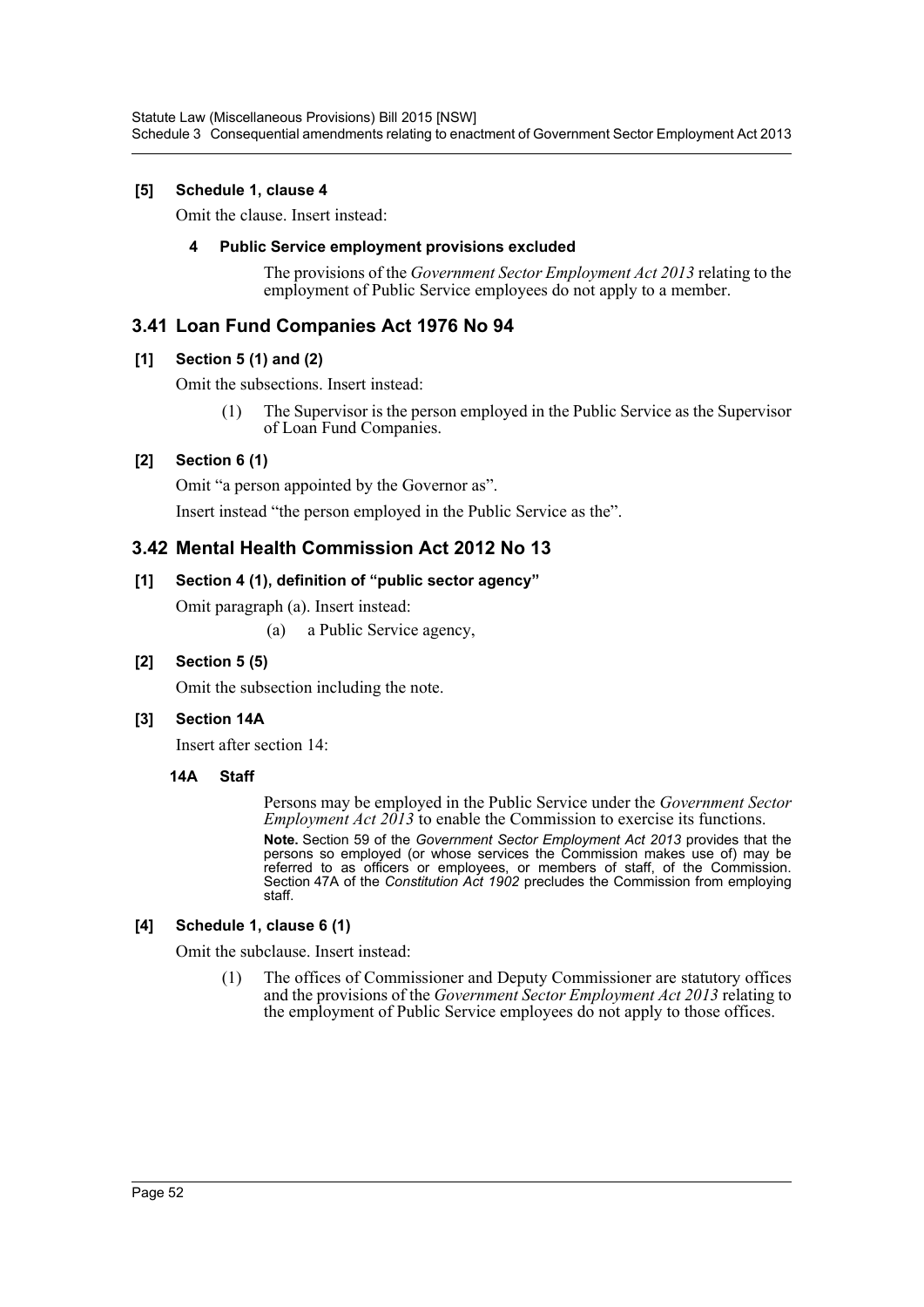**[5] Schedule 1, clause 4**

Omit the clause. Insert instead:

**4 Public Service employment provisions excluded**

The provisions of the *Government Sector Employment Act 2013* relating to the employment of Public Service employees do not apply to a member.

## 3.41 Loan Fund Companies Act 1976 No 94

**[1] Section 5 (1) and (2)**

Omit the subsections. Insert instead:

(1) The Supervisor is the person employed in the Public Service as the Supervisor of Loan Fund Companies.

**[2] Section 6 (1)**

Omit "a person appointed by the Governor as".

Insert instead "the person employed in the Public Service as the".

## 3.42 Mental Health Commission Act 2012 No 13

**[1] Section 4 (1), definition of "public sector agency"**

Omit paragraph (a). Insert instead:

(a) a Public Service agency,

**[2] Section 5 (5)**

Omit the subsection including the note.

**[3] Section 14A**

Insert after section 14:

**14A Staff**

Persons may be employed in the Public Service under the *Government Sector Employment Act 2013* to enable the Commission to exercise its functions.

**Note.** Section 59 of the *Government Sector Employment Act 2013* provides that the persons so employed (or whose services the Commission makes use of) may be referred to as officers or employees, or members of staff, of the Commission. Section 47A of the *Constitution Act 1902* precludes the Commission from employing staff.

**[4] Schedule 1, clause 6 (1)**

Omit the subclause. Insert instead:

(1) The offices of Commissioner and Deputy Commissioner are statutory offices and the provisions of the *Government Sector Employment Act 2013* relating to the employment of Public Service employees do not apply to those offices.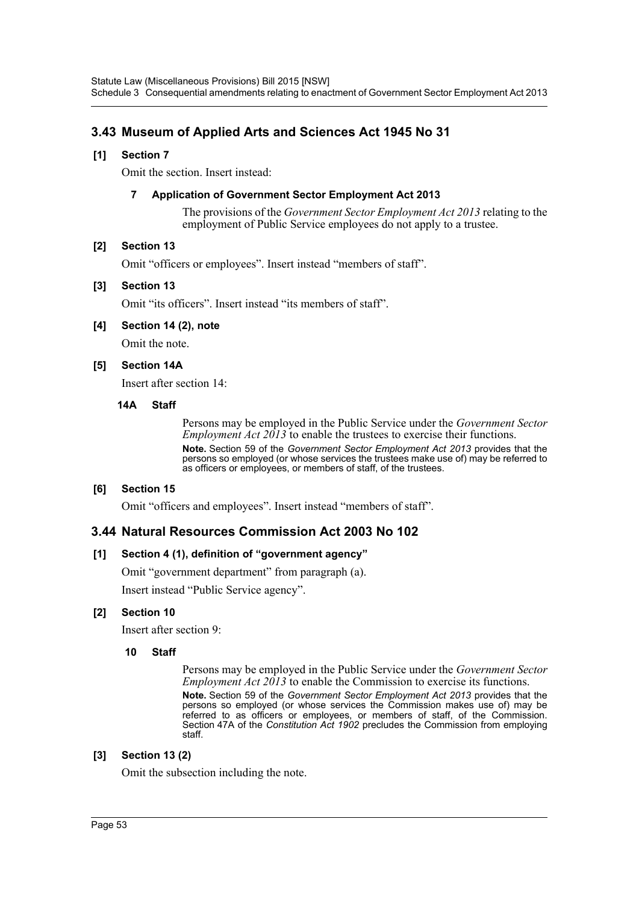## 3.43 Museum of Applied Arts and Sciences Act 1945 No 31

### [1] Section 7

Omit the section. Insert instead:

#### 7 Application of Government Sector Employment Act 2013

The provisions of the *Government Sector Employment Act 2013* relating to the employment of Public Service employees do not apply to a trustee.

### [2] Section 13

Omit "officers or employees". Insert instead "members of staff".

### [3] Section 13

Omit "its officers". Insert instead "its members of staff".

### [4] Section 14 (2), note

Omit the note.

### [5] Section 14A

Insert after section 14:

#### 14A Staff

Persons may be employed in the Public Service under the *Government Sector Employment Act 2013* to enable the trustees to exercise their functions.

**Note.** Section 59 of the *Government Sector Employment Act 2013* provides that the persons so employed (or whose services the trustees make use of) may be referred to as officers or employees, or members of staff, of the trustees.

### [6] Section 15

Omit "officers and employees". Insert instead "members of staff".

## 3.44 Natural Resources Commission Act 2003 No 102

### [1] Section 4 (1), definition of "government agency"

Omit "government department" from paragraph (a).

Insert instead "Public Service agency".

### [2] Section 10

Insert after section 9:

#### 10 Staff

Persons may be employed in the Public Service under the *Government Sector Employment Act 2013* to enable the Commission to exercise its functions.

**Note.** Section 59 of the *Government Sector Employment Act 2013* provides that the persons so employed (or whose services the Commission makes use of) may be referred to as officers or employees, or members of staff, of the Commission. Section 47A of the *Constitution Act 1902* precludes the Commission from employing staff.

### [3] Section 13 (2)

Omit the subsection including the note.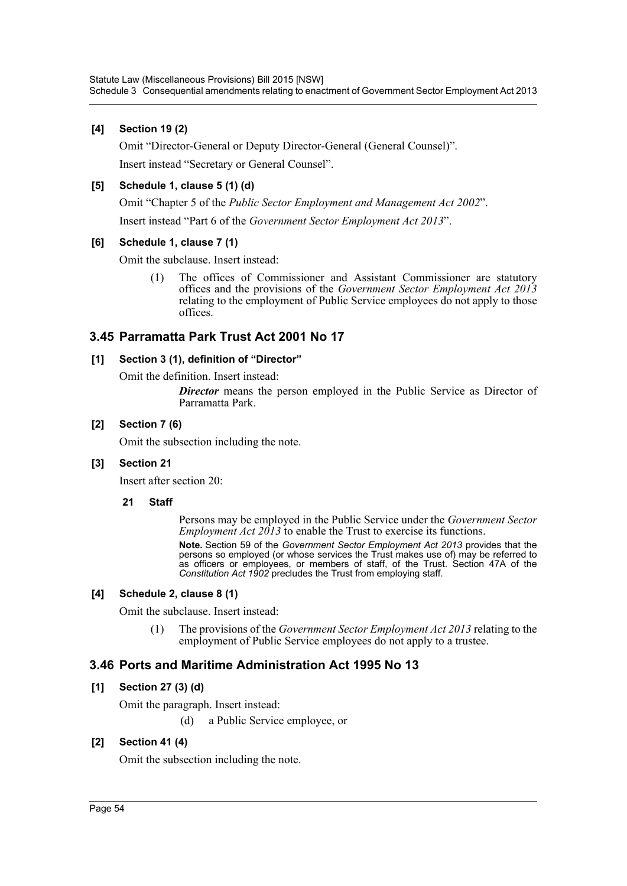**[4] Section 19 (2)**

Omit "Director-General or Deputy Director-General (General Counsel)".

Insert instead "Secretary or General Counsel".

**[5] Schedule 1, clause 5 (1) (d)**

Omit "Chapter 5 of the *Public Sector Employment and Management Act 2002*".

Insert instead "Part 6 of the *Government Sector Employment Act 2013*".

**[6] Schedule 1, clause 7 (1)**

Omit the subclause. Insert instead:

(1) The offices of Commissioner and Assistant Commissioner are statutory offices and the provisions of the *Government Sector Employment Act 2013* relating to the employment of Public Service employees do not apply to those offices.

## 3.45 Parramatta Park Trust Act 2001 No 17

**[1] Section 3 (1), definition of "Director"**

Omit the definition. Insert instead:

***Director*** means the person employed in the Public Service as Director of Parramatta Park.

**[2] Section 7 (6)**

Omit the subsection including the note.

**[3] Section 21**

Insert after section 20:

**21 Staff**

Persons may be employed in the Public Service under the *Government Sector Employment Act 2013* to enable the Trust to exercise its functions.

**Note.** Section 59 of the *Government Sector Employment Act 2013* provides that the persons so employed (or whose services the Trust makes use of) may be referred to as officers or employees, or members of staff, of the Trust. Section 47A of the *Constitution Act 1902* precludes the Trust from employing staff.

**[4] Schedule 2, clause 8 (1)**

Omit the subclause. Insert instead:

(1) The provisions of the *Government Sector Employment Act 2013* relating to the employment of Public Service employees do not apply to a trustee.

## 3.46 Ports and Maritime Administration Act 1995 No 13

**[1] Section 27 (3) (d)**

Omit the paragraph. Insert instead:

(d) a Public Service employee, or

**[2] Section 41 (4)**

Omit the subsection including the note.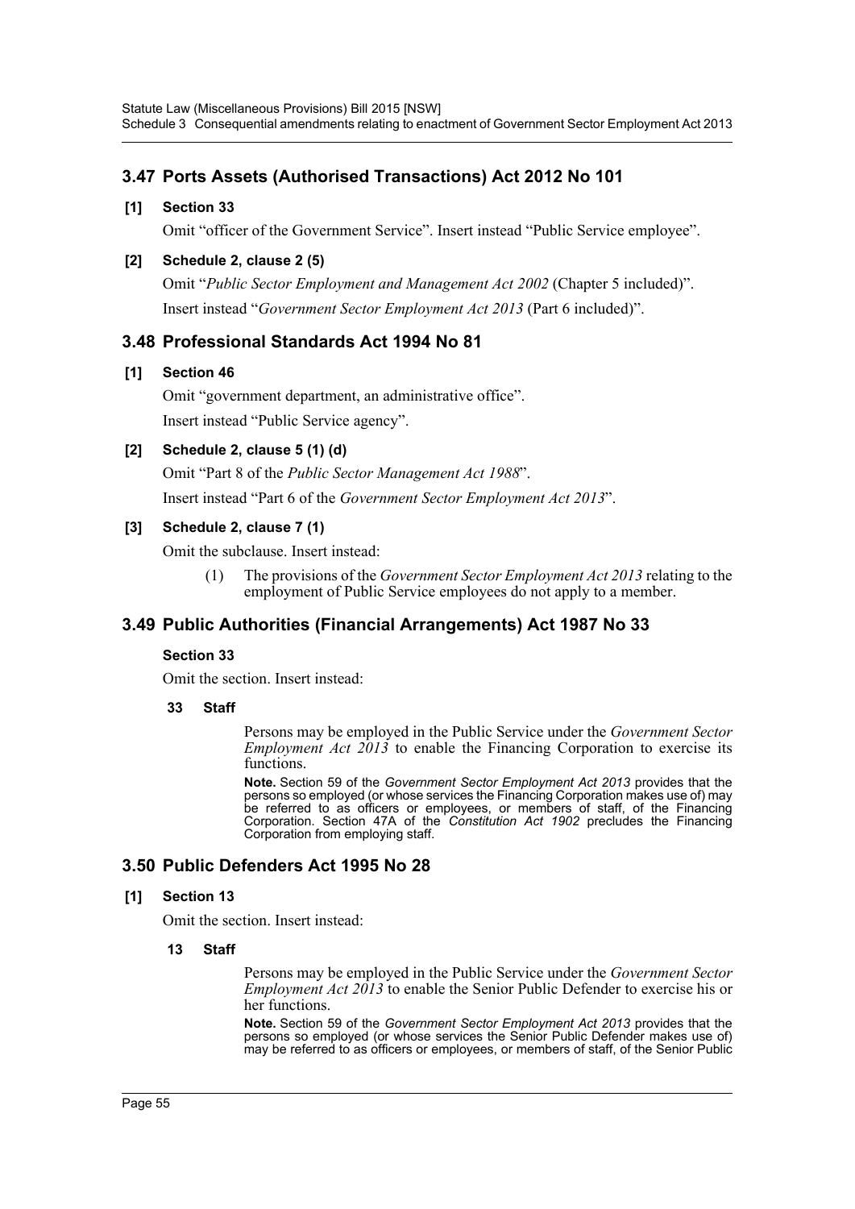## 3.47 Ports Assets (Authorised Transactions) Act 2012 No 101

**[1] Section 33**

Omit "officer of the Government Service". Insert instead "Public Service employee".

**[2] Schedule 2, clause 2 (5)**

Omit "*Public Sector Employment and Management Act 2002* (Chapter 5 included)".

Insert instead "*Government Sector Employment Act 2013* (Part 6 included)".

## 3.48 Professional Standards Act 1994 No 81

**[1] Section 46**

Omit "government department, an administrative office".

Insert instead "Public Service agency".

**[2] Schedule 2, clause 5 (1) (d)**

Omit "Part 8 of the *Public Sector Management Act 1988*".

Insert instead "Part 6 of the *Government Sector Employment Act 2013*".

**[3] Schedule 2, clause 7 (1)**

Omit the subclause. Insert instead:

> (1) The provisions of the *Government Sector Employment Act 2013* relating to the employment of Public Service employees do not apply to a member.

## 3.49 Public Authorities (Financial Arrangements) Act 1987 No 33

**Section 33**

Omit the section. Insert instead:

> **33 Staff**
>
> Persons may be employed in the Public Service under the *Government Sector Employment Act 2013* to enable the Financing Corporation to exercise its functions.
>
> **Note.** Section 59 of the *Government Sector Employment Act 2013* provides that the persons so employed (or whose services the Financing Corporation makes use of) may be referred to as officers or employees, or members of staff, of the Financing Corporation. Section 47A of the *Constitution Act 1902* precludes the Financing Corporation from employing staff.

## 3.50 Public Defenders Act 1995 No 28

**[1] Section 13**

Omit the section. Insert instead:

> **13 Staff**
>
> Persons may be employed in the Public Service under the *Government Sector Employment Act 2013* to enable the Senior Public Defender to exercise his or her functions.
>
> **Note.** Section 59 of the *Government Sector Employment Act 2013* provides that the persons so employed (or whose services the Senior Public Defender makes use of) may be referred to as officers or employees, or members of staff, of the Senior Public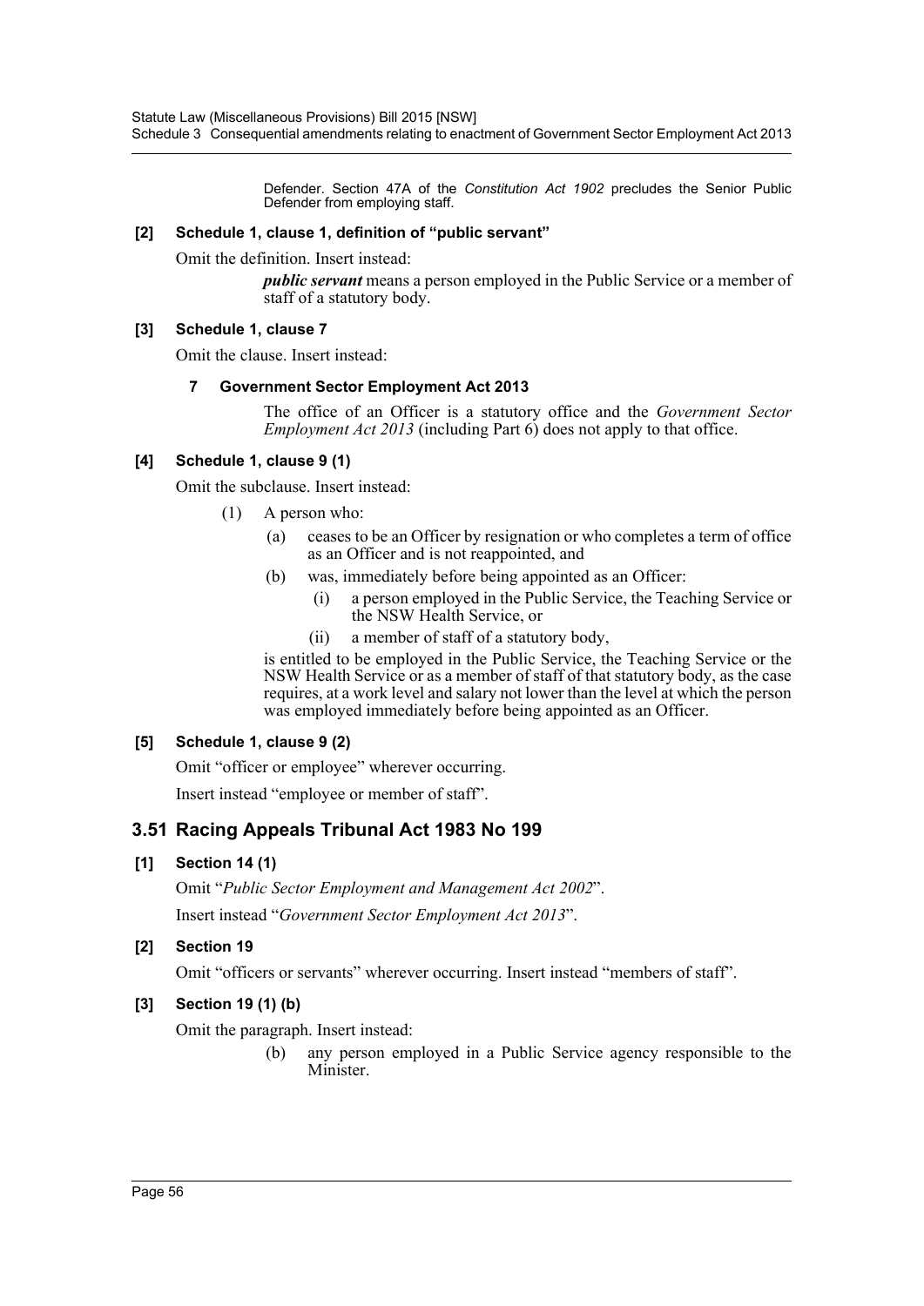Defender. Section 47A of the *Constitution Act 1902* precludes the Senior Public Defender from employing staff.

**[2] Schedule 1, clause 1, definition of "public servant"**

Omit the definition. Insert instead:

> ***public servant*** means a person employed in the Public Service or a member of staff of a statutory body.

**[3] Schedule 1, clause 7**

Omit the clause. Insert instead:

> **7 Government Sector Employment Act 2013**
>
> The office of an Officer is a statutory office and the *Government Sector Employment Act 2013* (including Part 6) does not apply to that office.

**[4] Schedule 1, clause 9 (1)**

Omit the subclause. Insert instead:

> (1) A person who:
>
> (a) ceases to be an Officer by resignation or who completes a term of office as an Officer and is not reappointed, and
>
> (b) was, immediately before being appointed as an Officer:
>
> (i) a person employed in the Public Service, the Teaching Service or the NSW Health Service, or
>
> (ii) a member of staff of a statutory body,
>
> is entitled to be employed in the Public Service, the Teaching Service or the NSW Health Service or as a member of staff of that statutory body, as the case requires, at a work level and salary not lower than the level at which the person was employed immediately before being appointed as an Officer.

**[5] Schedule 1, clause 9 (2)**

Omit "officer or employee" wherever occurring.

Insert instead "employee or member of staff".

## 3.51 Racing Appeals Tribunal Act 1983 No 199

**[1] Section 14 (1)**

Omit "*Public Sector Employment and Management Act 2002*".

Insert instead "*Government Sector Employment Act 2013*".

**[2] Section 19**

Omit "officers or servants" wherever occurring. Insert instead "members of staff".

**[3] Section 19 (1) (b)**

Omit the paragraph. Insert instead:

> (b) any person employed in a Public Service agency responsible to the Minister.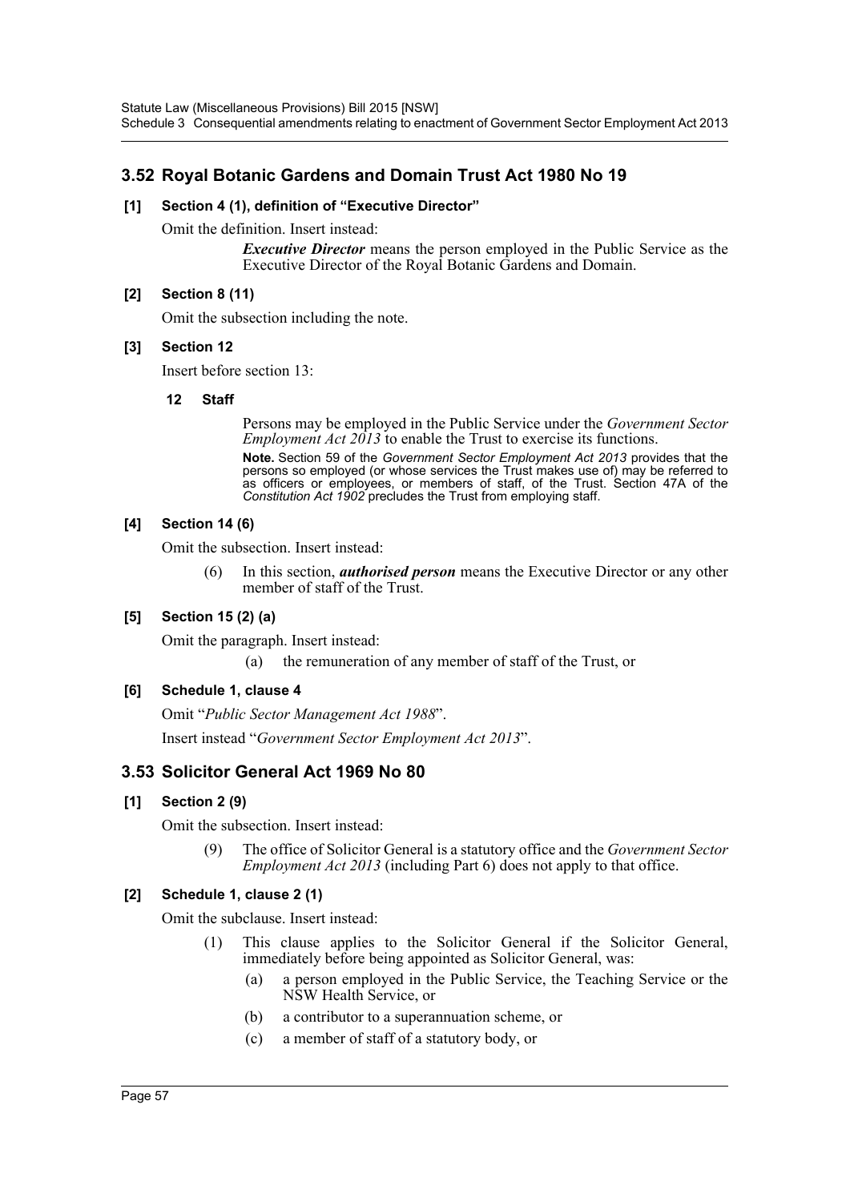## 3.52 Royal Botanic Gardens and Domain Trust Act 1980 No 19

### [1] Section 4 (1), definition of "Executive Director"

Omit the definition. Insert instead:

> ***Executive Director*** means the person employed in the Public Service as the Executive Director of the Royal Botanic Gardens and Domain.

### [2] Section 8 (11)

Omit the subsection including the note.

### [3] Section 12

Insert before section 13:

> **12 Staff**
>
> Persons may be employed in the Public Service under the *Government Sector Employment Act 2013* to enable the Trust to exercise its functions.
>
> **Note.** Section 59 of the *Government Sector Employment Act 2013* provides that the persons so employed (or whose services the Trust makes use of) may be referred to as officers or employees, or members of staff, of the Trust. Section 47A of the *Constitution Act 1902* precludes the Trust from employing staff.

### [4] Section 14 (6)

Omit the subsection. Insert instead:

> (6) In this section, ***authorised person*** means the Executive Director or any other member of staff of the Trust.

### [5] Section 15 (2) (a)

Omit the paragraph. Insert instead:

> (a) the remuneration of any member of staff of the Trust, or

### [6] Schedule 1, clause 4

Omit "*Public Sector Management Act 1988*".

Insert instead "*Government Sector Employment Act 2013*".

## 3.53 Solicitor General Act 1969 No 80

### [1] Section 2 (9)

Omit the subsection. Insert instead:

> (9) The office of Solicitor General is a statutory office and the *Government Sector Employment Act 2013* (including Part 6) does not apply to that office.

### [2] Schedule 1, clause 2 (1)

Omit the subclause. Insert instead:

> (1) This clause applies to the Solicitor General if the Solicitor General, immediately before being appointed as Solicitor General, was:
>
> (a) a person employed in the Public Service, the Teaching Service or the NSW Health Service, or
>
> (b) a contributor to a superannuation scheme, or
>
> (c) a member of staff of a statutory body, or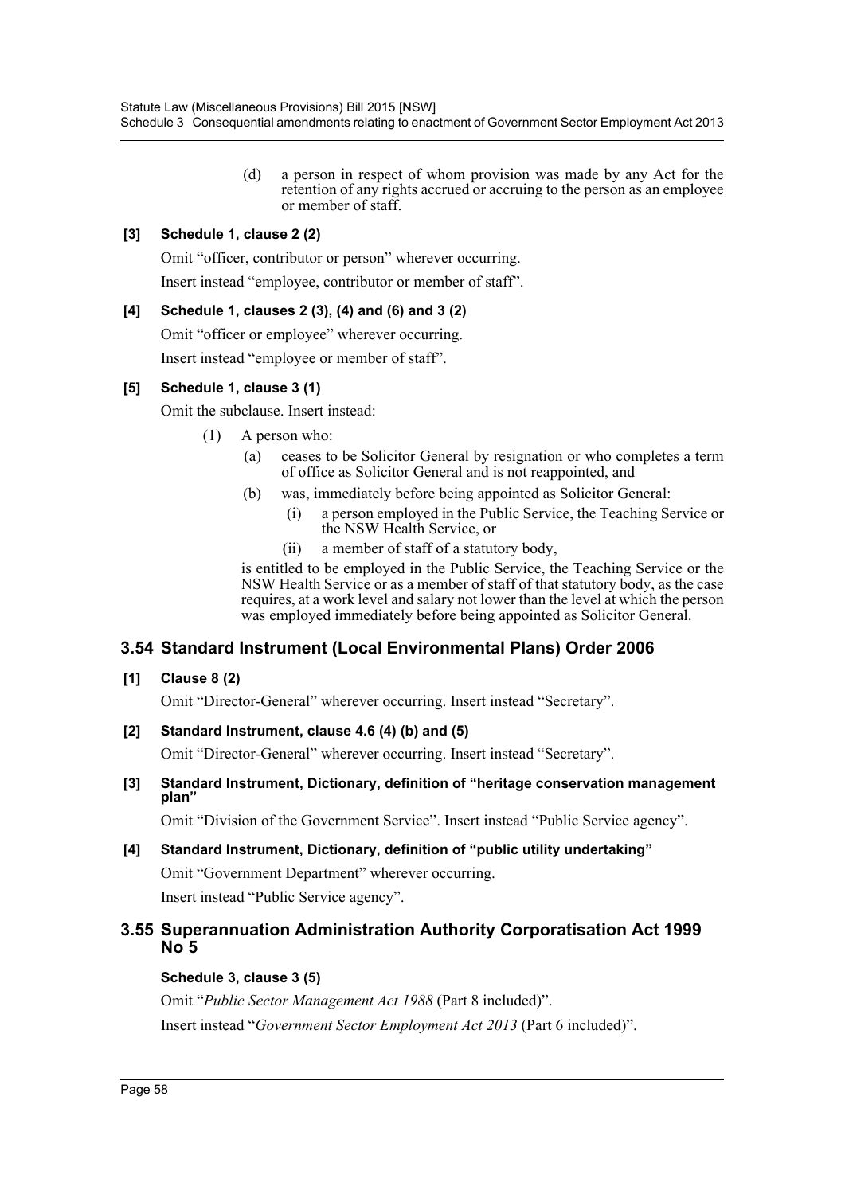(d) a person in respect of whom provision was made by any Act for the retention of any rights accrued or accruing to the person as an employee or member of staff.

**[3] Schedule 1, clause 2 (2)**

Omit "officer, contributor or person" wherever occurring.

Insert instead "employee, contributor or member of staff".

**[4] Schedule 1, clauses 2 (3), (4) and (6) and 3 (2)**

Omit "officer or employee" wherever occurring.

Insert instead "employee or member of staff".

**[5] Schedule 1, clause 3 (1)**

Omit the subclause. Insert instead:

(1) A person who:

(a) ceases to be Solicitor General by resignation or who completes a term of office as Solicitor General and is not reappointed, and

(b) was, immediately before being appointed as Solicitor General:

(i) a person employed in the Public Service, the Teaching Service or the NSW Health Service, or

(ii) a member of staff of a statutory body,

is entitled to be employed in the Public Service, the Teaching Service or the NSW Health Service or as a member of staff of that statutory body, as the case requires, at a work level and salary not lower than the level at which the person was employed immediately before being appointed as Solicitor General.

## 3.54 Standard Instrument (Local Environmental Plans) Order 2006

**[1] Clause 8 (2)**

Omit "Director-General" wherever occurring. Insert instead "Secretary".

**[2] Standard Instrument, clause 4.6 (4) (b) and (5)**

Omit "Director-General" wherever occurring. Insert instead "Secretary".

**[3] Standard Instrument, Dictionary, definition of "heritage conservation management plan"**

Omit "Division of the Government Service". Insert instead "Public Service agency".

**[4] Standard Instrument, Dictionary, definition of "public utility undertaking"**

Omit "Government Department" wherever occurring.

Insert instead "Public Service agency".

## 3.55 Superannuation Administration Authority Corporatisation Act 1999 No 5

**Schedule 3, clause 3 (5)**

Omit "*Public Sector Management Act 1988* (Part 8 included)".

Insert instead "*Government Sector Employment Act 2013* (Part 6 included)".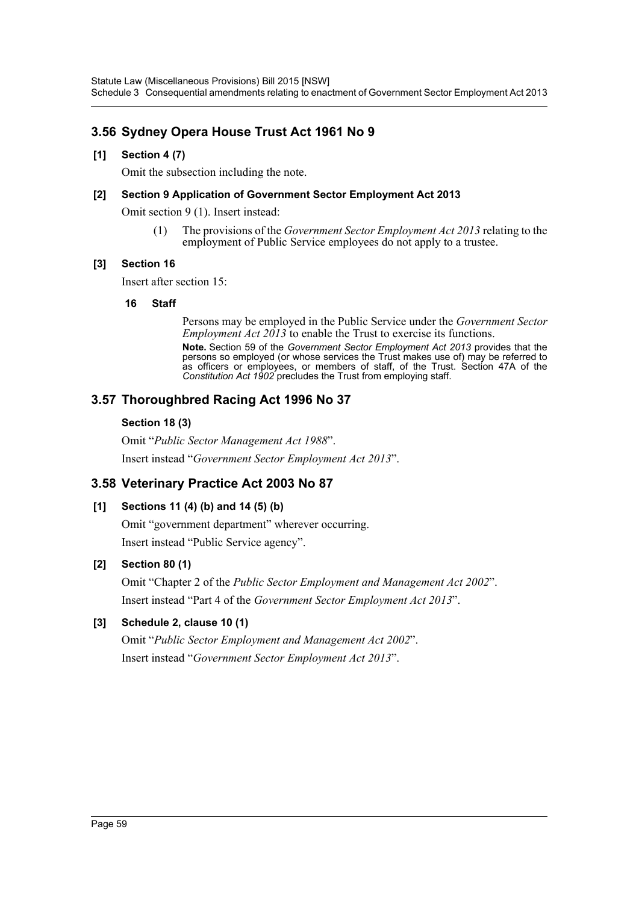## 3.56 Sydney Opera House Trust Act 1961 No 9

**[1] Section 4 (7)**

Omit the subsection including the note.

**[2] Section 9 Application of Government Sector Employment Act 2013**

Omit section 9 (1). Insert instead:

> (1) The provisions of the *Government Sector Employment Act 2013* relating to the employment of Public Service employees do not apply to a trustee.

**[3] Section 16**

Insert after section 15:

> **16 Staff**
>
> Persons may be employed in the Public Service under the *Government Sector Employment Act 2013* to enable the Trust to exercise its functions.
>
> **Note.** Section 59 of the *Government Sector Employment Act 2013* provides that the persons so employed (or whose services the Trust makes use of) may be referred to as officers or employees, or members of staff, of the Trust. Section 47A of the *Constitution Act 1902* precludes the Trust from employing staff.

## 3.57 Thoroughbred Racing Act 1996 No 37

**Section 18 (3)**

Omit "*Public Sector Management Act 1988*".

Insert instead "*Government Sector Employment Act 2013*".

## 3.58 Veterinary Practice Act 2003 No 87

**[1] Sections 11 (4) (b) and 14 (5) (b)**

Omit "government department" wherever occurring.

Insert instead "Public Service agency".

**[2] Section 80 (1)**

Omit "Chapter 2 of the *Public Sector Employment and Management Act 2002*".

Insert instead "Part 4 of the *Government Sector Employment Act 2013*".

**[3] Schedule 2, clause 10 (1)**

Omit "*Public Sector Employment and Management Act 2002*".

Insert instead "*Government Sector Employment Act 2013*".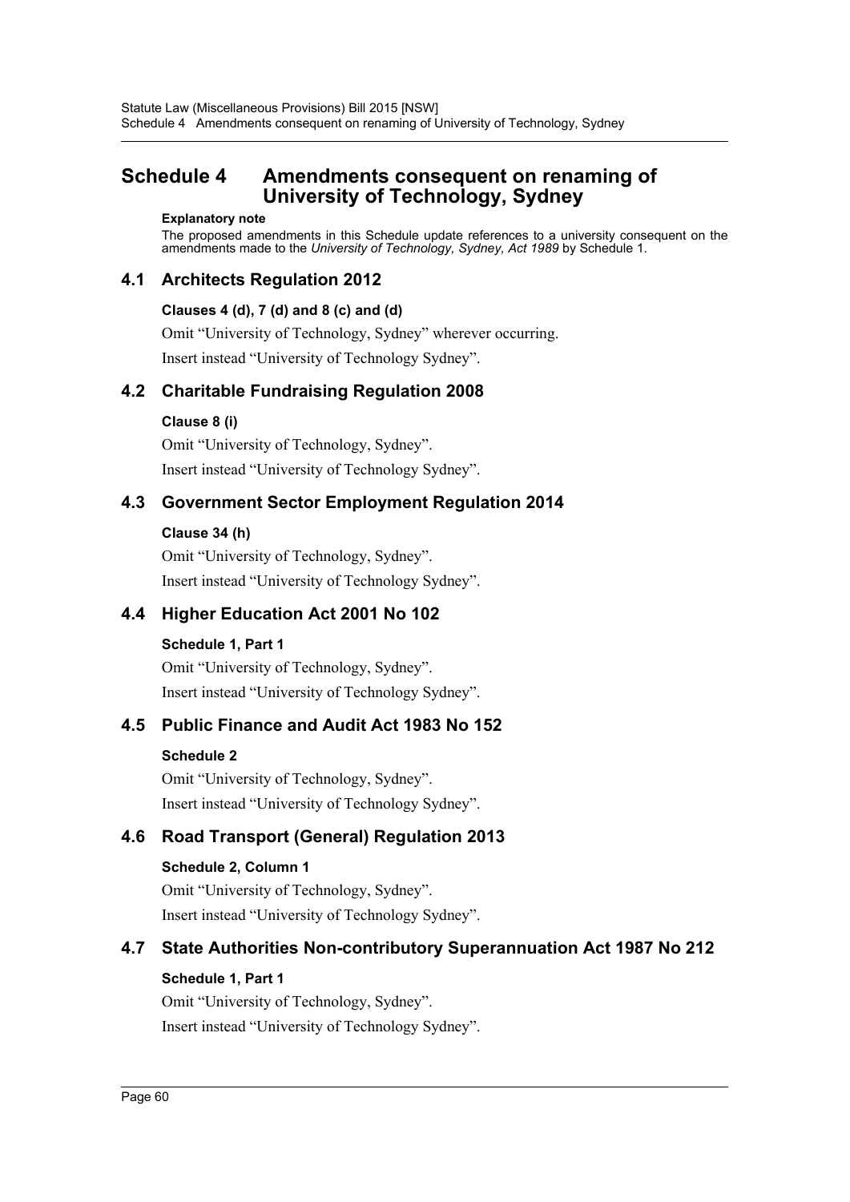# Schedule 4 Amendments consequent on renaming of University of Technology, Sydney

**Explanatory note**

The proposed amendments in this Schedule update references to a university consequent on the amendments made to the *University of Technology, Sydney, Act 1989* by Schedule 1.

## 4.1 Architects Regulation 2012

### Clauses 4 (d), 7 (d) and 8 (c) and (d)

Omit "University of Technology, Sydney" wherever occurring.

Insert instead "University of Technology Sydney".

## 4.2 Charitable Fundraising Regulation 2008

### Clause 8 (i)

Omit "University of Technology, Sydney".

Insert instead "University of Technology Sydney".

## 4.3 Government Sector Employment Regulation 2014

### Clause 34 (h)

Omit "University of Technology, Sydney".

Insert instead "University of Technology Sydney".

## 4.4 Higher Education Act 2001 No 102

### Schedule 1, Part 1

Omit "University of Technology, Sydney".

Insert instead "University of Technology Sydney".

## 4.5 Public Finance and Audit Act 1983 No 152

### Schedule 2

Omit "University of Technology, Sydney".

Insert instead "University of Technology Sydney".

## 4.6 Road Transport (General) Regulation 2013

### Schedule 2, Column 1

Omit "University of Technology, Sydney".

Insert instead "University of Technology Sydney".

## 4.7 State Authorities Non-contributory Superannuation Act 1987 No 212

### Schedule 1, Part 1

Omit "University of Technology, Sydney".

Insert instead "University of Technology Sydney".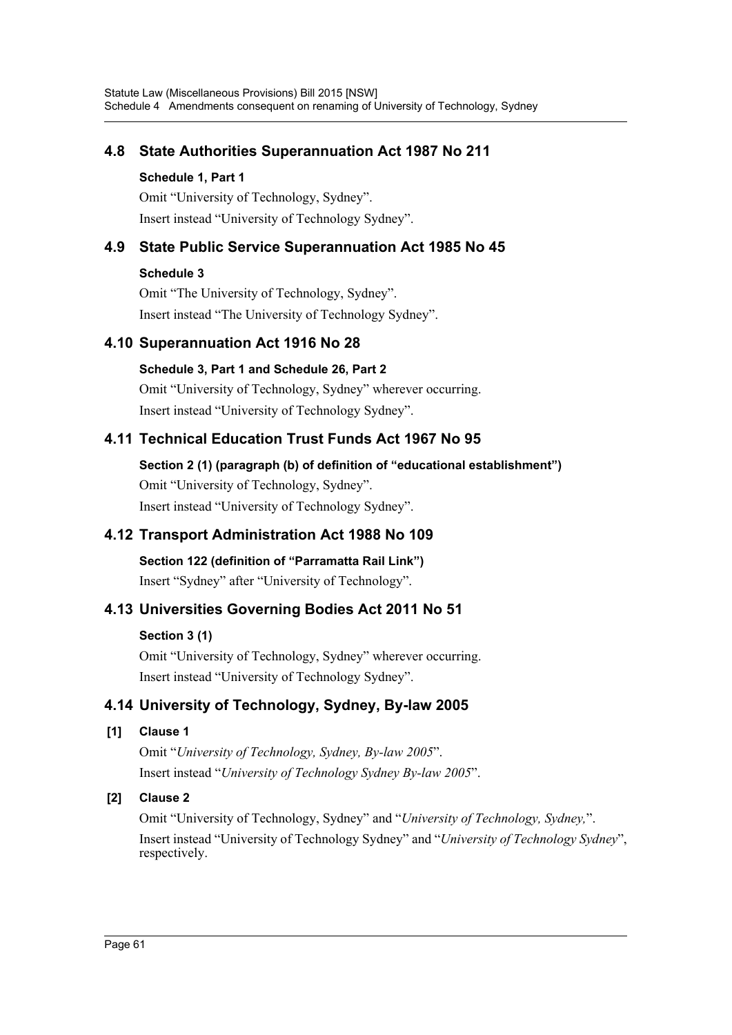## 4.8 State Authorities Superannuation Act 1987 No 211

**Schedule 1, Part 1**

Omit "University of Technology, Sydney".

Insert instead "University of Technology Sydney".

## 4.9 State Public Service Superannuation Act 1985 No 45

**Schedule 3**

Omit "The University of Technology, Sydney".

Insert instead "The University of Technology Sydney".

## 4.10 Superannuation Act 1916 No 28

**Schedule 3, Part 1 and Schedule 26, Part 2**

Omit "University of Technology, Sydney" wherever occurring.

Insert instead "University of Technology Sydney".

## 4.11 Technical Education Trust Funds Act 1967 No 95

**Section 2 (1) (paragraph (b) of definition of "educational establishment")**

Omit "University of Technology, Sydney".

Insert instead "University of Technology Sydney".

## 4.12 Transport Administration Act 1988 No 109

**Section 122 (definition of "Parramatta Rail Link")**

Insert "Sydney" after "University of Technology".

## 4.13 Universities Governing Bodies Act 2011 No 51

**Section 3 (1)**

Omit "University of Technology, Sydney" wherever occurring.

Insert instead "University of Technology Sydney".

## 4.14 University of Technology, Sydney, By-law 2005

**[1] Clause 1**

Omit "*University of Technology, Sydney, By-law 2005*".

Insert instead "*University of Technology Sydney By-law 2005*".

**[2] Clause 2**

Omit "University of Technology, Sydney" and "*University of Technology, Sydney,*".

Insert instead "University of Technology Sydney" and "*University of Technology Sydney*", respectively.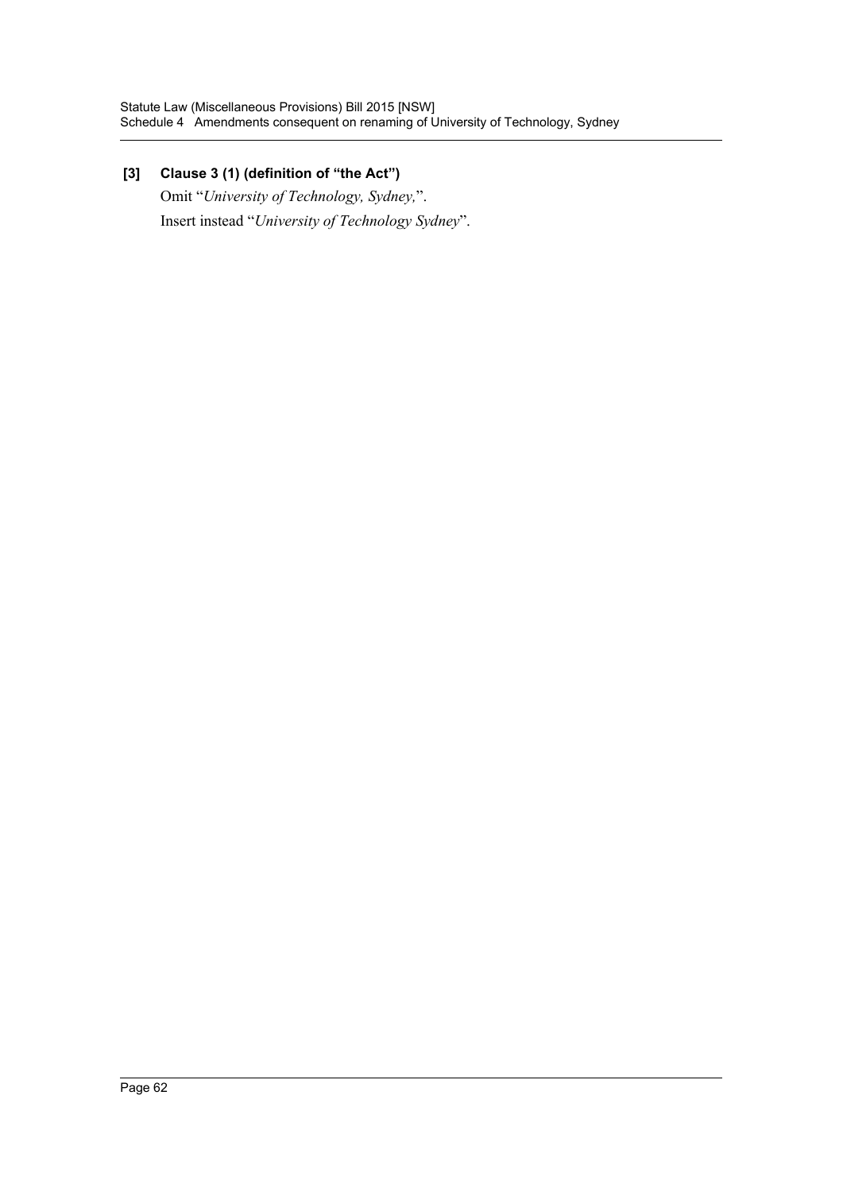### [3] Clause 3 (1) (definition of "the Act")

Omit "*University of Technology, Sydney,*".

Insert instead "*University of Technology Sydney*".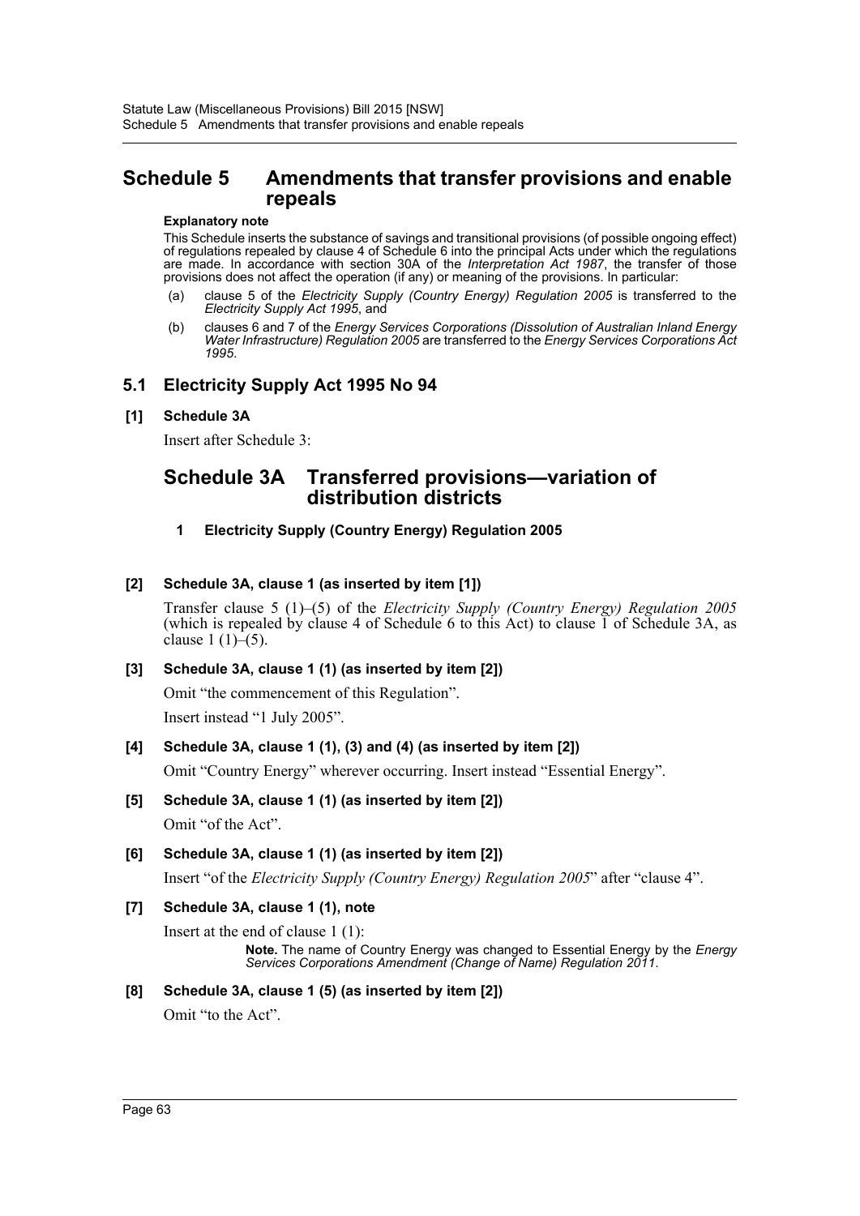# Schedule 5 Amendments that transfer provisions and enable repeals

**Explanatory note**

This Schedule inserts the substance of savings and transitional provisions (of possible ongoing effect) of regulations repealed by clause 4 of Schedule 6 into the principal Acts under which the regulations are made. In accordance with section 30A of the *Interpretation Act 1987*, the transfer of those provisions does not affect the operation (if any) or meaning of the provisions. In particular:

(a) clause 5 of the *Electricity Supply (Country Energy) Regulation 2005* is transferred to the *Electricity Supply Act 1995*, and

(b) clauses 6 and 7 of the *Energy Services Corporations (Dissolution of Australian Inland Energy Water Infrastructure) Regulation 2005* are transferred to the *Energy Services Corporations Act 1995*.

## 5.1 Electricity Supply Act 1995 No 94

**[1] Schedule 3A**

Insert after Schedule 3:

# Schedule 3A Transferred provisions—variation of distribution districts

**1 Electricity Supply (Country Energy) Regulation 2005**

**[2] Schedule 3A, clause 1 (as inserted by item [1])**

Transfer clause 5 (1)–(5) of the *Electricity Supply (Country Energy) Regulation 2005* (which is repealed by clause 4 of Schedule 6 to this Act) to clause 1 of Schedule 3A, as clause 1 (1)–(5).

**[3] Schedule 3A, clause 1 (1) (as inserted by item [2])**

Omit "the commencement of this Regulation".

Insert instead "1 July 2005".

**[4] Schedule 3A, clause 1 (1), (3) and (4) (as inserted by item [2])**

Omit "Country Energy" wherever occurring. Insert instead "Essential Energy".

**[5] Schedule 3A, clause 1 (1) (as inserted by item [2])**

Omit "of the Act".

**[6] Schedule 3A, clause 1 (1) (as inserted by item [2])**

Insert "of the *Electricity Supply (Country Energy) Regulation 2005*" after "clause 4".

**[7] Schedule 3A, clause 1 (1), note**

Insert at the end of clause 1 (1):

**Note.** The name of Country Energy was changed to Essential Energy by the *Energy Services Corporations Amendment (Change of Name) Regulation 2011*.

**[8] Schedule 3A, clause 1 (5) (as inserted by item [2])**

Omit "to the Act".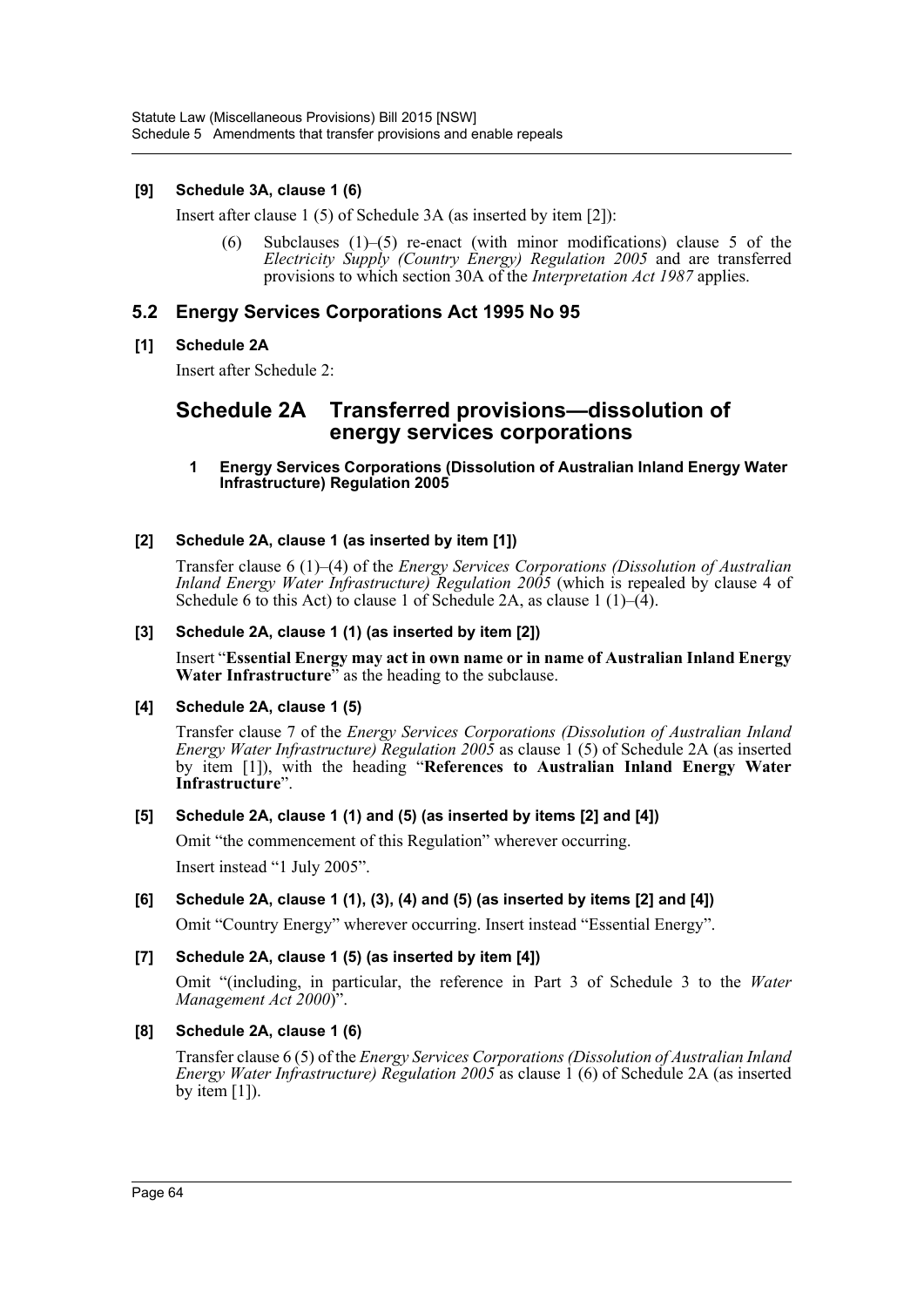**[9] Schedule 3A, clause 1 (6)**

Insert after clause 1 (5) of Schedule 3A (as inserted by item [2]):

> (6) Subclauses (1)–(5) re-enact (with minor modifications) clause 5 of the *Electricity Supply (Country Energy) Regulation 2005* and are transferred provisions to which section 30A of the *Interpretation Act 1987* applies.

## 5.2 Energy Services Corporations Act 1995 No 95

**[1] Schedule 2A**

Insert after Schedule 2:

# Schedule 2A Transferred provisions—dissolution of energy services corporations

**1 Energy Services Corporations (Dissolution of Australian Inland Energy Water Infrastructure) Regulation 2005**

**[2] Schedule 2A, clause 1 (as inserted by item [1])**

Transfer clause 6 (1)–(4) of the *Energy Services Corporations (Dissolution of Australian Inland Energy Water Infrastructure) Regulation 2005* (which is repealed by clause 4 of Schedule 6 to this Act) to clause 1 of Schedule 2A, as clause 1 (1)–(4).

**[3] Schedule 2A, clause 1 (1) (as inserted by item [2])**

Insert "**Essential Energy may act in own name or in name of Australian Inland Energy Water Infrastructure**" as the heading to the subclause.

**[4] Schedule 2A, clause 1 (5)**

Transfer clause 7 of the *Energy Services Corporations (Dissolution of Australian Inland Energy Water Infrastructure) Regulation 2005* as clause 1 (5) of Schedule 2A (as inserted by item [1]), with the heading "**References to Australian Inland Energy Water Infrastructure**".

**[5] Schedule 2A, clause 1 (1) and (5) (as inserted by items [2] and [4])**

Omit "the commencement of this Regulation" wherever occurring.

Insert instead "1 July 2005".

**[6] Schedule 2A, clause 1 (1), (3), (4) and (5) (as inserted by items [2] and [4])**

Omit "Country Energy" wherever occurring. Insert instead "Essential Energy".

**[7] Schedule 2A, clause 1 (5) (as inserted by item [4])**

Omit "(including, in particular, the reference in Part 3 of Schedule 3 to the *Water Management Act 2000*)".

**[8] Schedule 2A, clause 1 (6)**

Transfer clause 6 (5) of the *Energy Services Corporations (Dissolution of Australian Inland Energy Water Infrastructure) Regulation 2005* as clause 1 (6) of Schedule 2A (as inserted by item [1]).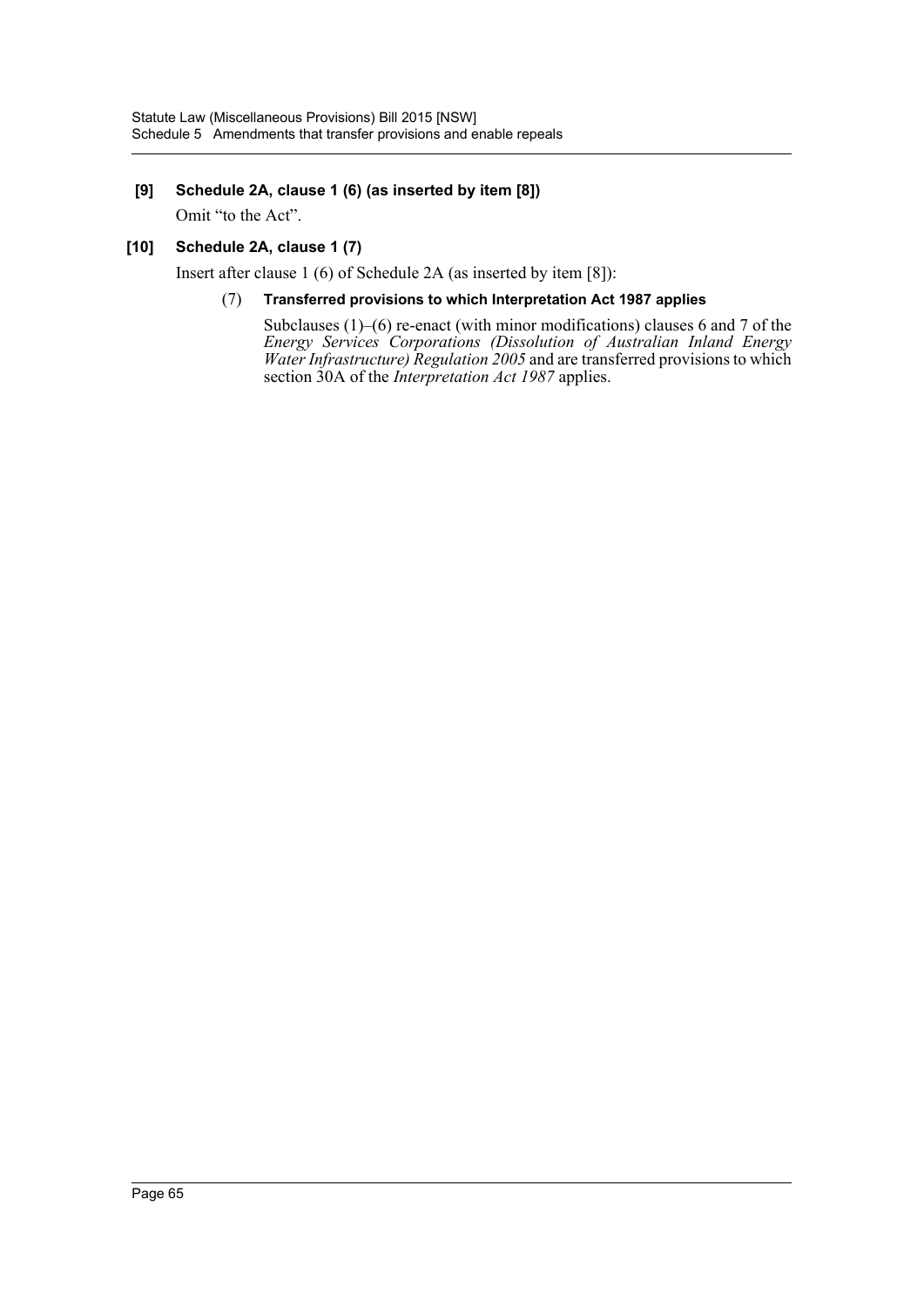**[9] Schedule 2A, clause 1 (6) (as inserted by item [8])**

Omit "to the Act".

**[10] Schedule 2A, clause 1 (7)**

Insert after clause 1 (6) of Schedule 2A (as inserted by item [8]):

(7) **Transferred provisions to which Interpretation Act 1987 applies**

Subclauses (1)–(6) re-enact (with minor modifications) clauses 6 and 7 of the *Energy Services Corporations (Dissolution of Australian Inland Energy Water Infrastructure) Regulation 2005* and are transferred provisions to which section 30A of the *Interpretation Act 1987* applies.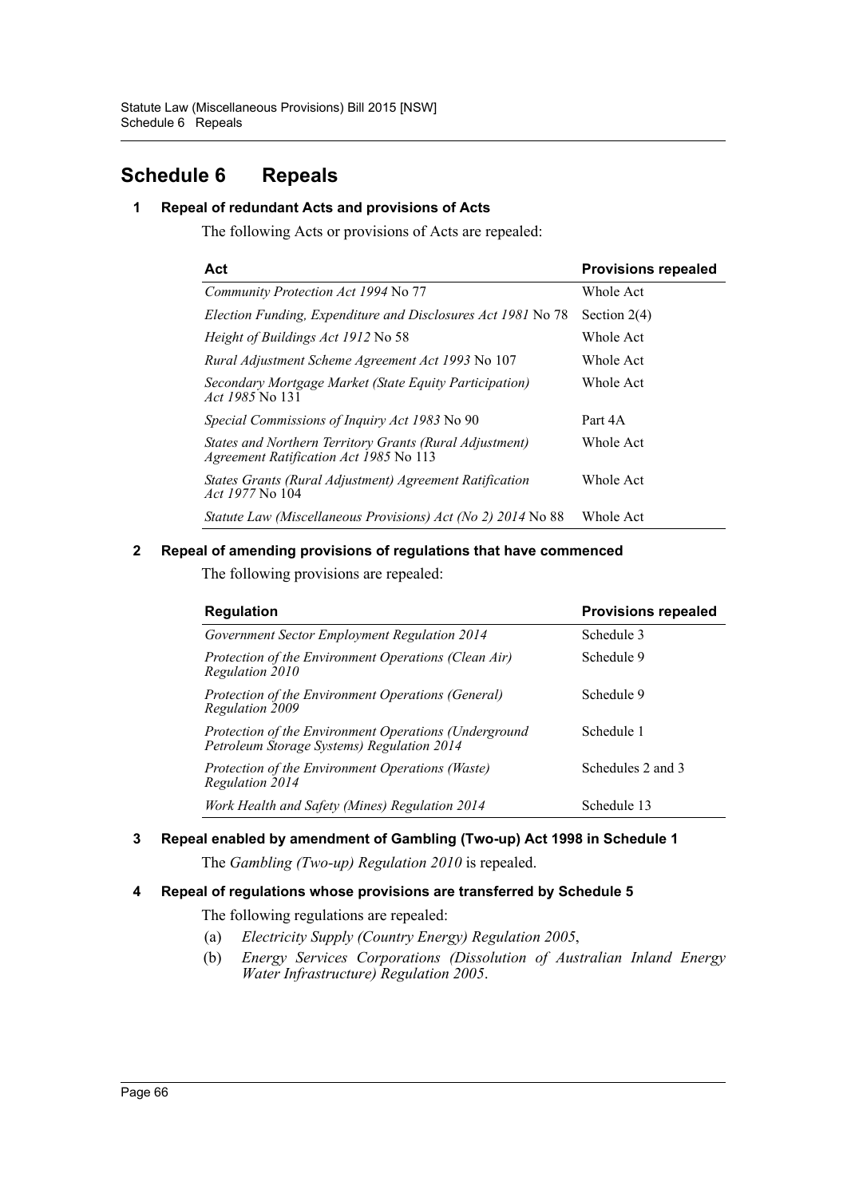# Schedule 6 Repeals

### 1 Repeal of redundant Acts and provisions of Acts

The following Acts or provisions of Acts are repealed:

| Act | Provisions repealed |
| --- | --- |
| *Community Protection Act 1994* No 77 | Whole Act |
| *Election Funding, Expenditure and Disclosures Act 1981* No 78 | Section 2(4) |
| *Height of Buildings Act 1912* No 58 | Whole Act |
| *Rural Adjustment Scheme Agreement Act 1993* No 107 | Whole Act |
| *Secondary Mortgage Market (State Equity Participation) Act 1985* No 131 | Whole Act |
| *Special Commissions of Inquiry Act 1983* No 90 | Part 4A |
| *States and Northern Territory Grants (Rural Adjustment) Agreement Ratification Act 1985* No 113 | Whole Act |
| *States Grants (Rural Adjustment) Agreement Ratification Act 1977* No 104 | Whole Act |
| *Statute Law (Miscellaneous Provisions) Act (No 2) 2014* No 88 | Whole Act |

### 2 Repeal of amending provisions of regulations that have commenced

The following provisions are repealed:

| Regulation | Provisions repealed |
| --- | --- |
| *Government Sector Employment Regulation 2014* | Schedule 3 |
| *Protection of the Environment Operations (Clean Air) Regulation 2010* | Schedule 9 |
| *Protection of the Environment Operations (General) Regulation 2009* | Schedule 9 |
| *Protection of the Environment Operations (Underground Petroleum Storage Systems) Regulation 2014* | Schedule 1 |
| *Protection of the Environment Operations (Waste) Regulation 2014* | Schedules 2 and 3 |
| *Work Health and Safety (Mines) Regulation 2014* | Schedule 13 |

### 3 Repeal enabled by amendment of Gambling (Two-up) Act 1998 in Schedule 1

The *Gambling (Two-up) Regulation 2010* is repealed.

### 4 Repeal of regulations whose provisions are transferred by Schedule 5

The following regulations are repealed:

(a) *Electricity Supply (Country Energy) Regulation 2005*,

(b) *Energy Services Corporations (Dissolution of Australian Inland Energy Water Infrastructure) Regulation 2005*.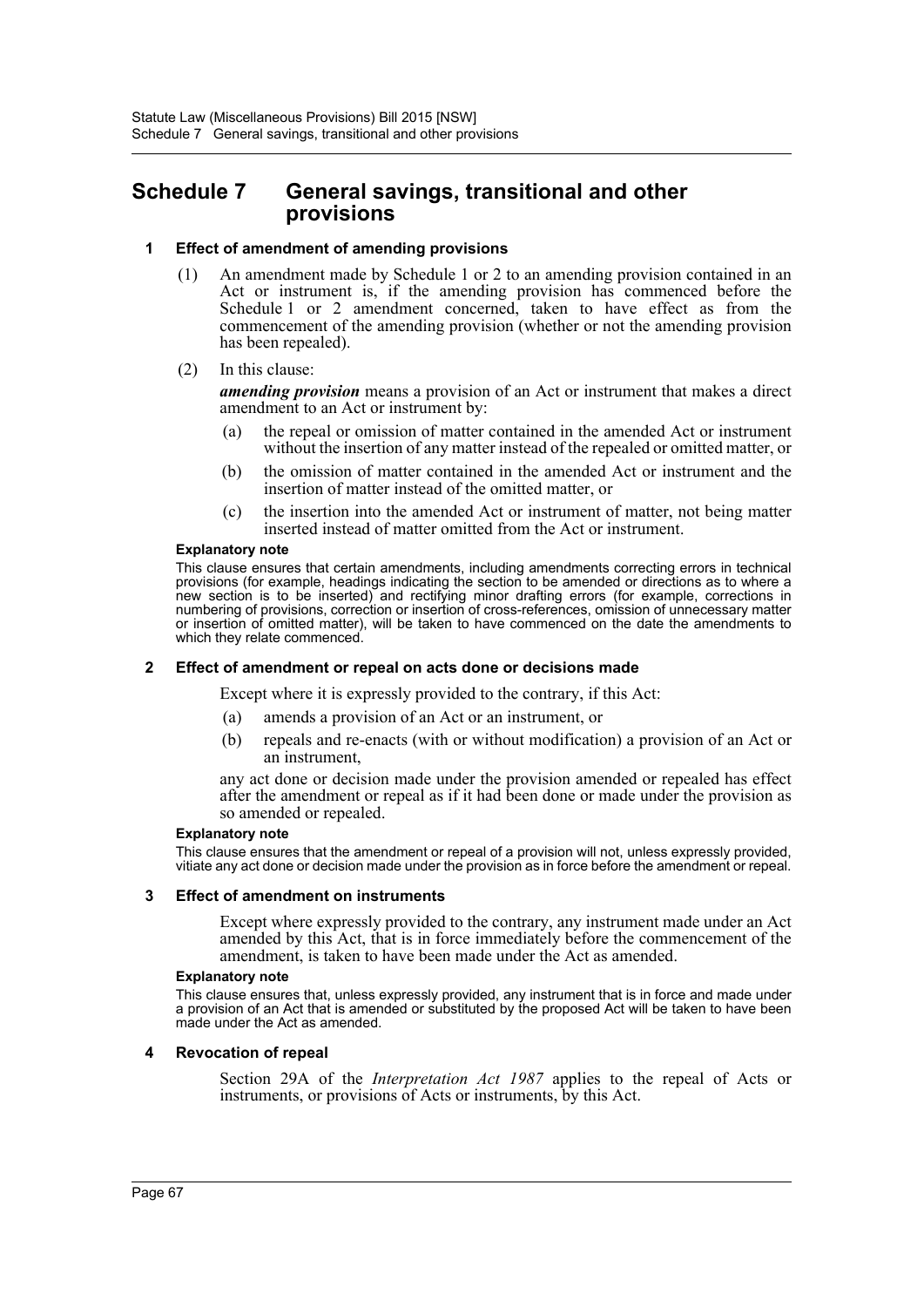# Schedule 7 General savings, transitional and other provisions

## 1 Effect of amendment of amending provisions

(1) An amendment made by Schedule 1 or 2 to an amending provision contained in an Act or instrument is, if the amending provision has commenced before the Schedule 1 or 2 amendment concerned, taken to have effect as from the commencement of the amending provision (whether or not the amending provision has been repealed).

(2) In this clause:

***amending provision*** means a provision of an Act or instrument that makes a direct amendment to an Act or instrument by:

(a) the repeal or omission of matter contained in the amended Act or instrument without the insertion of any matter instead of the repealed or omitted matter, or

(b) the omission of matter contained in the amended Act or instrument and the insertion of matter instead of the omitted matter, or

(c) the insertion into the amended Act or instrument of matter, not being matter inserted instead of matter omitted from the Act or instrument.

**Explanatory note**

This clause ensures that certain amendments, including amendments correcting errors in technical provisions (for example, headings indicating the section to be amended or directions as to where a new section is to be inserted) and rectifying minor drafting errors (for example, corrections in numbering of provisions, correction or insertion of cross-references, omission of unnecessary matter or insertion of omitted matter), will be taken to have commenced on the date the amendments to which they relate commenced.

## 2 Effect of amendment or repeal on acts done or decisions made

Except where it is expressly provided to the contrary, if this Act:

(a) amends a provision of an Act or an instrument, or

(b) repeals and re-enacts (with or without modification) a provision of an Act or an instrument,

any act done or decision made under the provision amended or repealed has effect after the amendment or repeal as if it had been done or made under the provision as so amended or repealed.

**Explanatory note**

This clause ensures that the amendment or repeal of a provision will not, unless expressly provided, vitiate any act done or decision made under the provision as in force before the amendment or repeal.

## 3 Effect of amendment on instruments

Except where expressly provided to the contrary, any instrument made under an Act amended by this Act, that is in force immediately before the commencement of the amendment, is taken to have been made under the Act as amended.

**Explanatory note**

This clause ensures that, unless expressly provided, any instrument that is in force and made under a provision of an Act that is amended or substituted by the proposed Act will be taken to have been made under the Act as amended.

## 4 Revocation of repeal

Section 29A of the *Interpretation Act 1987* applies to the repeal of Acts or instruments, or provisions of Acts or instruments, by this Act.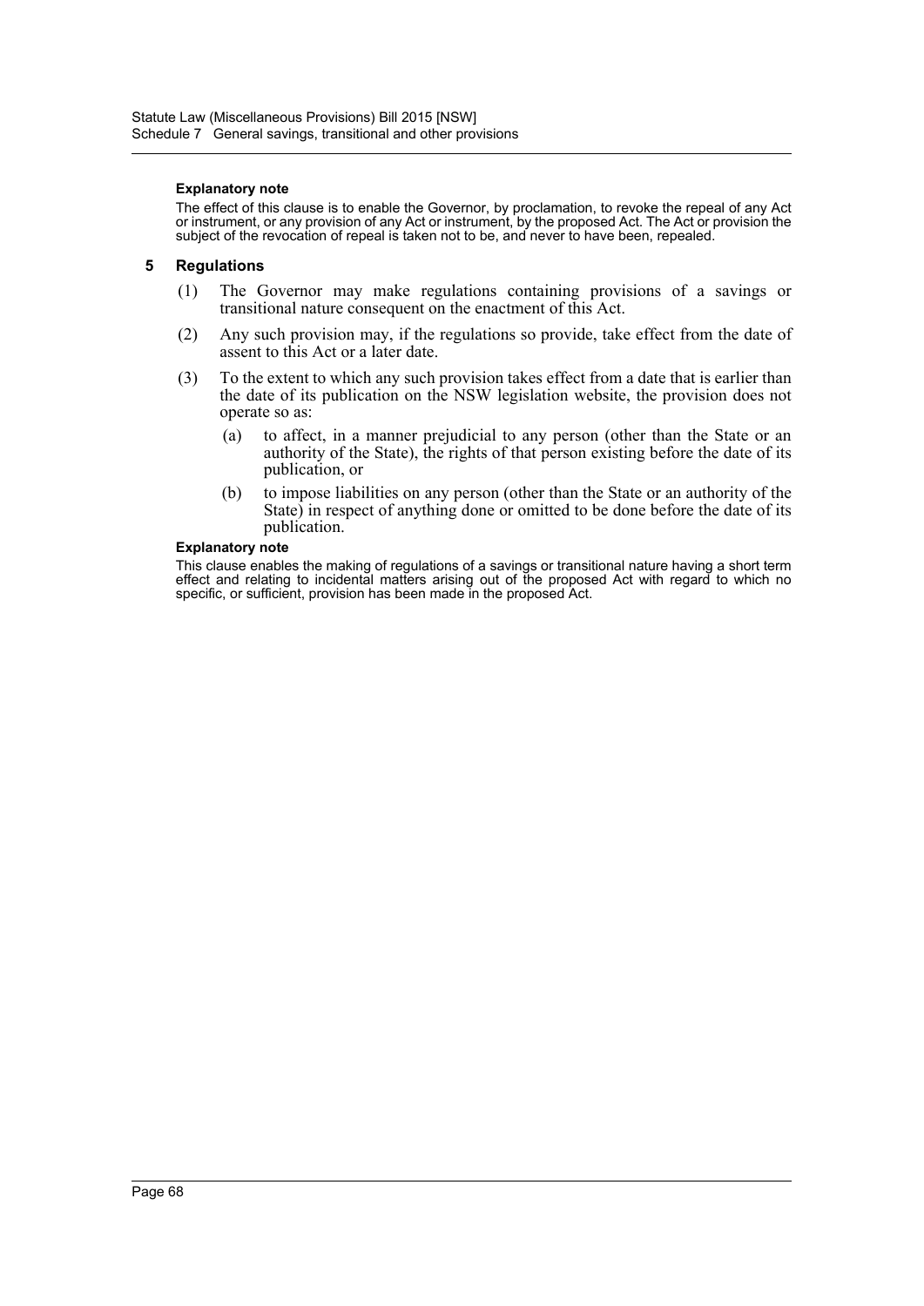#### Explanatory note

The effect of this clause is to enable the Governor, by proclamation, to revoke the repeal of any Act or instrument, or any provision of any Act or instrument, by the proposed Act. The Act or provision the subject of the revocation of repeal is taken not to be, and never to have been, repealed.

### 5 Regulations

(1) The Governor may make regulations containing provisions of a savings or transitional nature consequent on the enactment of this Act.

(2) Any such provision may, if the regulations so provide, take effect from the date of assent to this Act or a later date.

(3) To the extent to which any such provision takes effect from a date that is earlier than the date of its publication on the NSW legislation website, the provision does not operate so as:

- (a) to affect, in a manner prejudicial to any person (other than the State or an authority of the State), the rights of that person existing before the date of its publication, or
- (b) to impose liabilities on any person (other than the State or an authority of the State) in respect of anything done or omitted to be done before the date of its publication.

#### Explanatory note

This clause enables the making of regulations of a savings or transitional nature having a short term effect and relating to incidental matters arising out of the proposed Act with regard to which no specific, or sufficient, provision has been made in the proposed Act.